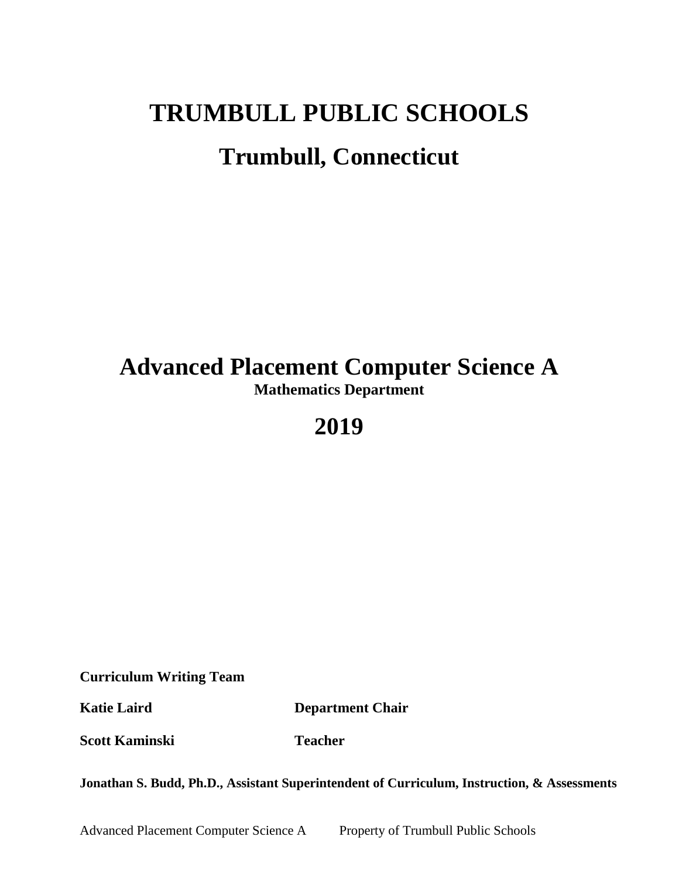# TRUMBULL PUBLIC SCHOOLS

## Trumbull, Connecticut

# Advanced Placement Computer Science A

**Mathematics Department**

## 2019

**Curriculum Writing Team**

| | |
|---|---|
| **Katie Laird** | **Department Chair** |
| **Scott Kaminski** | **Teacher** |

**Jonathan S. Budd, Ph.D., Assistant Superintendent of Curriculum, Instruction, & Assessments**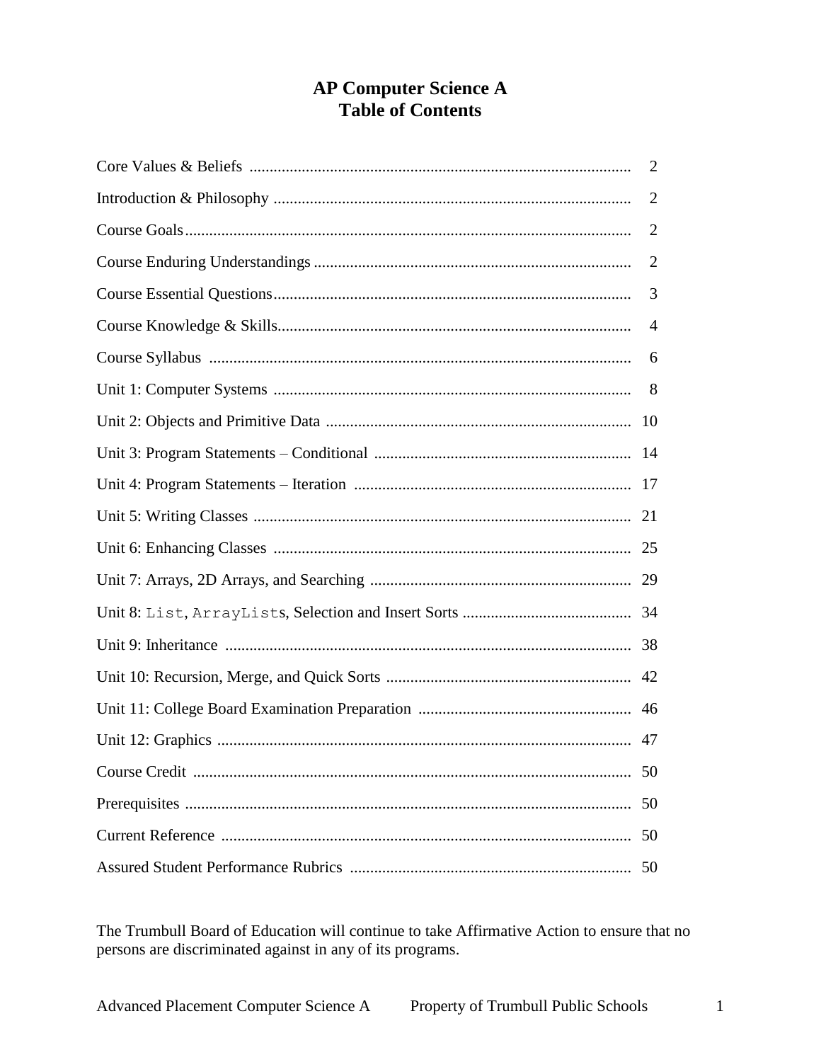# AP Computer Science A
# Table of Contents

| | |
|---|---|
| Core Values & Beliefs | 2 |
| Introduction & Philosophy | 2 |
| Course Goals | 2 |
| Course Enduring Understandings | 2 |
| Course Essential Questions | 3 |
| Course Knowledge & Skills | 4 |
| Course Syllabus | 6 |
| Unit 1: Computer Systems | 8 |
| Unit 2: Objects and Primitive Data | 10 |
| Unit 3: Program Statements – Conditional | 14 |
| Unit 4: Program Statements – Iteration | 17 |
| Unit 5: Writing Classes | 21 |
| Unit 6: Enhancing Classes | 25 |
| Unit 7: Arrays, 2D Arrays, and Searching | 29 |
| Unit 8: `List`, `ArrayList`s, Selection and Insert Sorts | 34 |
| Unit 9: Inheritance | 38 |
| Unit 10: Recursion, Merge, and Quick Sorts | 42 |
| Unit 11: College Board Examination Preparation | 46 |
| Unit 12: Graphics | 47 |
| Course Credit | 50 |
| Prerequisites | 50 |
| Current Reference | 50 |
| Assured Student Performance Rubrics | 50 |

The Trumbull Board of Education will continue to take Affirmative Action to ensure that no persons are discriminated against in any of its programs.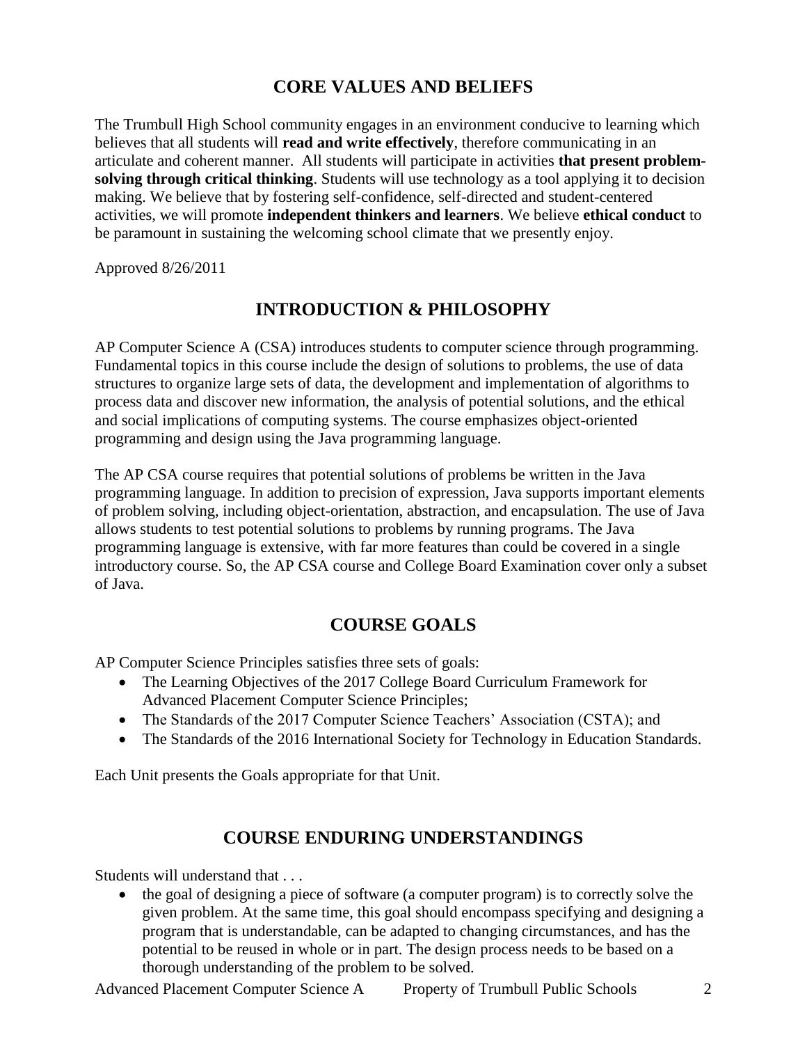## CORE VALUES AND BELIEFS

The Trumbull High School community engages in an environment conducive to learning which believes that all students will **read and write effectively**, therefore communicating in an articulate and coherent manner. All students will participate in activities **that present problem-solving through critical thinking**. Students will use technology as a tool applying it to decision making. We believe that by fostering self-confidence, self-directed and student-centered activities, we will promote **independent thinkers and learners**. We believe **ethical conduct** to be paramount in sustaining the welcoming school climate that we presently enjoy.

Approved 8/26/2011

## INTRODUCTION & PHILOSOPHY

AP Computer Science A (CSA) introduces students to computer science through programming. Fundamental topics in this course include the design of solutions to problems, the use of data structures to organize large sets of data, the development and implementation of algorithms to process data and discover new information, the analysis of potential solutions, and the ethical and social implications of computing systems. The course emphasizes object-oriented programming and design using the Java programming language.

The AP CSA course requires that potential solutions of problems be written in the Java programming language. In addition to precision of expression, Java supports important elements of problem solving, including object-orientation, abstraction, and encapsulation. The use of Java allows students to test potential solutions to problems by running programs. The Java programming language is extensive, with far more features than could be covered in a single introductory course. So, the AP CSA course and College Board Examination cover only a subset of Java.

## COURSE GOALS

AP Computer Science Principles satisfies three sets of goals:

- The Learning Objectives of the 2017 College Board Curriculum Framework for Advanced Placement Computer Science Principles;
- The Standards of the 2017 Computer Science Teachers' Association (CSTA); and
- The Standards of the 2016 International Society for Technology in Education Standards.

Each Unit presents the Goals appropriate for that Unit.

## COURSE ENDURING UNDERSTANDINGS

Students will understand that . . .

- the goal of designing a piece of software (a computer program) is to correctly solve the given problem. At the same time, this goal should encompass specifying and designing a program that is understandable, can be adapted to changing circumstances, and has the potential to be reused in whole or in part. The design process needs to be based on a thorough understanding of the problem to be solved.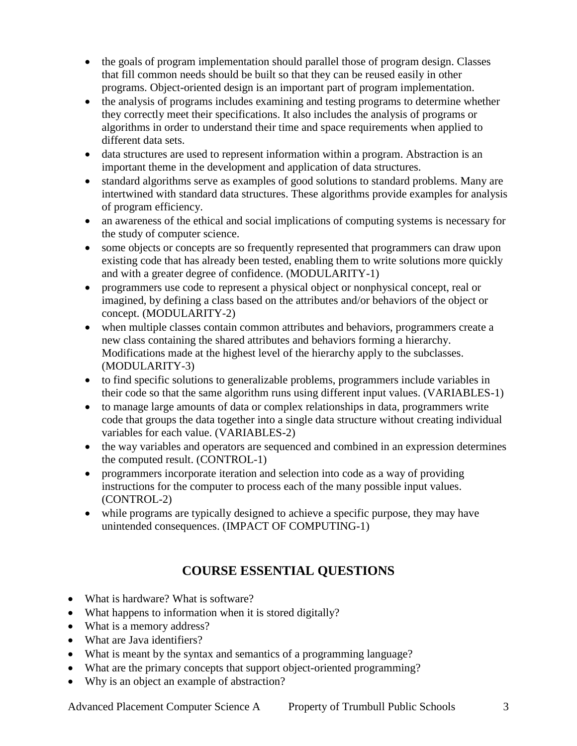- the goals of program implementation should parallel those of program design. Classes that fill common needs should be built so that they can be reused easily in other programs. Object-oriented design is an important part of program implementation.
- the analysis of programs includes examining and testing programs to determine whether they correctly meet their specifications. It also includes the analysis of programs or algorithms in order to understand their time and space requirements when applied to different data sets.
- data structures are used to represent information within a program. Abstraction is an important theme in the development and application of data structures.
- standard algorithms serve as examples of good solutions to standard problems. Many are intertwined with standard data structures. These algorithms provide examples for analysis of program efficiency.
- an awareness of the ethical and social implications of computing systems is necessary for the study of computer science.
- some objects or concepts are so frequently represented that programmers can draw upon existing code that has already been tested, enabling them to write solutions more quickly and with a greater degree of confidence. (MODULARITY-1)
- programmers use code to represent a physical object or nonphysical concept, real or imagined, by defining a class based on the attributes and/or behaviors of the object or concept. (MODULARITY-2)
- when multiple classes contain common attributes and behaviors, programmers create a new class containing the shared attributes and behaviors forming a hierarchy. Modifications made at the highest level of the hierarchy apply to the subclasses. (MODULARITY-3)
- to find specific solutions to generalizable problems, programmers include variables in their code so that the same algorithm runs using different input values. (VARIABLES-1)
- to manage large amounts of data or complex relationships in data, programmers write code that groups the data together into a single data structure without creating individual variables for each value. (VARIABLES-2)
- the way variables and operators are sequenced and combined in an expression determines the computed result. (CONTROL-1)
- programmers incorporate iteration and selection into code as a way of providing instructions for the computer to process each of the many possible input values. (CONTROL-2)
- while programs are typically designed to achieve a specific purpose, they may have unintended consequences. (IMPACT OF COMPUTING-1)

## COURSE ESSENTIAL QUESTIONS

- What is hardware? What is software?
- What happens to information when it is stored digitally?
- What is a memory address?
- What are Java identifiers?
- What is meant by the syntax and semantics of a programming language?
- What are the primary concepts that support object-oriented programming?
- Why is an object an example of abstraction?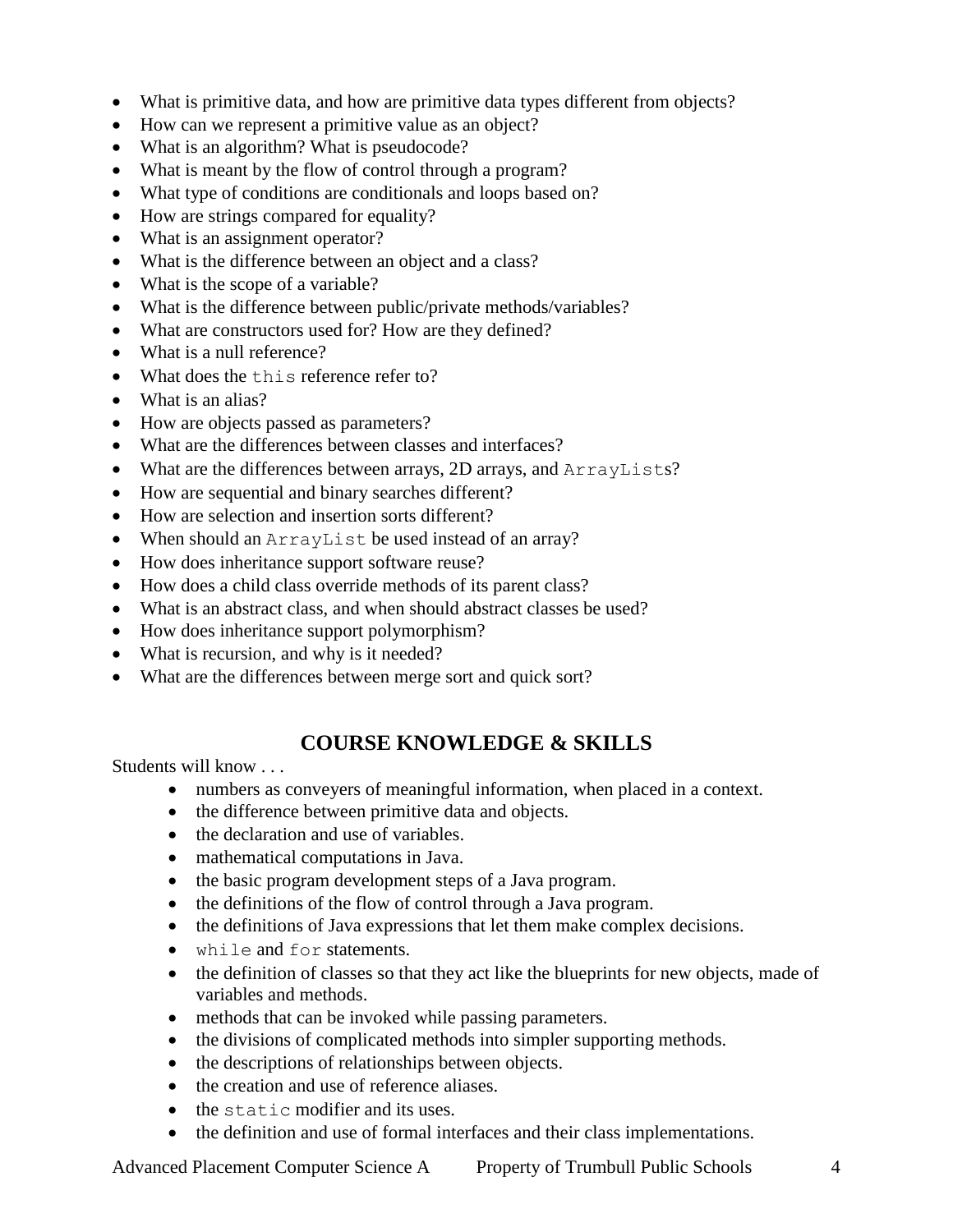- What is primitive data, and how are primitive data types different from objects?
- How can we represent a primitive value as an object?
- What is an algorithm? What is pseudocode?
- What is meant by the flow of control through a program?
- What type of conditions are conditionals and loops based on?
- How are strings compared for equality?
- What is an assignment operator?
- What is the difference between an object and a class?
- What is the scope of a variable?
- What is the difference between public/private methods/variables?
- What are constructors used for? How are they defined?
- What is a null reference?
- What does the `this` reference refer to?
- What is an alias?
- How are objects passed as parameters?
- What are the differences between classes and interfaces?
- What are the differences between arrays, 2D arrays, and `ArrayList`s?
- How are sequential and binary searches different?
- How are selection and insertion sorts different?
- When should an `ArrayList` be used instead of an array?
- How does inheritance support software reuse?
- How does a child class override methods of its parent class?
- What is an abstract class, and when should abstract classes be used?
- How does inheritance support polymorphism?
- What is recursion, and why is it needed?
- What are the differences between merge sort and quick sort?

## COURSE KNOWLEDGE & SKILLS

Students will know . . .

- numbers as conveyers of meaningful information, when placed in a context.
- the difference between primitive data and objects.
- the declaration and use of variables.
- mathematical computations in Java.
- the basic program development steps of a Java program.
- the definitions of the flow of control through a Java program.
- the definitions of Java expressions that let them make complex decisions.
- `while` and `for` statements.
- the definition of classes so that they act like the blueprints for new objects, made of variables and methods.
- methods that can be invoked while passing parameters.
- the divisions of complicated methods into simpler supporting methods.
- the descriptions of relationships between objects.
- the creation and use of reference aliases.
- the `static` modifier and its uses.
- the definition and use of formal interfaces and their class implementations.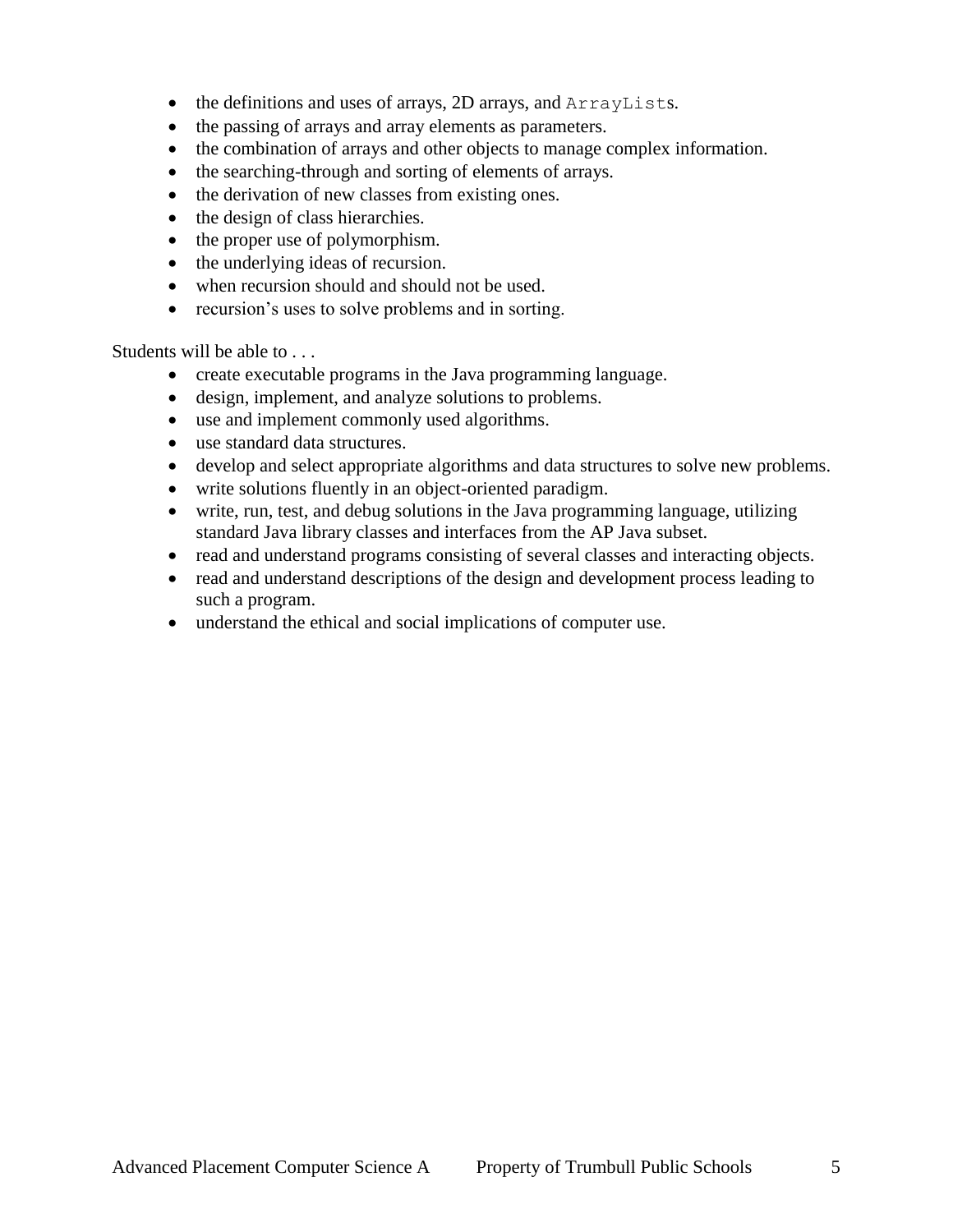- the definitions and uses of arrays, 2D arrays, and `ArrayList`s.
- the passing of arrays and array elements as parameters.
- the combination of arrays and other objects to manage complex information.
- the searching-through and sorting of elements of arrays.
- the derivation of new classes from existing ones.
- the design of class hierarchies.
- the proper use of polymorphism.
- the underlying ideas of recursion.
- when recursion should and should not be used.
- recursion's uses to solve problems and in sorting.

Students will be able to . . .

- create executable programs in the Java programming language.
- design, implement, and analyze solutions to problems.
- use and implement commonly used algorithms.
- use standard data structures.
- develop and select appropriate algorithms and data structures to solve new problems.
- write solutions fluently in an object-oriented paradigm.
- write, run, test, and debug solutions in the Java programming language, utilizing standard Java library classes and interfaces from the AP Java subset.
- read and understand programs consisting of several classes and interacting objects.
- read and understand descriptions of the design and development process leading to such a program.
- understand the ethical and social implications of computer use.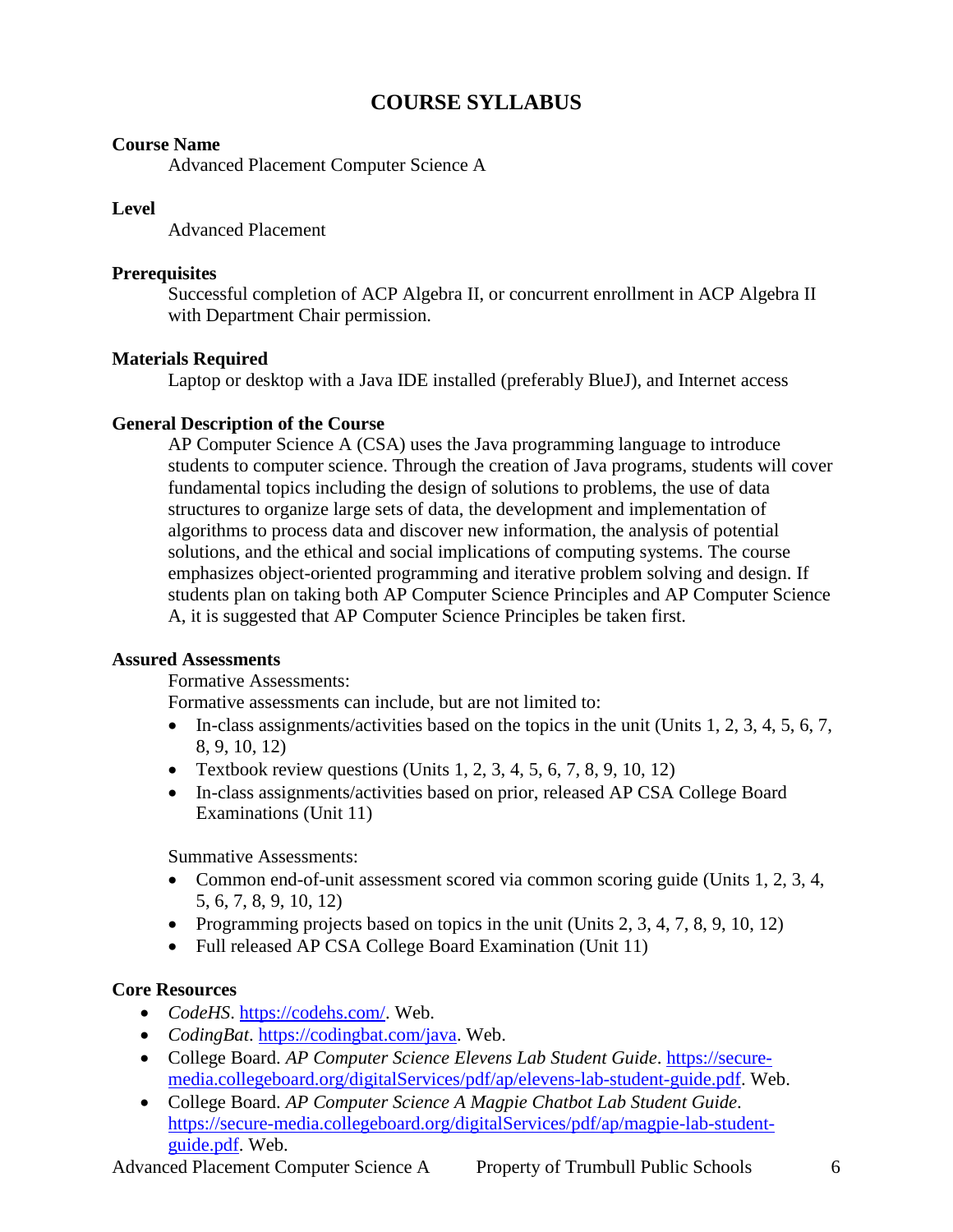# COURSE SYLLABUS

**Course Name**

Advanced Placement Computer Science A

**Level**

Advanced Placement

**Prerequisites**

Successful completion of ACP Algebra II, or concurrent enrollment in ACP Algebra II with Department Chair permission.

**Materials Required**

Laptop or desktop with a Java IDE installed (preferably BlueJ), and Internet access

**General Description of the Course**

AP Computer Science A (CSA) uses the Java programming language to introduce students to computer science. Through the creation of Java programs, students will cover fundamental topics including the design of solutions to problems, the use of data structures to organize large sets of data, the development and implementation of algorithms to process data and discover new information, the analysis of potential solutions, and the ethical and social implications of computing systems. The course emphasizes object-oriented programming and iterative problem solving and design. If students plan on taking both AP Computer Science Principles and AP Computer Science A, it is suggested that AP Computer Science Principles be taken first.

**Assured Assessments**

Formative Assessments:

Formative assessments can include, but are not limited to:

- In-class assignments/activities based on the topics in the unit (Units 1, 2, 3, 4, 5, 6, 7, 8, 9, 10, 12)
- Textbook review questions (Units 1, 2, 3, 4, 5, 6, 7, 8, 9, 10, 12)
- In-class assignments/activities based on prior, released AP CSA College Board Examinations (Unit 11)

Summative Assessments:

- Common end-of-unit assessment scored via common scoring guide (Units 1, 2, 3, 4, 5, 6, 7, 8, 9, 10, 12)
- Programming projects based on topics in the unit (Units 2, 3, 4, 7, 8, 9, 10, 12)
- Full released AP CSA College Board Examination (Unit 11)

**Core Resources**

- *CodeHS*. https://codehs.com/. Web.
- *CodingBat*. https://codingbat.com/java. Web.
- College Board. *AP Computer Science Elevens Lab Student Guide*. https://secure-media.collegeboard.org/digitalServices/pdf/ap/elevens-lab-student-guide.pdf. Web.
- College Board. *AP Computer Science A Magpie Chatbot Lab Student Guide*. https://secure-media.collegeboard.org/digitalServices/pdf/ap/magpie-lab-student-guide.pdf. Web.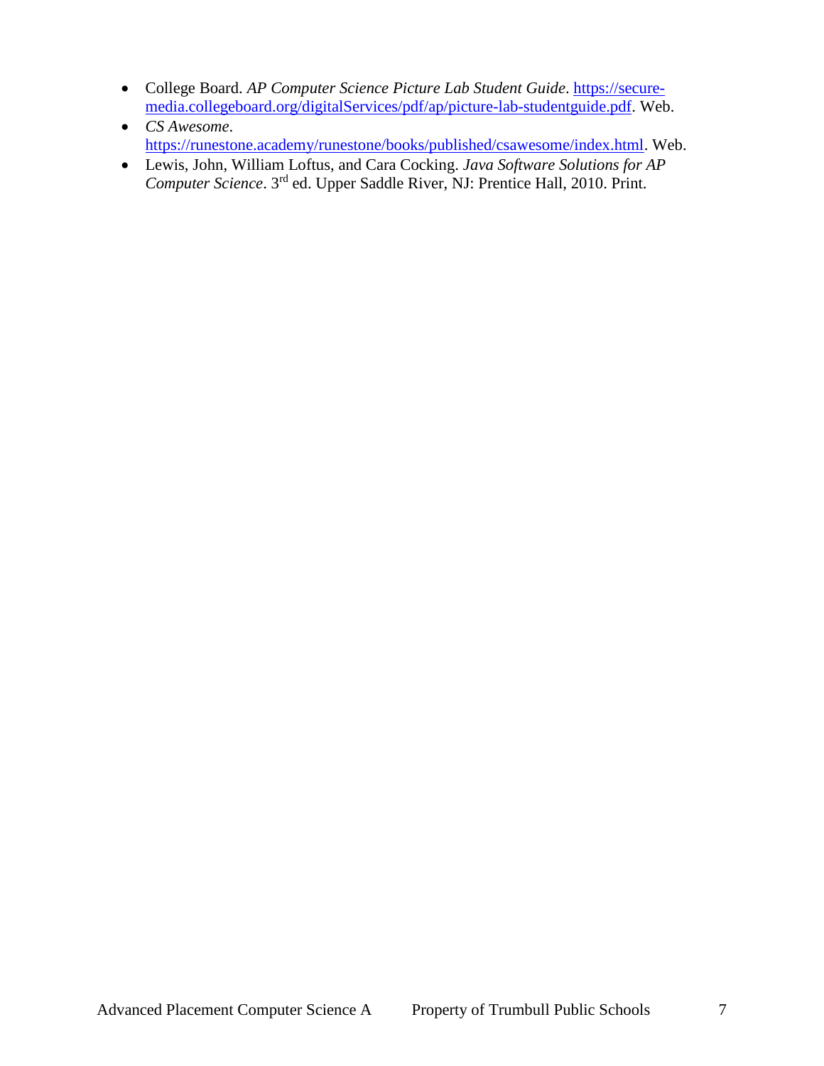- College Board. *AP Computer Science Picture Lab Student Guide*. [https://secure-media.collegeboard.org/digitalServices/pdf/ap/picture-lab-studentguide.pdf](https://secure-media.collegeboard.org/digitalServices/pdf/ap/picture-lab-studentguide.pdf). Web.
- *CS Awesome*. [https://runestone.academy/runestone/books/published/csawesome/index.html](https://runestone.academy/runestone/books/published/csawesome/index.html). Web.
- Lewis, John, William Loftus, and Cara Cocking. *Java Software Solutions for AP Computer Science*. 3rd ed. Upper Saddle River, NJ: Prentice Hall, 2010. Print.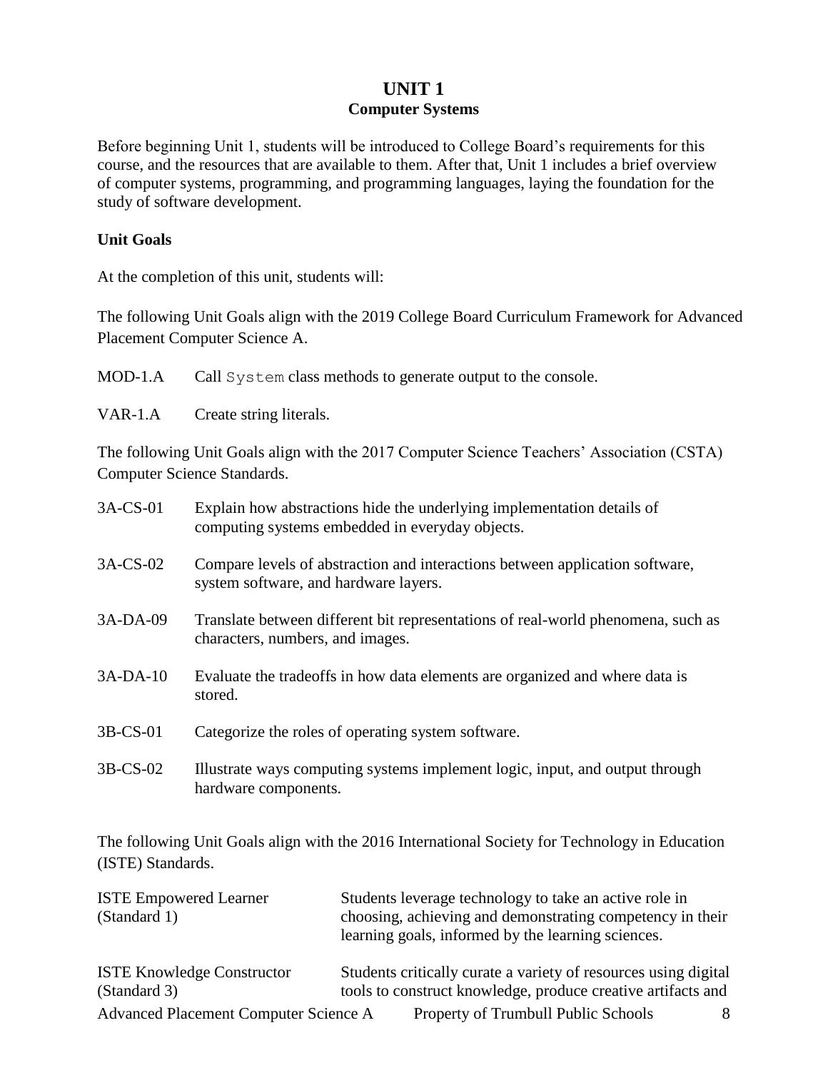# UNIT 1

## Computer Systems

Before beginning Unit 1, students will be introduced to College Board's requirements for this course, and the resources that are available to them. After that, Unit 1 includes a brief overview of computer systems, programming, and programming languages, laying the foundation for the study of software development.

### Unit Goals

At the completion of this unit, students will:

The following Unit Goals align with the 2019 College Board Curriculum Framework for Advanced Placement Computer Science A.

MOD-1.A Call `System` class methods to generate output to the console.

VAR-1.A Create string literals.

The following Unit Goals align with the 2017 Computer Science Teachers' Association (CSTA) Computer Science Standards.

3A-CS-01 Explain how abstractions hide the underlying implementation details of computing systems embedded in everyday objects.

3A-CS-02 Compare levels of abstraction and interactions between application software, system software, and hardware layers.

3A-DA-09 Translate between different bit representations of real-world phenomena, such as characters, numbers, and images.

3A-DA-10 Evaluate the tradeoffs in how data elements are organized and where data is stored.

3B-CS-01 Categorize the roles of operating system software.

3B-CS-02 Illustrate ways computing systems implement logic, input, and output through hardware components.

The following Unit Goals align with the 2016 International Society for Technology in Education (ISTE) Standards.

ISTE Empowered Learner (Standard 1) — Students leverage technology to take an active role in choosing, achieving and demonstrating competency in their learning goals, informed by the learning sciences.

ISTE Knowledge Constructor (Standard 3) — Students critically curate a variety of resources using digital tools to construct knowledge, produce creative artifacts and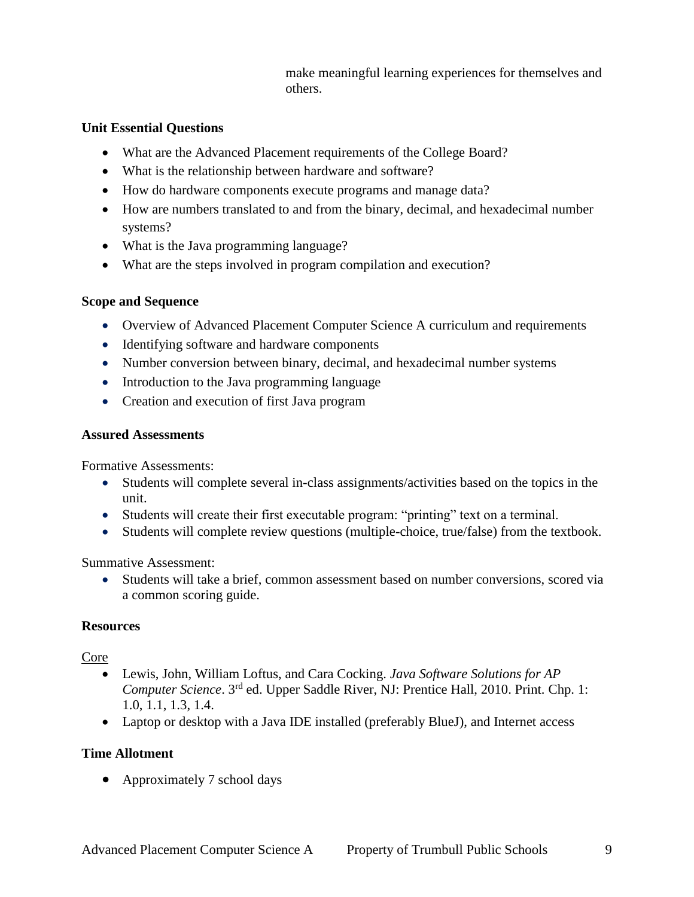make meaningful learning experiences for themselves and others.

**Unit Essential Questions**

- What are the Advanced Placement requirements of the College Board?
- What is the relationship between hardware and software?
- How do hardware components execute programs and manage data?
- How are numbers translated to and from the binary, decimal, and hexadecimal number systems?
- What is the Java programming language?
- What are the steps involved in program compilation and execution?

**Scope and Sequence**

- Overview of Advanced Placement Computer Science A curriculum and requirements
- Identifying software and hardware components
- Number conversion between binary, decimal, and hexadecimal number systems
- Introduction to the Java programming language
- Creation and execution of first Java program

**Assured Assessments**

Formative Assessments:

- Students will complete several in-class assignments/activities based on the topics in the unit.
- Students will create their first executable program: "printing" text on a terminal.
- Students will complete review questions (multiple-choice, true/false) from the textbook.

Summative Assessment:

- Students will take a brief, common assessment based on number conversions, scored via a common scoring guide.

**Resources**

Core

- Lewis, John, William Loftus, and Cara Cocking. *Java Software Solutions for AP Computer Science*. 3rd ed. Upper Saddle River, NJ: Prentice Hall, 2010. Print. Chp. 1: 1.0, 1.1, 1.3, 1.4.
- Laptop or desktop with a Java IDE installed (preferably BlueJ), and Internet access

**Time Allotment**

- Approximately 7 school days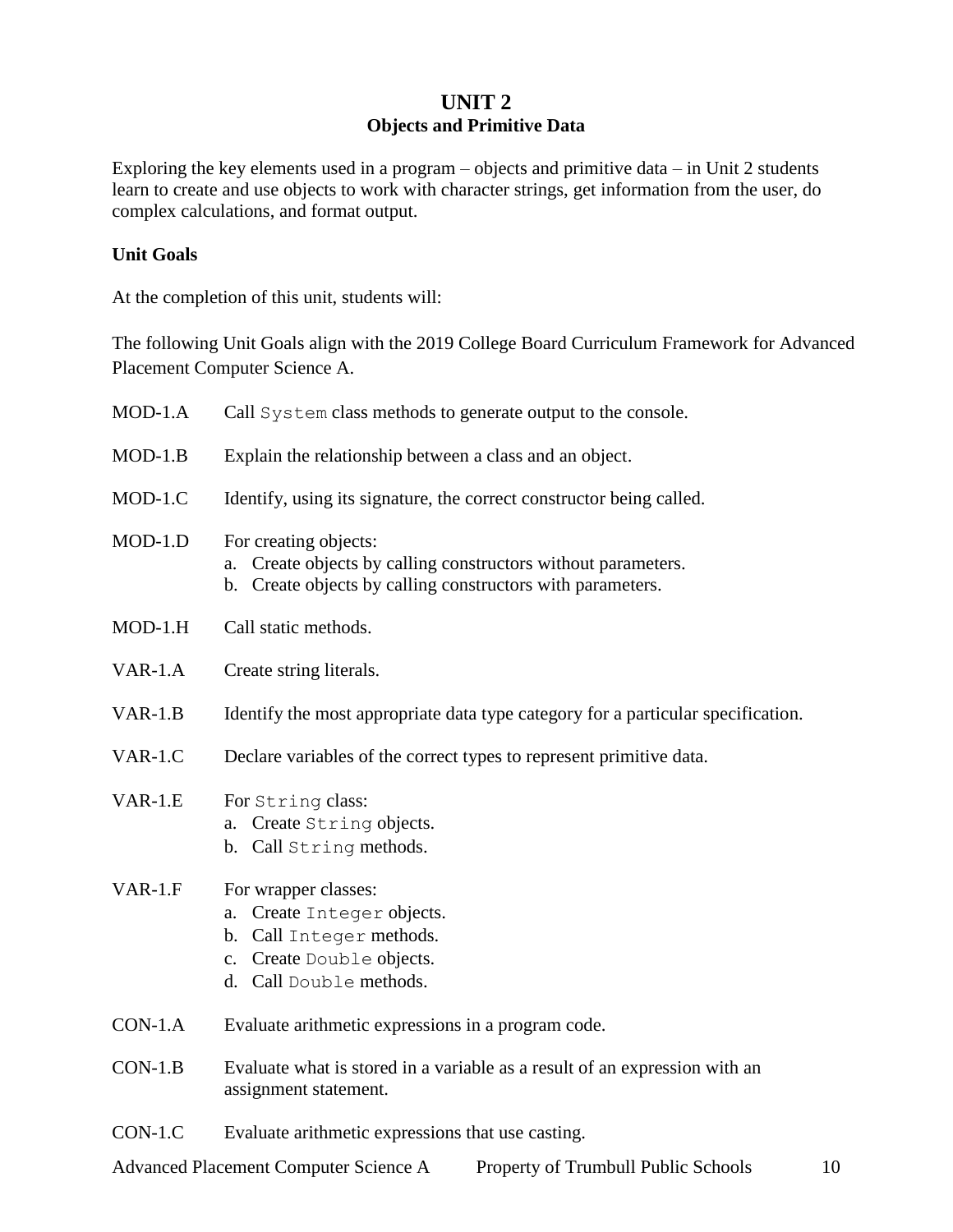# UNIT 2
## Objects and Primitive Data

Exploring the key elements used in a program – objects and primitive data – in Unit 2 students learn to create and use objects to work with character strings, get information from the user, do complex calculations, and format output.

**Unit Goals**

At the completion of this unit, students will:

The following Unit Goals align with the 2019 College Board Curriculum Framework for Advanced Placement Computer Science A.

MOD-1.A Call `System` class methods to generate output to the console.

MOD-1.B Explain the relationship between a class and an object.

MOD-1.C Identify, using its signature, the correct constructor being called.

MOD-1.D For creating objects:
  a. Create objects by calling constructors without parameters.
  b. Create objects by calling constructors with parameters.

MOD-1.H Call static methods.

VAR-1.A Create string literals.

VAR-1.B Identify the most appropriate data type category for a particular specification.

VAR-1.C Declare variables of the correct types to represent primitive data.

VAR-1.E For `String` class:
  a. Create `String` objects.
  b. Call `String` methods.

VAR-1.F For wrapper classes:
  a. Create `Integer` objects.
  b. Call `Integer` methods.
  c. Create `Double` objects.
  d. Call `Double` methods.

CON-1.A Evaluate arithmetic expressions in a program code.

CON-1.B Evaluate what is stored in a variable as a result of an expression with an assignment statement.

CON-1.C Evaluate arithmetic expressions that use casting.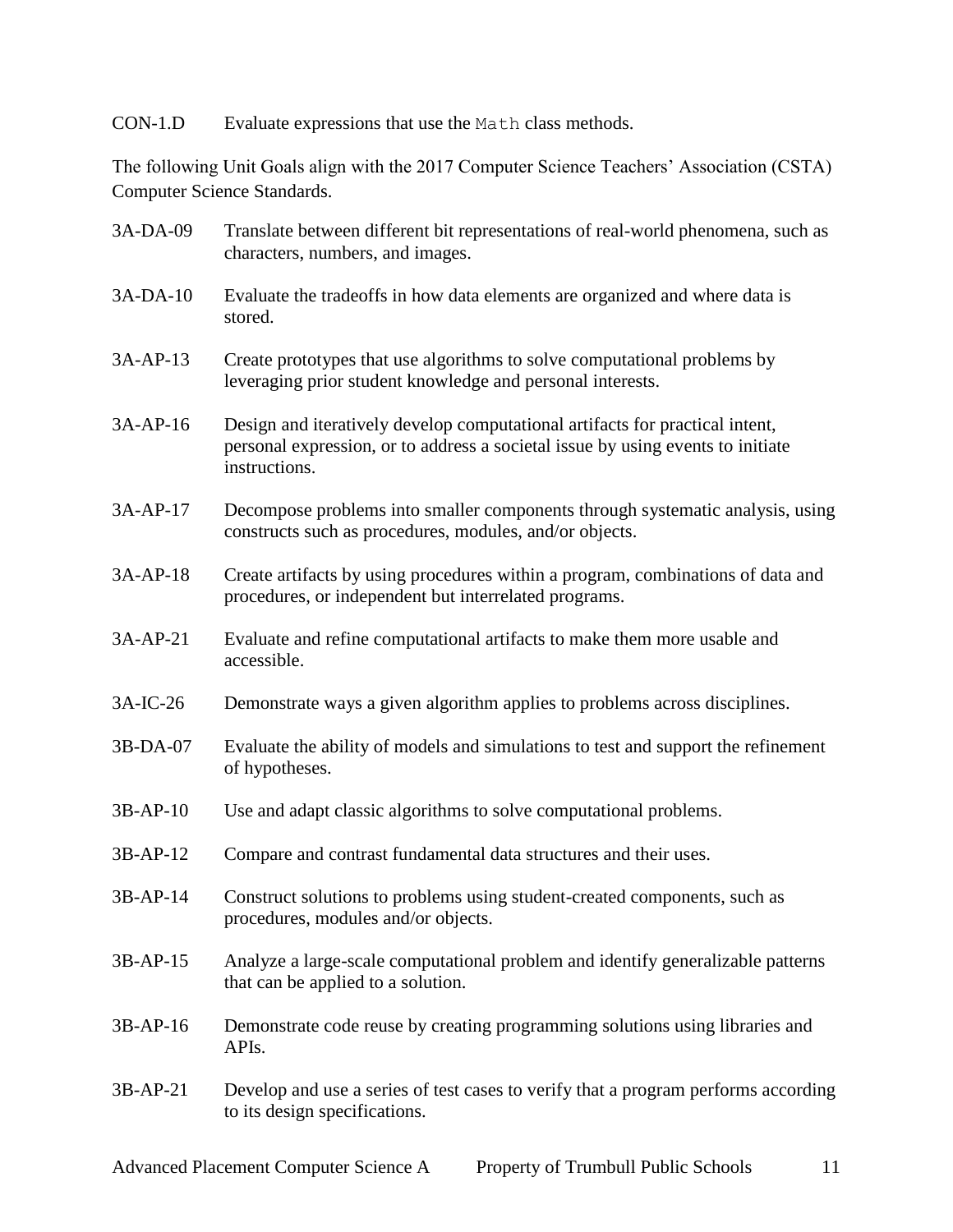CON-1.D Evaluate expressions that use the `Math` class methods.

The following Unit Goals align with the 2017 Computer Science Teachers' Association (CSTA) Computer Science Standards.

3A-DA-09 Translate between different bit representations of real-world phenomena, such as characters, numbers, and images.

3A-DA-10 Evaluate the tradeoffs in how data elements are organized and where data is stored.

3A-AP-13 Create prototypes that use algorithms to solve computational problems by leveraging prior student knowledge and personal interests.

3A-AP-16 Design and iteratively develop computational artifacts for practical intent, personal expression, or to address a societal issue by using events to initiate instructions.

3A-AP-17 Decompose problems into smaller components through systematic analysis, using constructs such as procedures, modules, and/or objects.

3A-AP-18 Create artifacts by using procedures within a program, combinations of data and procedures, or independent but interrelated programs.

3A-AP-21 Evaluate and refine computational artifacts to make them more usable and accessible.

3A-IC-26 Demonstrate ways a given algorithm applies to problems across disciplines.

3B-DA-07 Evaluate the ability of models and simulations to test and support the refinement of hypotheses.

3B-AP-10 Use and adapt classic algorithms to solve computational problems.

3B-AP-12 Compare and contrast fundamental data structures and their uses.

3B-AP-14 Construct solutions to problems using student-created components, such as procedures, modules and/or objects.

3B-AP-15 Analyze a large-scale computational problem and identify generalizable patterns that can be applied to a solution.

3B-AP-16 Demonstrate code reuse by creating programming solutions using libraries and APIs.

3B-AP-21 Develop and use a series of test cases to verify that a program performs according to its design specifications.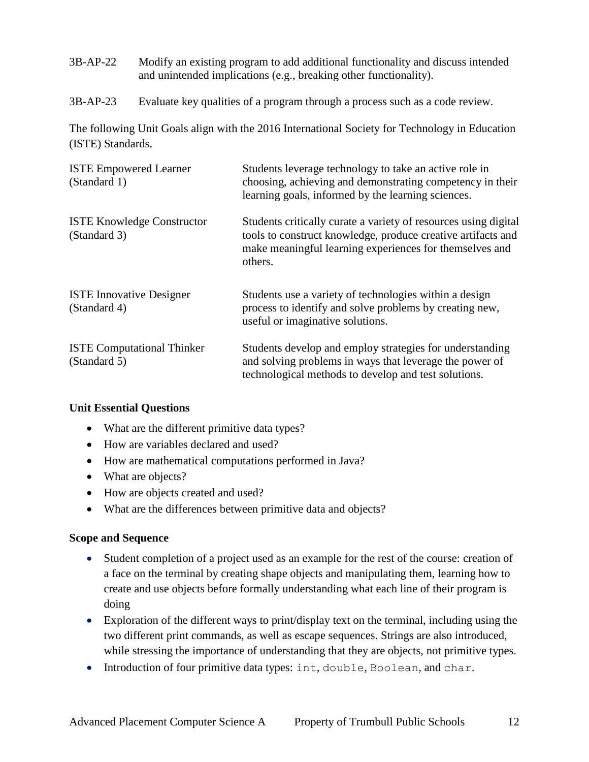3B-AP-22 Modify an existing program to add additional functionality and discuss intended and unintended implications (e.g., breaking other functionality).

3B-AP-23 Evaluate key qualities of a program through a process such as a code review.

The following Unit Goals align with the 2016 International Society for Technology in Education (ISTE) Standards.

| | |
|---|---|
| ISTE Empowered Learner (Standard 1) | Students leverage technology to take an active role in choosing, achieving and demonstrating competency in their learning goals, informed by the learning sciences. |
| ISTE Knowledge Constructor (Standard 3) | Students critically curate a variety of resources using digital tools to construct knowledge, produce creative artifacts and make meaningful learning experiences for themselves and others. |
| ISTE Innovative Designer (Standard 4) | Students use a variety of technologies within a design process to identify and solve problems by creating new, useful or imaginative solutions. |
| ISTE Computational Thinker (Standard 5) | Students develop and employ strategies for understanding and solving problems in ways that leverage the power of technological methods to develop and test solutions. |

**Unit Essential Questions**

- What are the different primitive data types?
- How are variables declared and used?
- How are mathematical computations performed in Java?
- What are objects?
- How are objects created and used?
- What are the differences between primitive data and objects?

**Scope and Sequence**

- Student completion of a project used as an example for the rest of the course: creation of a face on the terminal by creating shape objects and manipulating them, learning how to create and use objects before formally understanding what each line of their program is doing
- Exploration of the different ways to print/display text on the terminal, including using the two different print commands, as well as escape sequences. Strings are also introduced, while stressing the importance of understanding that they are objects, not primitive types.
- Introduction of four primitive data types: `int`, `double`, `Boolean`, and `char`.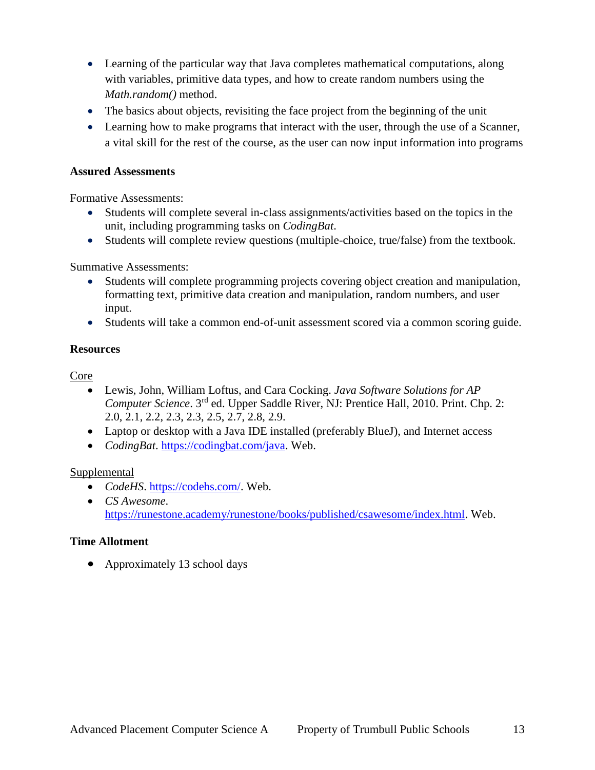- Learning of the particular way that Java completes mathematical computations, along with variables, primitive data types, and how to create random numbers using the *Math.random()* method.
- The basics about objects, revisiting the face project from the beginning of the unit
- Learning how to make programs that interact with the user, through the use of a Scanner, a vital skill for the rest of the course, as the user can now input information into programs

**Assured Assessments**

Formative Assessments:

- Students will complete several in-class assignments/activities based on the topics in the unit, including programming tasks on *CodingBat*.
- Students will complete review questions (multiple-choice, true/false) from the textbook.

Summative Assessments:

- Students will complete programming projects covering object creation and manipulation, formatting text, primitive data creation and manipulation, random numbers, and user input.
- Students will take a common end-of-unit assessment scored via a common scoring guide.

**Resources**

Core

- Lewis, John, William Loftus, and Cara Cocking. *Java Software Solutions for AP Computer Science*. 3rd ed. Upper Saddle River, NJ: Prentice Hall, 2010. Print. Chp. 2: 2.0, 2.1, 2.2, 2.3, 2.3, 2.5, 2.7, 2.8, 2.9.
- Laptop or desktop with a Java IDE installed (preferably BlueJ), and Internet access
- *CodingBat*. https://codingbat.com/java. Web.

Supplemental

- *CodeHS*. https://codehs.com/. Web.
- *CS Awesome*. https://runestone.academy/runestone/books/published/csawesome/index.html. Web.

**Time Allotment**

- Approximately 13 school days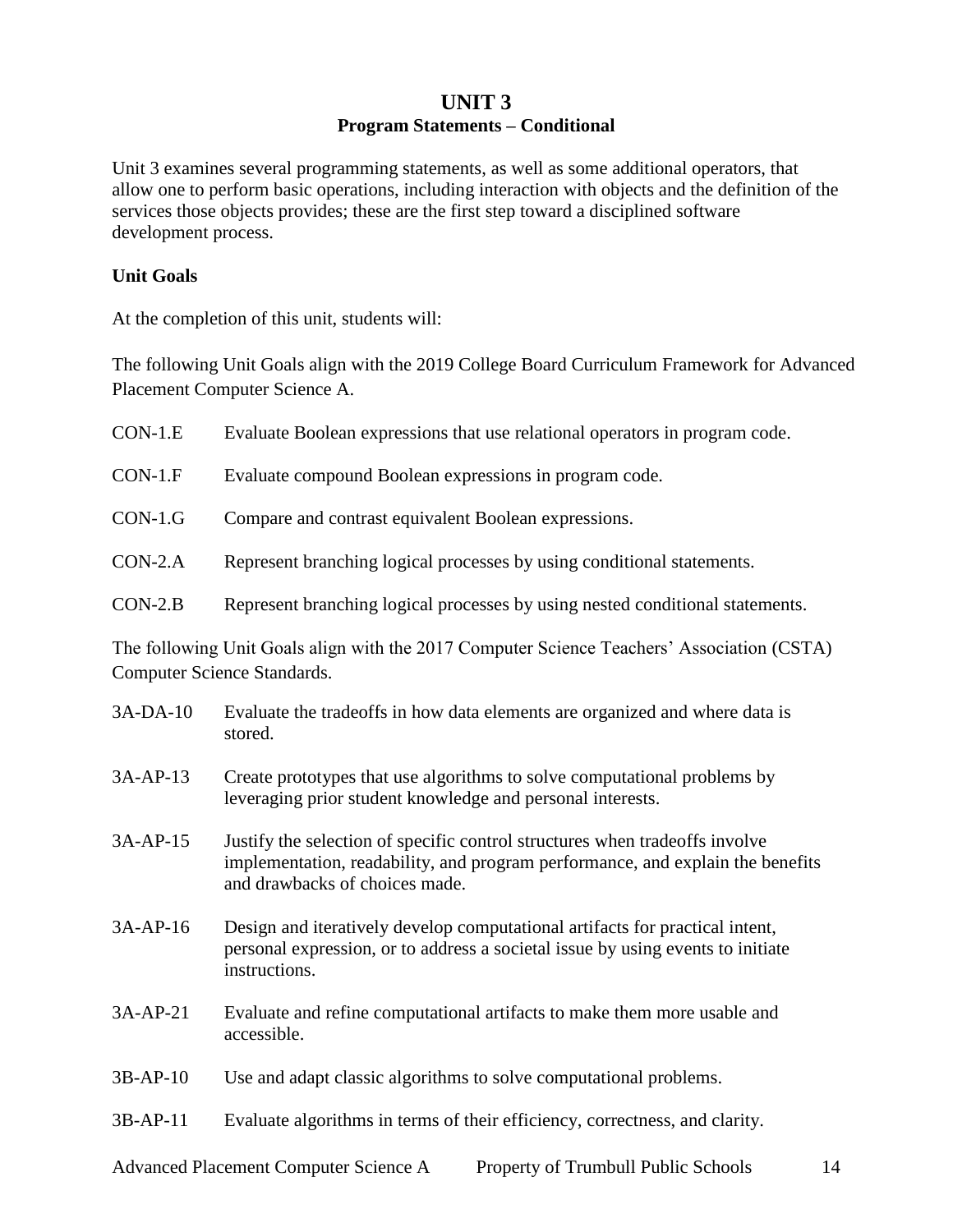# UNIT 3

## Program Statements – Conditional

Unit 3 examines several programming statements, as well as some additional operators, that allow one to perform basic operations, including interaction with objects and the definition of the services those objects provides; these are the first step toward a disciplined software development process.

### Unit Goals

At the completion of this unit, students will:

The following Unit Goals align with the 2019 College Board Curriculum Framework for Advanced Placement Computer Science A.

| | |
|---|---|
| CON-1.E | Evaluate Boolean expressions that use relational operators in program code. |
| CON-1.F | Evaluate compound Boolean expressions in program code. |
| CON-1.G | Compare and contrast equivalent Boolean expressions. |
| CON-2.A | Represent branching logical processes by using conditional statements. |
| CON-2.B | Represent branching logical processes by using nested conditional statements. |

The following Unit Goals align with the 2017 Computer Science Teachers' Association (CSTA) Computer Science Standards.

| | |
|---|---|
| 3A-DA-10 | Evaluate the tradeoffs in how data elements are organized and where data is stored. |
| 3A-AP-13 | Create prototypes that use algorithms to solve computational problems by leveraging prior student knowledge and personal interests. |
| 3A-AP-15 | Justify the selection of specific control structures when tradeoffs involve implementation, readability, and program performance, and explain the benefits and drawbacks of choices made. |
| 3A-AP-16 | Design and iteratively develop computational artifacts for practical intent, personal expression, or to address a societal issue by using events to initiate instructions. |
| 3A-AP-21 | Evaluate and refine computational artifacts to make them more usable and accessible. |
| 3B-AP-10 | Use and adapt classic algorithms to solve computational problems. |
| 3B-AP-11 | Evaluate algorithms in terms of their efficiency, correctness, and clarity. |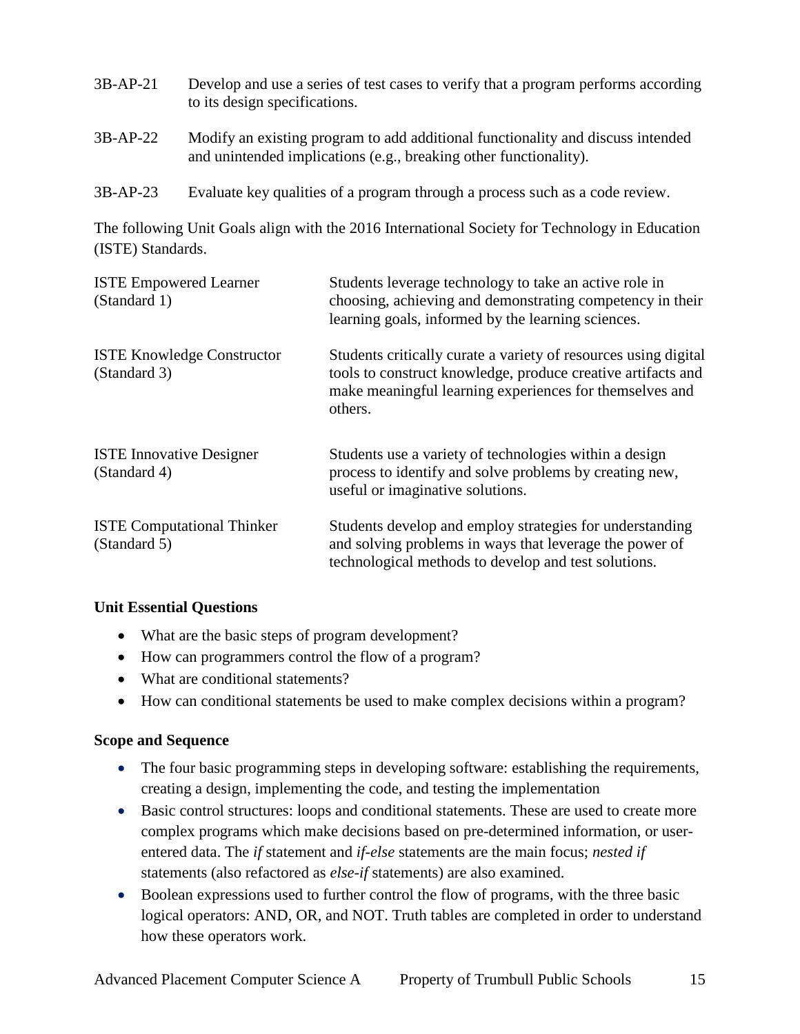3B-AP-21 Develop and use a series of test cases to verify that a program performs according to its design specifications.

3B-AP-22 Modify an existing program to add additional functionality and discuss intended and unintended implications (e.g., breaking other functionality).

3B-AP-23 Evaluate key qualities of a program through a process such as a code review.

The following Unit Goals align with the 2016 International Society for Technology in Education (ISTE) Standards.

| | |
|---|---|
| ISTE Empowered Learner (Standard 1) | Students leverage technology to take an active role in choosing, achieving and demonstrating competency in their learning goals, informed by the learning sciences. |
| ISTE Knowledge Constructor (Standard 3) | Students critically curate a variety of resources using digital tools to construct knowledge, produce creative artifacts and make meaningful learning experiences for themselves and others. |
| ISTE Innovative Designer (Standard 4) | Students use a variety of technologies within a design process to identify and solve problems by creating new, useful or imaginative solutions. |
| ISTE Computational Thinker (Standard 5) | Students develop and employ strategies for understanding and solving problems in ways that leverage the power of technological methods to develop and test solutions. |

**Unit Essential Questions**

- What are the basic steps of program development?
- How can programmers control the flow of a program?
- What are conditional statements?
- How can conditional statements be used to make complex decisions within a program?

**Scope and Sequence**

- The four basic programming steps in developing software: establishing the requirements, creating a design, implementing the code, and testing the implementation
- Basic control structures: loops and conditional statements. These are used to create more complex programs which make decisions based on pre-determined information, or user-entered data. The *if* statement and *if-else* statements are the main focus; *nested if* statements (also refactored as *else-if* statements) are also examined.
- Boolean expressions used to further control the flow of programs, with the three basic logical operators: AND, OR, and NOT. Truth tables are completed in order to understand how these operators work.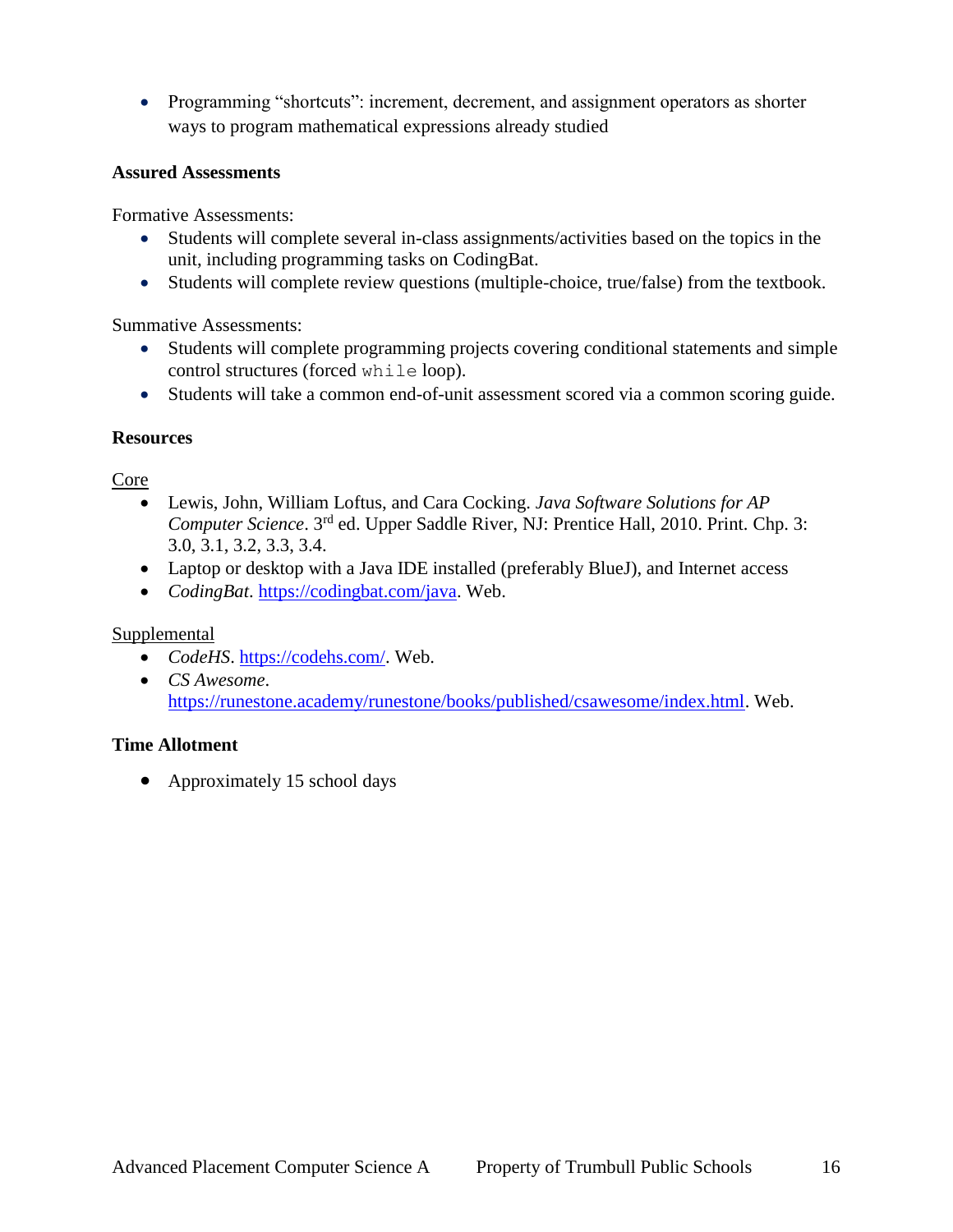- Programming "shortcuts": increment, decrement, and assignment operators as shorter ways to program mathematical expressions already studied

**Assured Assessments**

Formative Assessments:

- Students will complete several in-class assignments/activities based on the topics in the unit, including programming tasks on CodingBat.
- Students will complete review questions (multiple-choice, true/false) from the textbook.

Summative Assessments:

- Students will complete programming projects covering conditional statements and simple control structures (forced `while` loop).
- Students will take a common end-of-unit assessment scored via a common scoring guide.

**Resources**

Core

- Lewis, John, William Loftus, and Cara Cocking. *Java Software Solutions for AP Computer Science*. 3rd ed. Upper Saddle River, NJ: Prentice Hall, 2010. Print. Chp. 3: 3.0, 3.1, 3.2, 3.3, 3.4.
- Laptop or desktop with a Java IDE installed (preferably BlueJ), and Internet access
- *CodingBat*. https://codingbat.com/java. Web.

Supplemental

- *CodeHS*. https://codehs.com/. Web.
- *CS Awesome*. https://runestone.academy/runestone/books/published/csawesome/index.html. Web.

**Time Allotment**

- Approximately 15 school days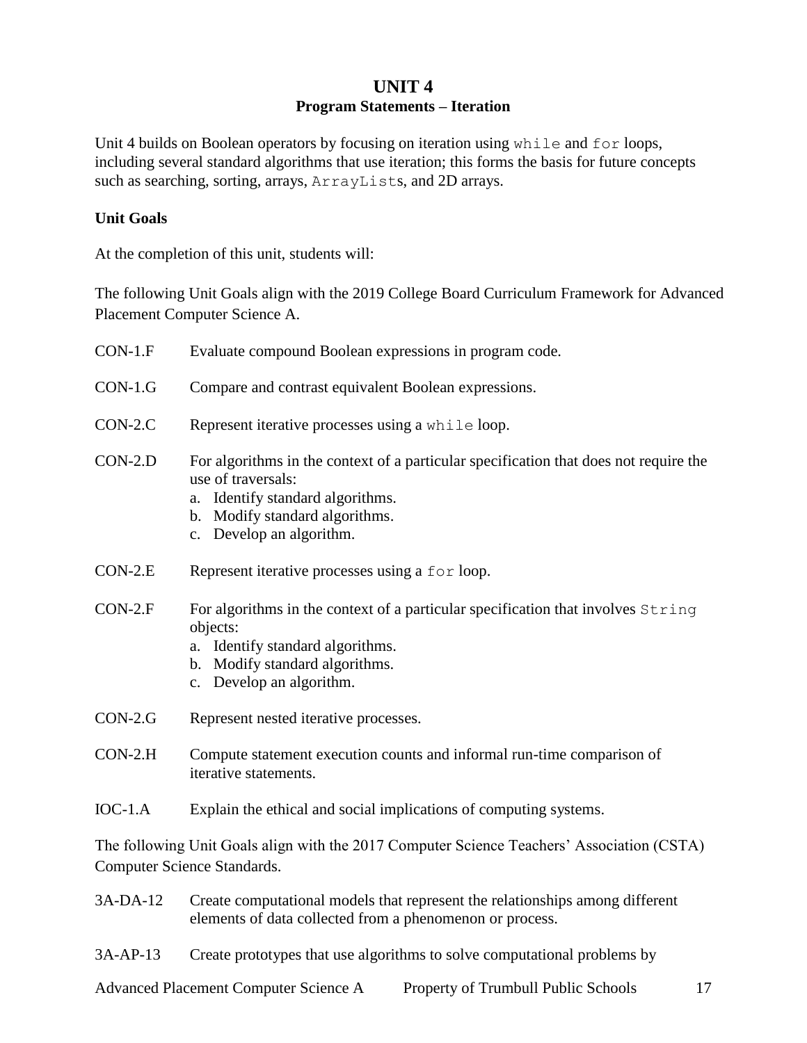# UNIT 4
## Program Statements – Iteration

Unit 4 builds on Boolean operators by focusing on iteration using `while` and `for` loops, including several standard algorithms that use iteration; this forms the basis for future concepts such as searching, sorting, arrays, `ArrayList`s, and 2D arrays.

### Unit Goals

At the completion of this unit, students will:

The following Unit Goals align with the 2019 College Board Curriculum Framework for Advanced Placement Computer Science A.

CON-1.F Evaluate compound Boolean expressions in program code.

CON-1.G Compare and contrast equivalent Boolean expressions.

CON-2.C Represent iterative processes using a `while` loop.

CON-2.D For algorithms in the context of a particular specification that does not require the use of traversals:
  a. Identify standard algorithms.
  b. Modify standard algorithms.
  c. Develop an algorithm.

CON-2.E Represent iterative processes using a `for` loop.

CON-2.F For algorithms in the context of a particular specification that involves `String` objects:
  a. Identify standard algorithms.
  b. Modify standard algorithms.
  c. Develop an algorithm.

CON-2.G Represent nested iterative processes.

CON-2.H Compute statement execution counts and informal run-time comparison of iterative statements.

IOC-1.A Explain the ethical and social implications of computing systems.

The following Unit Goals align with the 2017 Computer Science Teachers' Association (CSTA) Computer Science Standards.

3A-DA-12 Create computational models that represent the relationships among different elements of data collected from a phenomenon or process.

3A-AP-13 Create prototypes that use algorithms to solve computational problems by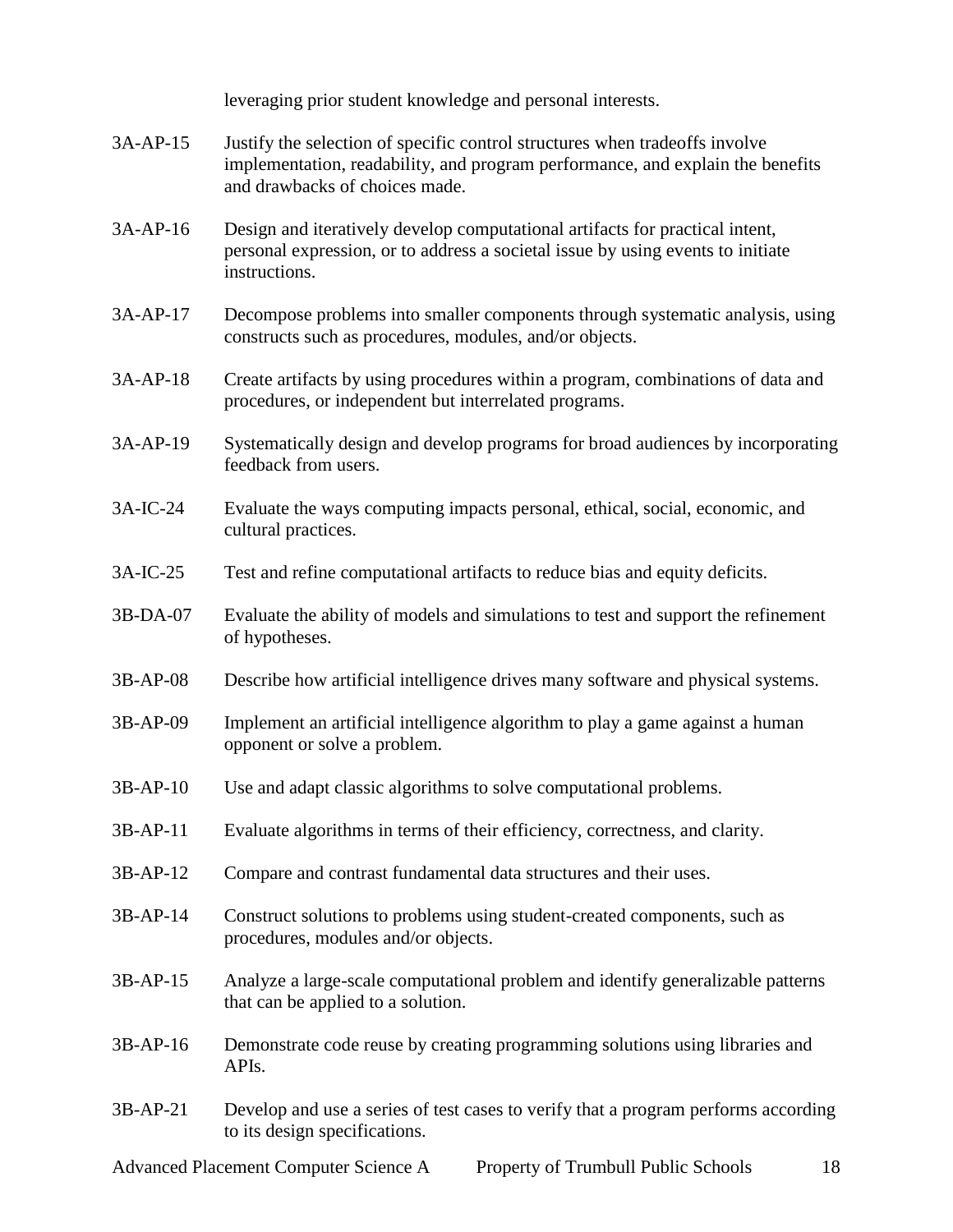leveraging prior student knowledge and personal interests.

| | |
|---|---|
| 3A-AP-15 | Justify the selection of specific control structures when tradeoffs involve implementation, readability, and program performance, and explain the benefits and drawbacks of choices made. |
| 3A-AP-16 | Design and iteratively develop computational artifacts for practical intent, personal expression, or to address a societal issue by using events to initiate instructions. |
| 3A-AP-17 | Decompose problems into smaller components through systematic analysis, using constructs such as procedures, modules, and/or objects. |
| 3A-AP-18 | Create artifacts by using procedures within a program, combinations of data and procedures, or independent but interrelated programs. |
| 3A-AP-19 | Systematically design and develop programs for broad audiences by incorporating feedback from users. |
| 3A-IC-24 | Evaluate the ways computing impacts personal, ethical, social, economic, and cultural practices. |
| 3A-IC-25 | Test and refine computational artifacts to reduce bias and equity deficits. |
| 3B-DA-07 | Evaluate the ability of models and simulations to test and support the refinement of hypotheses. |
| 3B-AP-08 | Describe how artificial intelligence drives many software and physical systems. |
| 3B-AP-09 | Implement an artificial intelligence algorithm to play a game against a human opponent or solve a problem. |
| 3B-AP-10 | Use and adapt classic algorithms to solve computational problems. |
| 3B-AP-11 | Evaluate algorithms in terms of their efficiency, correctness, and clarity. |
| 3B-AP-12 | Compare and contrast fundamental data structures and their uses. |
| 3B-AP-14 | Construct solutions to problems using student-created components, such as procedures, modules and/or objects. |
| 3B-AP-15 | Analyze a large-scale computational problem and identify generalizable patterns that can be applied to a solution. |
| 3B-AP-16 | Demonstrate code reuse by creating programming solutions using libraries and APIs. |
| 3B-AP-21 | Develop and use a series of test cases to verify that a program performs according to its design specifications. |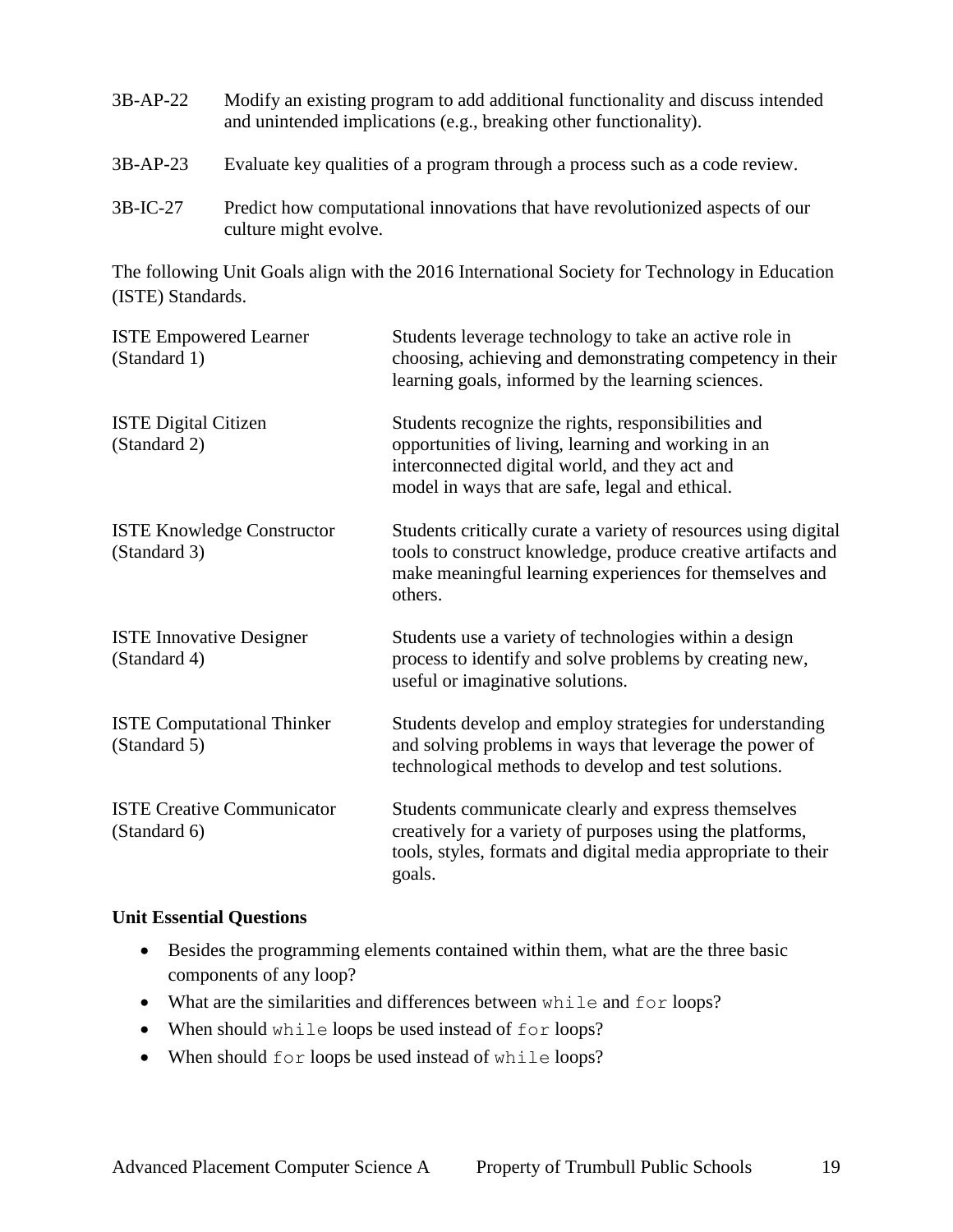3B-AP-22 Modify an existing program to add additional functionality and discuss intended and unintended implications (e.g., breaking other functionality).

3B-AP-23 Evaluate key qualities of a program through a process such as a code review.

3B-IC-27 Predict how computational innovations that have revolutionized aspects of our culture might evolve.

The following Unit Goals align with the 2016 International Society for Technology in Education (ISTE) Standards.

| | |
|---|---|
| ISTE Empowered Learner (Standard 1) | Students leverage technology to take an active role in choosing, achieving and demonstrating competency in their learning goals, informed by the learning sciences. |
| ISTE Digital Citizen (Standard 2) | Students recognize the rights, responsibilities and opportunities of living, learning and working in an interconnected digital world, and they act and model in ways that are safe, legal and ethical. |
| ISTE Knowledge Constructor (Standard 3) | Students critically curate a variety of resources using digital tools to construct knowledge, produce creative artifacts and make meaningful learning experiences for themselves and others. |
| ISTE Innovative Designer (Standard 4) | Students use a variety of technologies within a design process to identify and solve problems by creating new, useful or imaginative solutions. |
| ISTE Computational Thinker (Standard 5) | Students develop and employ strategies for understanding and solving problems in ways that leverage the power of technological methods to develop and test solutions. |
| ISTE Creative Communicator (Standard 6) | Students communicate clearly and express themselves creatively for a variety of purposes using the platforms, tools, styles, formats and digital media appropriate to their goals. |

**Unit Essential Questions**

- Besides the programming elements contained within them, what are the three basic components of any loop?
- What are the similarities and differences between `while` and `for` loops?
- When should `while` loops be used instead of `for` loops?
- When should `for` loops be used instead of `while` loops?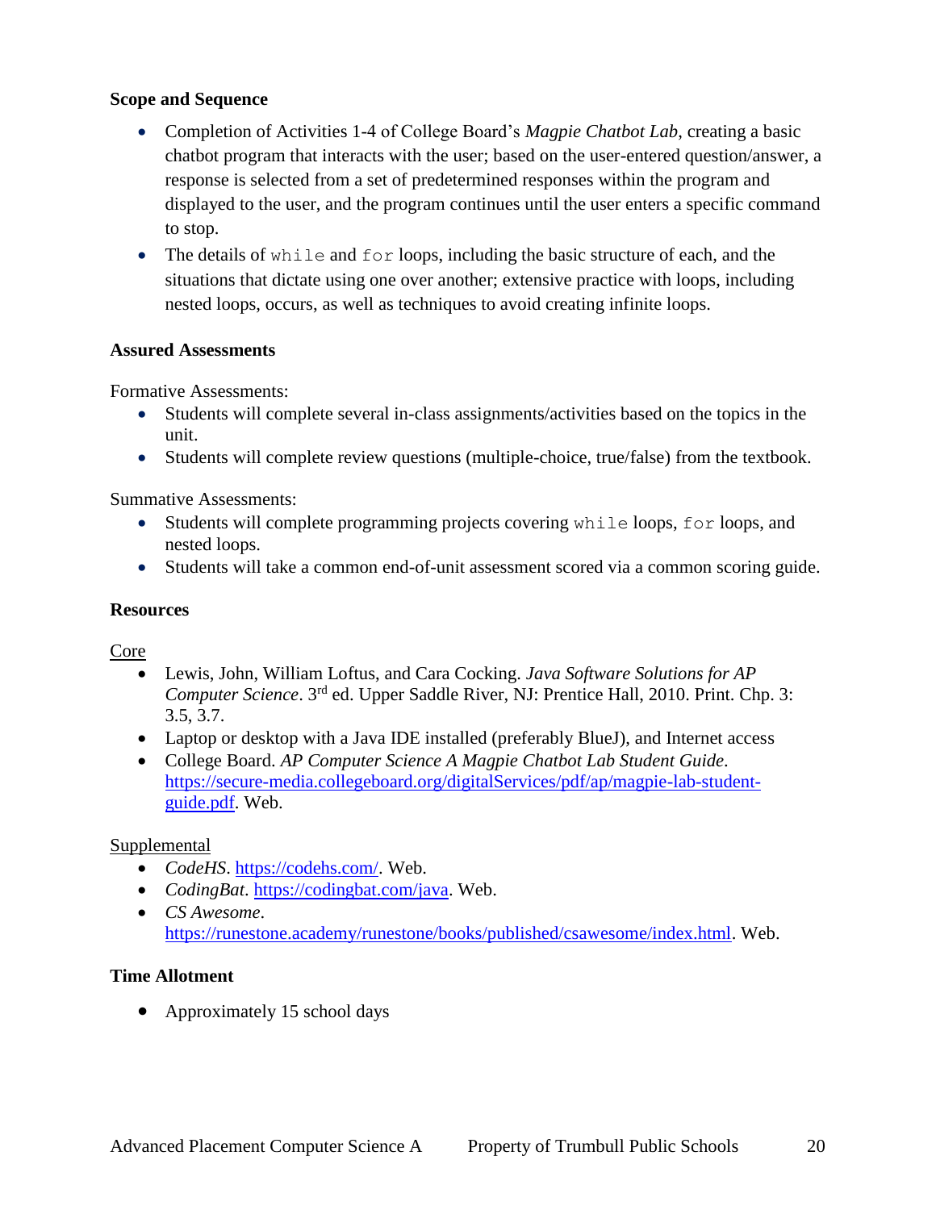**Scope and Sequence**

- Completion of Activities 1-4 of College Board's *Magpie Chatbot Lab*, creating a basic chatbot program that interacts with the user; based on the user-entered question/answer, a response is selected from a set of predetermined responses within the program and displayed to the user, and the program continues until the user enters a specific command to stop.
- The details of `while` and `for` loops, including the basic structure of each, and the situations that dictate using one over another; extensive practice with loops, including nested loops, occurs, as well as techniques to avoid creating infinite loops.

**Assured Assessments**

Formative Assessments:

- Students will complete several in-class assignments/activities based on the topics in the unit.
- Students will complete review questions (multiple-choice, true/false) from the textbook.

Summative Assessments:

- Students will complete programming projects covering `while` loops, `for` loops, and nested loops.
- Students will take a common end-of-unit assessment scored via a common scoring guide.

**Resources**

Core

- Lewis, John, William Loftus, and Cara Cocking. *Java Software Solutions for AP Computer Science*. 3rd ed. Upper Saddle River, NJ: Prentice Hall, 2010. Print. Chp. 3: 3.5, 3.7.
- Laptop or desktop with a Java IDE installed (preferably BlueJ), and Internet access
- College Board. *AP Computer Science A Magpie Chatbot Lab Student Guide*. https://secure-media.collegeboard.org/digitalServices/pdf/ap/magpie-lab-student-guide.pdf. Web.

Supplemental

- *CodeHS*. https://codehs.com/. Web.
- *CodingBat*. https://codingbat.com/java. Web.
- *CS Awesome*. https://runestone.academy/runestone/books/published/csawesome/index.html. Web.

**Time Allotment**

- Approximately 15 school days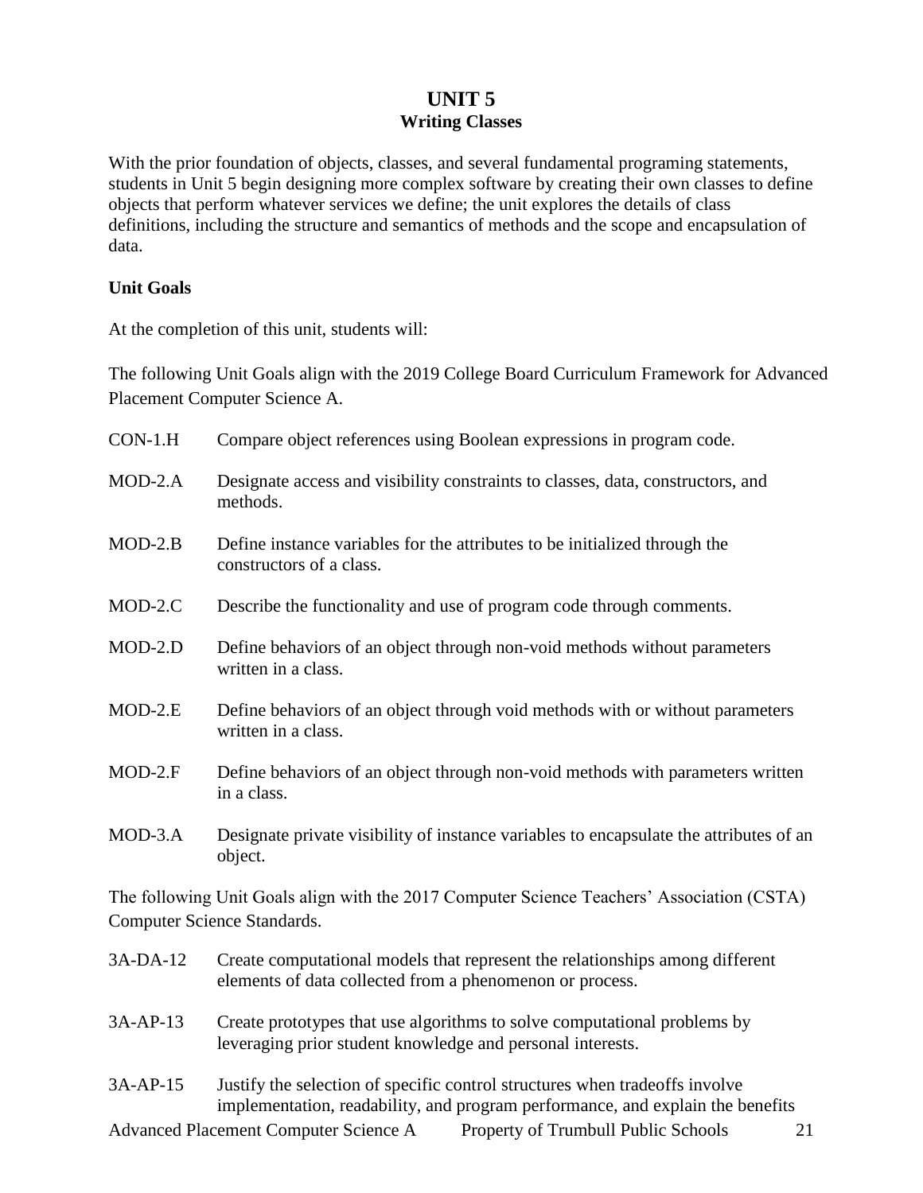# UNIT 5
## Writing Classes

With the prior foundation of objects, classes, and several fundamental programing statements, students in Unit 5 begin designing more complex software by creating their own classes to define objects that perform whatever services we define; the unit explores the details of class definitions, including the structure and semantics of methods and the scope and encapsulation of data.

**Unit Goals**

At the completion of this unit, students will:

The following Unit Goals align with the 2019 College Board Curriculum Framework for Advanced Placement Computer Science A.

| | |
|---|---|
| CON-1.H | Compare object references using Boolean expressions in program code. |
| MOD-2.A | Designate access and visibility constraints to classes, data, constructors, and methods. |
| MOD-2.B | Define instance variables for the attributes to be initialized through the constructors of a class. |
| MOD-2.C | Describe the functionality and use of program code through comments. |
| MOD-2.D | Define behaviors of an object through non-void methods without parameters written in a class. |
| MOD-2.E | Define behaviors of an object through void methods with or without parameters written in a class. |
| MOD-2.F | Define behaviors of an object through non-void methods with parameters written in a class. |
| MOD-3.A | Designate private visibility of instance variables to encapsulate the attributes of an object. |

The following Unit Goals align with the 2017 Computer Science Teachers' Association (CSTA) Computer Science Standards.

| | |
|---|---|
| 3A-DA-12 | Create computational models that represent the relationships among different elements of data collected from a phenomenon or process. |
| 3A-AP-13 | Create prototypes that use algorithms to solve computational problems by leveraging prior student knowledge and personal interests. |
| 3A-AP-15 | Justify the selection of specific control structures when tradeoffs involve implementation, readability, and program performance, and explain the benefits |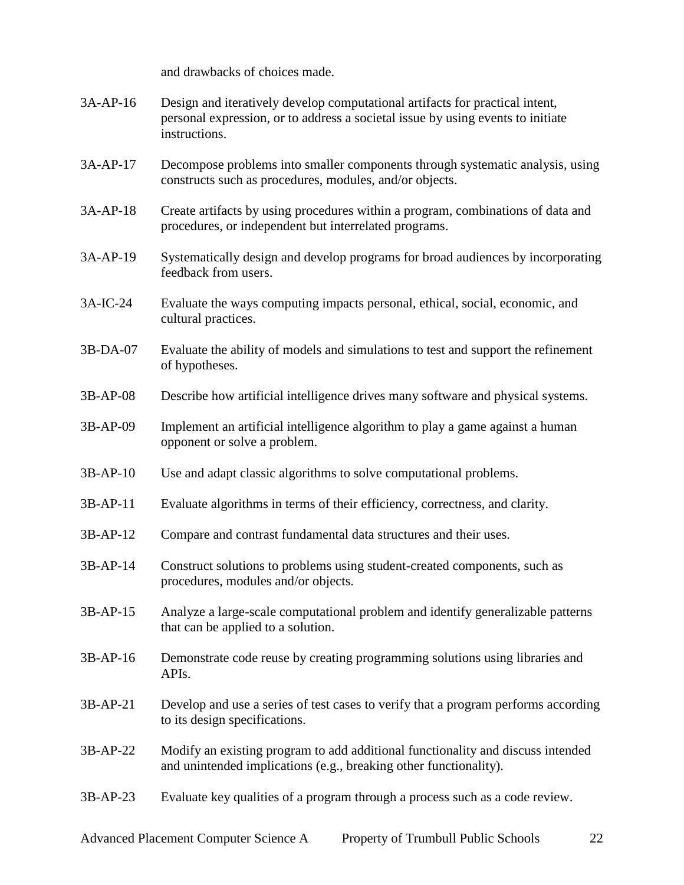and drawbacks of choices made.

3A-AP-16 Design and iteratively develop computational artifacts for practical intent, personal expression, or to address a societal issue by using events to initiate instructions.

3A-AP-17 Decompose problems into smaller components through systematic analysis, using constructs such as procedures, modules, and/or objects.

3A-AP-18 Create artifacts by using procedures within a program, combinations of data and procedures, or independent but interrelated programs.

3A-AP-19 Systematically design and develop programs for broad audiences by incorporating feedback from users.

3A-IC-24 Evaluate the ways computing impacts personal, ethical, social, economic, and cultural practices.

3B-DA-07 Evaluate the ability of models and simulations to test and support the refinement of hypotheses.

3B-AP-08 Describe how artificial intelligence drives many software and physical systems.

3B-AP-09 Implement an artificial intelligence algorithm to play a game against a human opponent or solve a problem.

3B-AP-10 Use and adapt classic algorithms to solve computational problems.

3B-AP-11 Evaluate algorithms in terms of their efficiency, correctness, and clarity.

3B-AP-12 Compare and contrast fundamental data structures and their uses.

3B-AP-14 Construct solutions to problems using student-created components, such as procedures, modules and/or objects.

3B-AP-15 Analyze a large-scale computational problem and identify generalizable patterns that can be applied to a solution.

3B-AP-16 Demonstrate code reuse by creating programming solutions using libraries and APIs.

3B-AP-21 Develop and use a series of test cases to verify that a program performs according to its design specifications.

3B-AP-22 Modify an existing program to add additional functionality and discuss intended and unintended implications (e.g., breaking other functionality).

3B-AP-23 Evaluate key qualities of a program through a process such as a code review.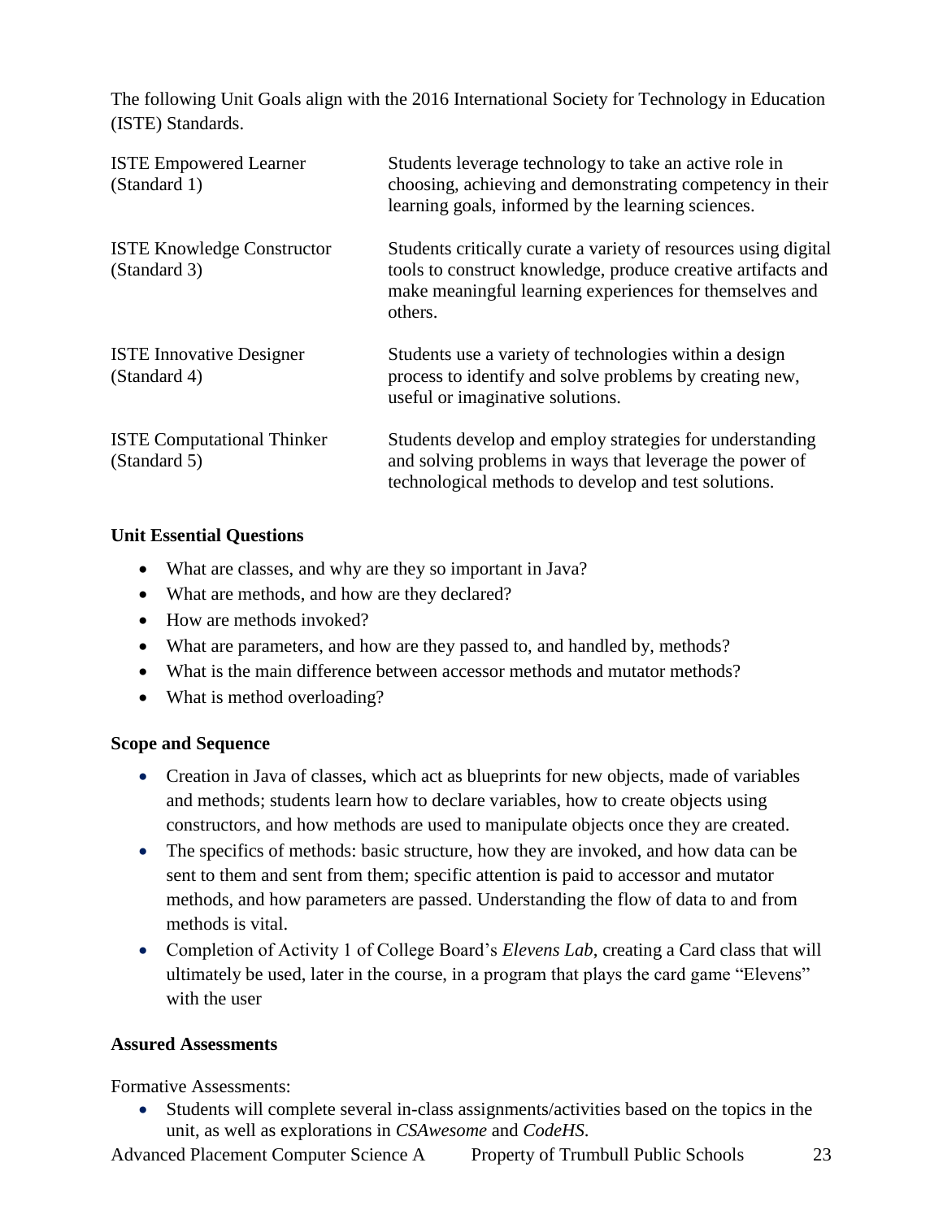The following Unit Goals align with the 2016 International Society for Technology in Education (ISTE) Standards.

| | |
|---|---|
| ISTE Empowered Learner (Standard 1) | Students leverage technology to take an active role in choosing, achieving and demonstrating competency in their learning goals, informed by the learning sciences. |
| ISTE Knowledge Constructor (Standard 3) | Students critically curate a variety of resources using digital tools to construct knowledge, produce creative artifacts and make meaningful learning experiences for themselves and others. |
| ISTE Innovative Designer (Standard 4) | Students use a variety of technologies within a design process to identify and solve problems by creating new, useful or imaginative solutions. |
| ISTE Computational Thinker (Standard 5) | Students develop and employ strategies for understanding and solving problems in ways that leverage the power of technological methods to develop and test solutions. |

**Unit Essential Questions**

- What are classes, and why are they so important in Java?
- What are methods, and how are they declared?
- How are methods invoked?
- What are parameters, and how are they passed to, and handled by, methods?
- What is the main difference between accessor methods and mutator methods?
- What is method overloading?

**Scope and Sequence**

- Creation in Java of classes, which act as blueprints for new objects, made of variables and methods; students learn how to declare variables, how to create objects using constructors, and how methods are used to manipulate objects once they are created.
- The specifics of methods: basic structure, how they are invoked, and how data can be sent to them and sent from them; specific attention is paid to accessor and mutator methods, and how parameters are passed. Understanding the flow of data to and from methods is vital.
- Completion of Activity 1 of College Board's *Elevens Lab*, creating a Card class that will ultimately be used, later in the course, in a program that plays the card game "Elevens" with the user

**Assured Assessments**

Formative Assessments:

- Students will complete several in-class assignments/activities based on the topics in the unit, as well as explorations in *CSAwesome* and *CodeHS*.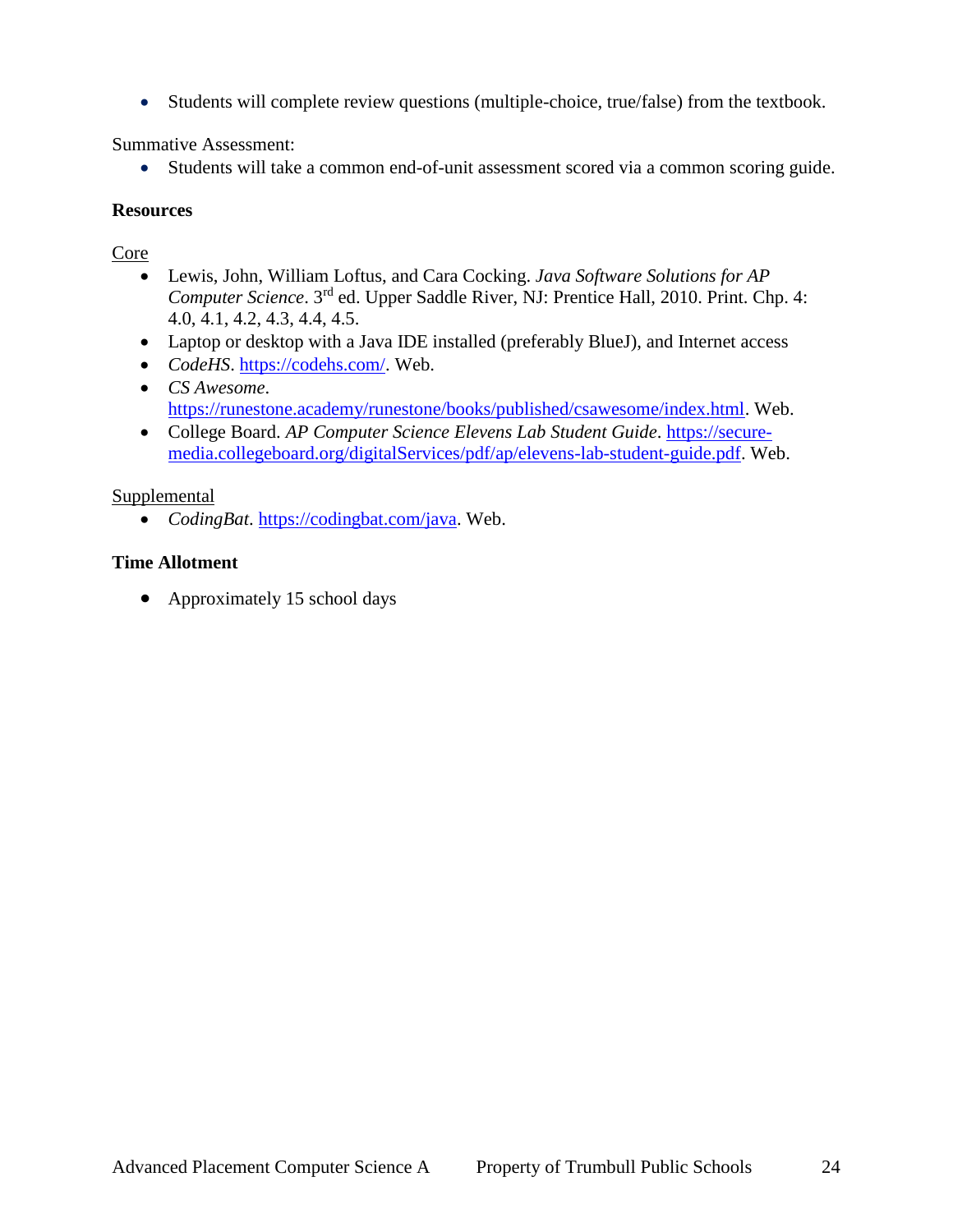- Students will complete review questions (multiple-choice, true/false) from the textbook.

Summative Assessment:

- Students will take a common end-of-unit assessment scored via a common scoring guide.

**Resources**

Core

- Lewis, John, William Loftus, and Cara Cocking. *Java Software Solutions for AP Computer Science*. 3rd ed. Upper Saddle River, NJ: Prentice Hall, 2010. Print. Chp. 4: 4.0, 4.1, 4.2, 4.3, 4.4, 4.5.
- Laptop or desktop with a Java IDE installed (preferably BlueJ), and Internet access
- *CodeHS*. https://codehs.com/. Web.
- *CS Awesome*. https://runestone.academy/runestone/books/published/csawesome/index.html. Web.
- College Board. *AP Computer Science Elevens Lab Student Guide*. https://secure-media.collegeboard.org/digitalServices/pdf/ap/elevens-lab-student-guide.pdf. Web.

Supplemental

- *CodingBat*. https://codingbat.com/java. Web.

**Time Allotment**

- Approximately 15 school days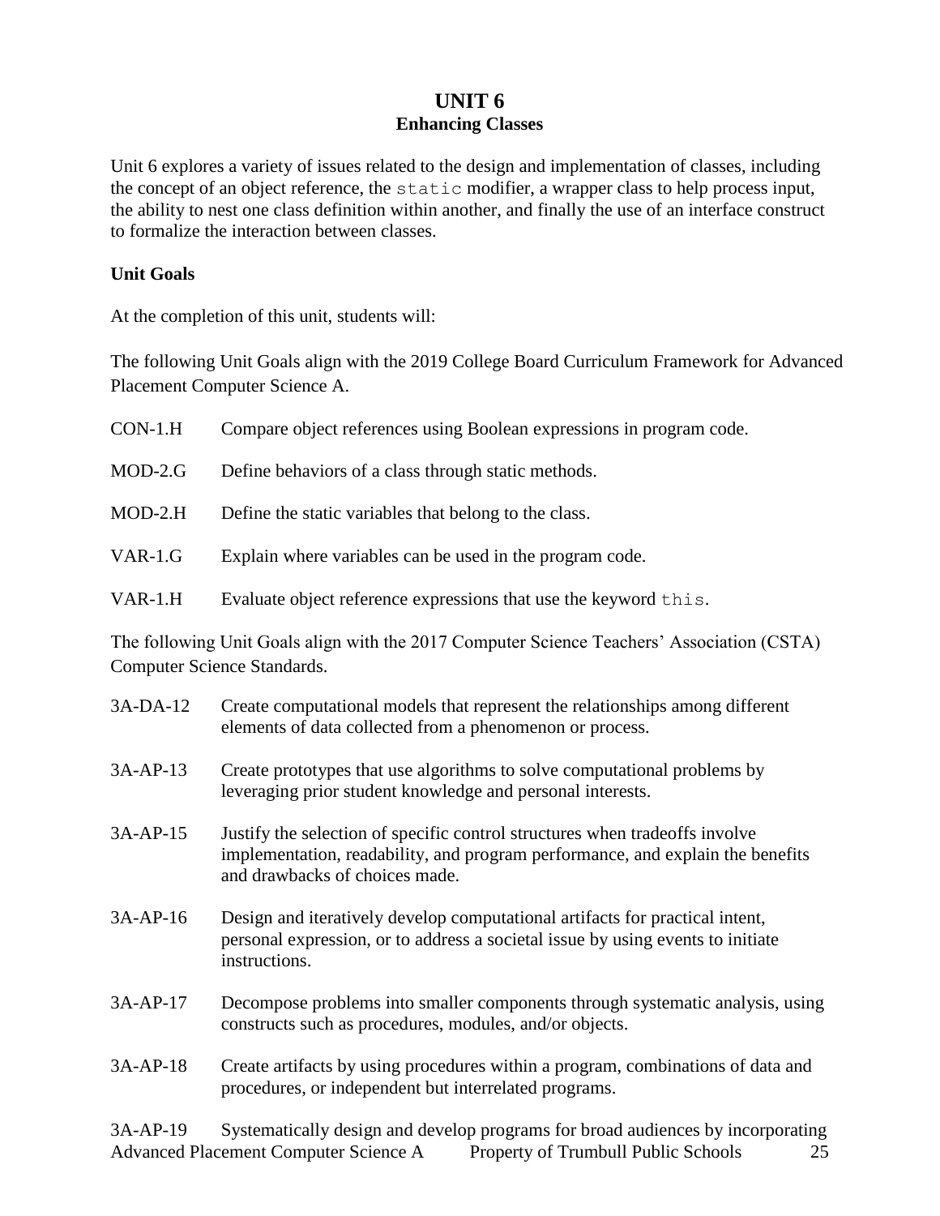# UNIT 6
## Enhancing Classes

Unit 6 explores a variety of issues related to the design and implementation of classes, including the concept of an object reference, the `static` modifier, a wrapper class to help process input, the ability to nest one class definition within another, and finally the use of an interface construct to formalize the interaction between classes.

### Unit Goals

At the completion of this unit, students will:

The following Unit Goals align with the 2019 College Board Curriculum Framework for Advanced Placement Computer Science A.

| | |
|---|---|
| CON-1.H | Compare object references using Boolean expressions in program code. |
| MOD-2.G | Define behaviors of a class through static methods. |
| MOD-2.H | Define the static variables that belong to the class. |
| VAR-1.G | Explain where variables can be used in the program code. |
| VAR-1.H | Evaluate object reference expressions that use the keyword `this`. |

The following Unit Goals align with the 2017 Computer Science Teachers' Association (CSTA) Computer Science Standards.

| | |
|---|---|
| 3A-DA-12 | Create computational models that represent the relationships among different elements of data collected from a phenomenon or process. |
| 3A-AP-13 | Create prototypes that use algorithms to solve computational problems by leveraging prior student knowledge and personal interests. |
| 3A-AP-15 | Justify the selection of specific control structures when tradeoffs involve implementation, readability, and program performance, and explain the benefits and drawbacks of choices made. |
| 3A-AP-16 | Design and iteratively develop computational artifacts for practical intent, personal expression, or to address a societal issue by using events to initiate instructions. |
| 3A-AP-17 | Decompose problems into smaller components through systematic analysis, using constructs such as procedures, modules, and/or objects. |
| 3A-AP-18 | Create artifacts by using procedures within a program, combinations of data and procedures, or independent but interrelated programs. |
| 3A-AP-19 | Systematically design and develop programs for broad audiences by incorporating |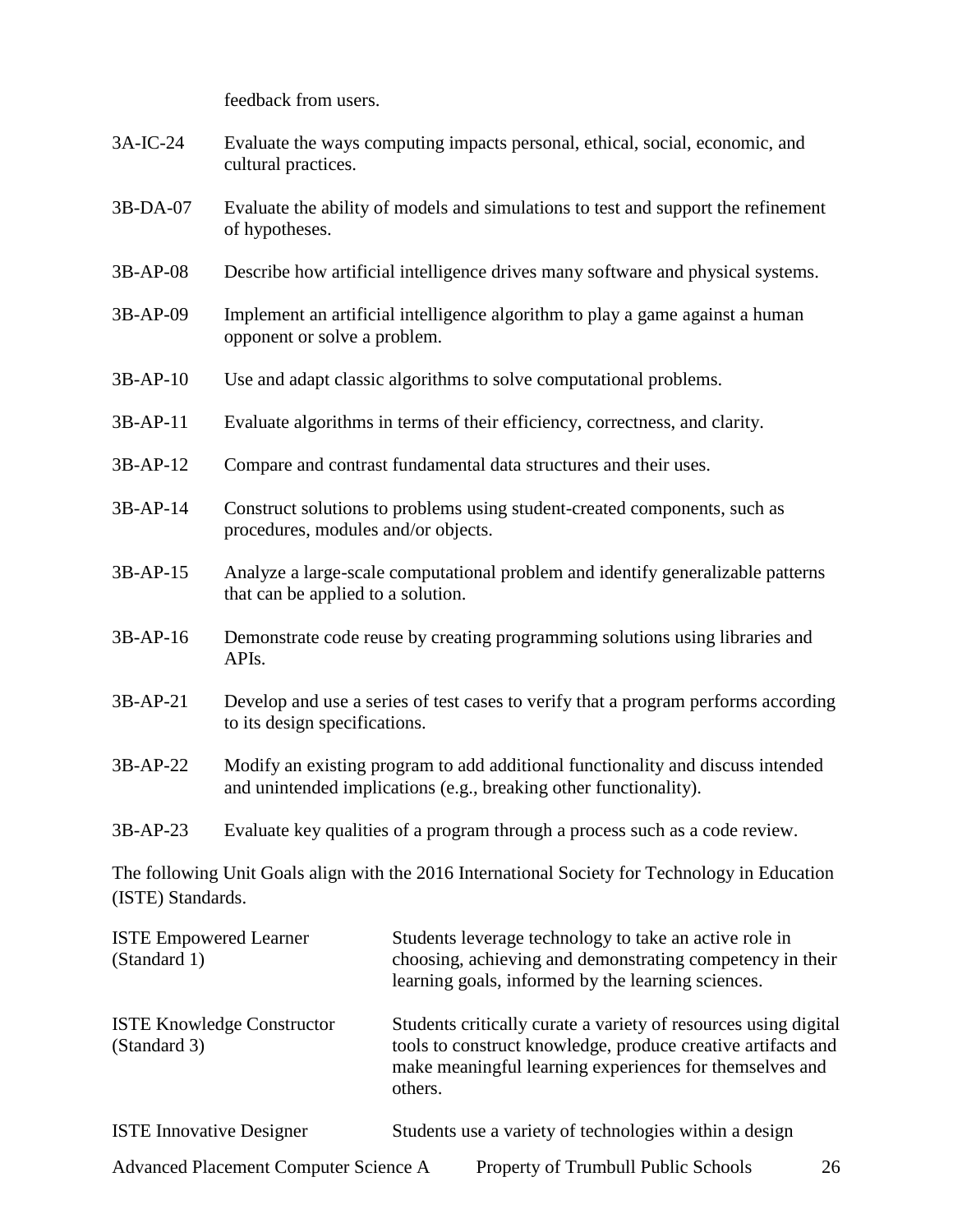feedback from users.

| | |
|---|---|
| 3A-IC-24 | Evaluate the ways computing impacts personal, ethical, social, economic, and cultural practices. |
| 3B-DA-07 | Evaluate the ability of models and simulations to test and support the refinement of hypotheses. |
| 3B-AP-08 | Describe how artificial intelligence drives many software and physical systems. |
| 3B-AP-09 | Implement an artificial intelligence algorithm to play a game against a human opponent or solve a problem. |
| 3B-AP-10 | Use and adapt classic algorithms to solve computational problems. |
| 3B-AP-11 | Evaluate algorithms in terms of their efficiency, correctness, and clarity. |
| 3B-AP-12 | Compare and contrast fundamental data structures and their uses. |
| 3B-AP-14 | Construct solutions to problems using student-created components, such as procedures, modules and/or objects. |
| 3B-AP-15 | Analyze a large-scale computational problem and identify generalizable patterns that can be applied to a solution. |
| 3B-AP-16 | Demonstrate code reuse by creating programming solutions using libraries and APIs. |
| 3B-AP-21 | Develop and use a series of test cases to verify that a program performs according to its design specifications. |
| 3B-AP-22 | Modify an existing program to add additional functionality and discuss intended and unintended implications (e.g., breaking other functionality). |
| 3B-AP-23 | Evaluate key qualities of a program through a process such as a code review. |

The following Unit Goals align with the 2016 International Society for Technology in Education (ISTE) Standards.

| | |
|---|---|
| ISTE Empowered Learner (Standard 1) | Students leverage technology to take an active role in choosing, achieving and demonstrating competency in their learning goals, informed by the learning sciences. |
| ISTE Knowledge Constructor (Standard 3) | Students critically curate a variety of resources using digital tools to construct knowledge, produce creative artifacts and make meaningful learning experiences for themselves and others. |
| ISTE Innovative Designer | Students use a variety of technologies within a design |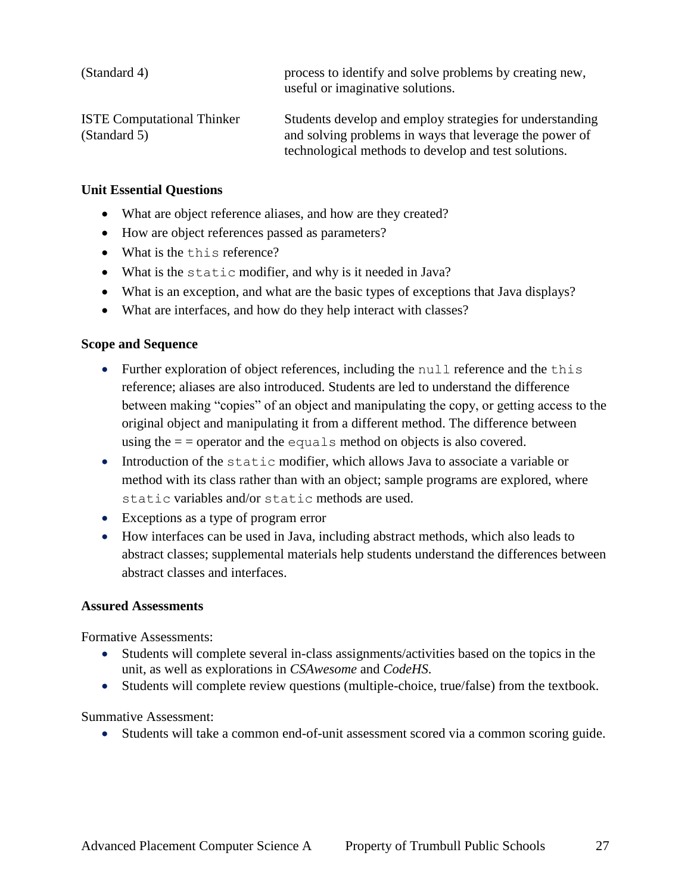| | |
|---|---|
| (Standard 4) | process to identify and solve problems by creating new, useful or imaginative solutions. |
| ISTE Computational Thinker (Standard 5) | Students develop and employ strategies for understanding and solving problems in ways that leverage the power of technological methods to develop and test solutions. |

**Unit Essential Questions**

- What are object reference aliases, and how are they created?
- How are object references passed as parameters?
- What is the `this` reference?
- What is the `static` modifier, and why is it needed in Java?
- What is an exception, and what are the basic types of exceptions that Java displays?
- What are interfaces, and how do they help interact with classes?

**Scope and Sequence**

- Further exploration of object references, including the `null` reference and the `this` reference; aliases are also introduced. Students are led to understand the difference between making "copies" of an object and manipulating the copy, or getting access to the original object and manipulating it from a different method. The difference between using the = = operator and the `equals` method on objects is also covered.
- Introduction of the `static` modifier, which allows Java to associate a variable or method with its class rather than with an object; sample programs are explored, where `static` variables and/or `static` methods are used.
- Exceptions as a type of program error
- How interfaces can be used in Java, including abstract methods, which also leads to abstract classes; supplemental materials help students understand the differences between abstract classes and interfaces.

**Assured Assessments**

Formative Assessments:

- Students will complete several in-class assignments/activities based on the topics in the unit, as well as explorations in *CSAwesome* and *CodeHS*.
- Students will complete review questions (multiple-choice, true/false) from the textbook.

Summative Assessment:

- Students will take a common end-of-unit assessment scored via a common scoring guide.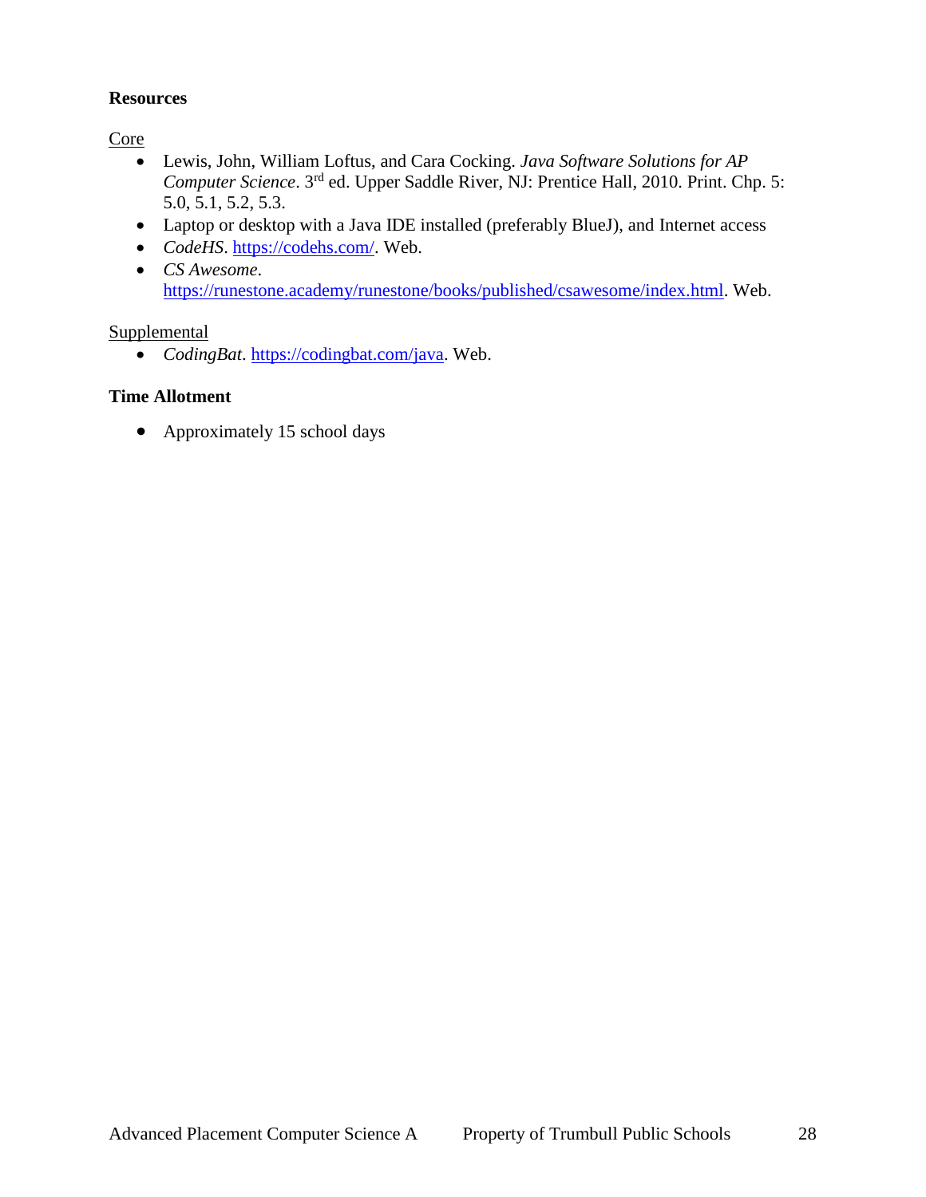**Resources**

Core

- Lewis, John, William Loftus, and Cara Cocking. *Java Software Solutions for AP Computer Science*. 3rd ed. Upper Saddle River, NJ: Prentice Hall, 2010. Print. Chp. 5: 5.0, 5.1, 5.2, 5.3.
- Laptop or desktop with a Java IDE installed (preferably BlueJ), and Internet access
- *CodeHS*. https://codehs.com/. Web.
- *CS Awesome*. https://runestone.academy/runestone/books/published/csawesome/index.html. Web.

Supplemental

- *CodingBat*. https://codingbat.com/java. Web.

**Time Allotment**

- Approximately 15 school days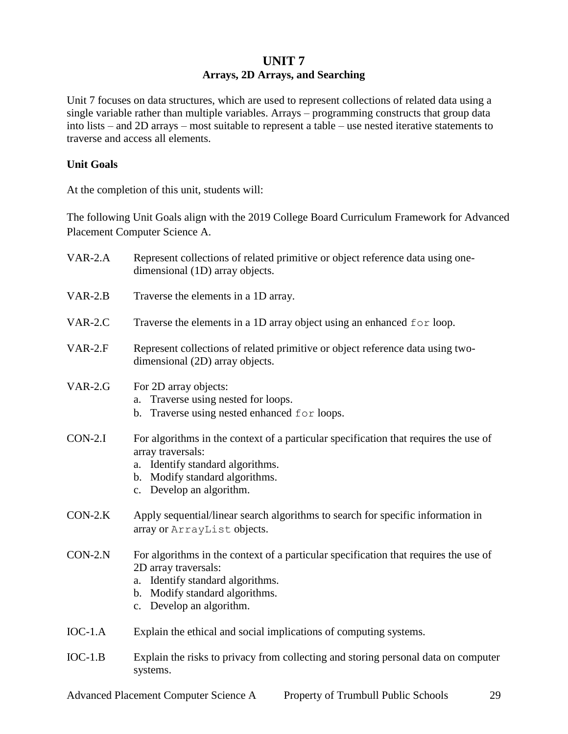# UNIT 7
## Arrays, 2D Arrays, and Searching

Unit 7 focuses on data structures, which are used to represent collections of related data using a single variable rather than multiple variables. Arrays – programming constructs that group data into lists – and 2D arrays – most suitable to represent a table – use nested iterative statements to traverse and access all elements.

**Unit Goals**

At the completion of this unit, students will:

The following Unit Goals align with the 2019 College Board Curriculum Framework for Advanced Placement Computer Science A.

VAR-2.A Represent collections of related primitive or object reference data using one-dimensional (1D) array objects.

VAR-2.B Traverse the elements in a 1D array.

VAR-2.C Traverse the elements in a 1D array object using an enhanced `for` loop.

VAR-2.F Represent collections of related primitive or object reference data using two-dimensional (2D) array objects.

VAR-2.G For 2D array objects:
   a. Traverse using nested for loops.
   b. Traverse using nested enhanced `for` loops.

CON-2.I For algorithms in the context of a particular specification that requires the use of array traversals:
   a. Identify standard algorithms.
   b. Modify standard algorithms.
   c. Develop an algorithm.

CON-2.K Apply sequential/linear search algorithms to search for specific information in array or `ArrayList` objects.

CON-2.N For algorithms in the context of a particular specification that requires the use of 2D array traversals:
   a. Identify standard algorithms.
   b. Modify standard algorithms.
   c. Develop an algorithm.

IOC-1.A Explain the ethical and social implications of computing systems.

IOC-1.B Explain the risks to privacy from collecting and storing personal data on computer systems.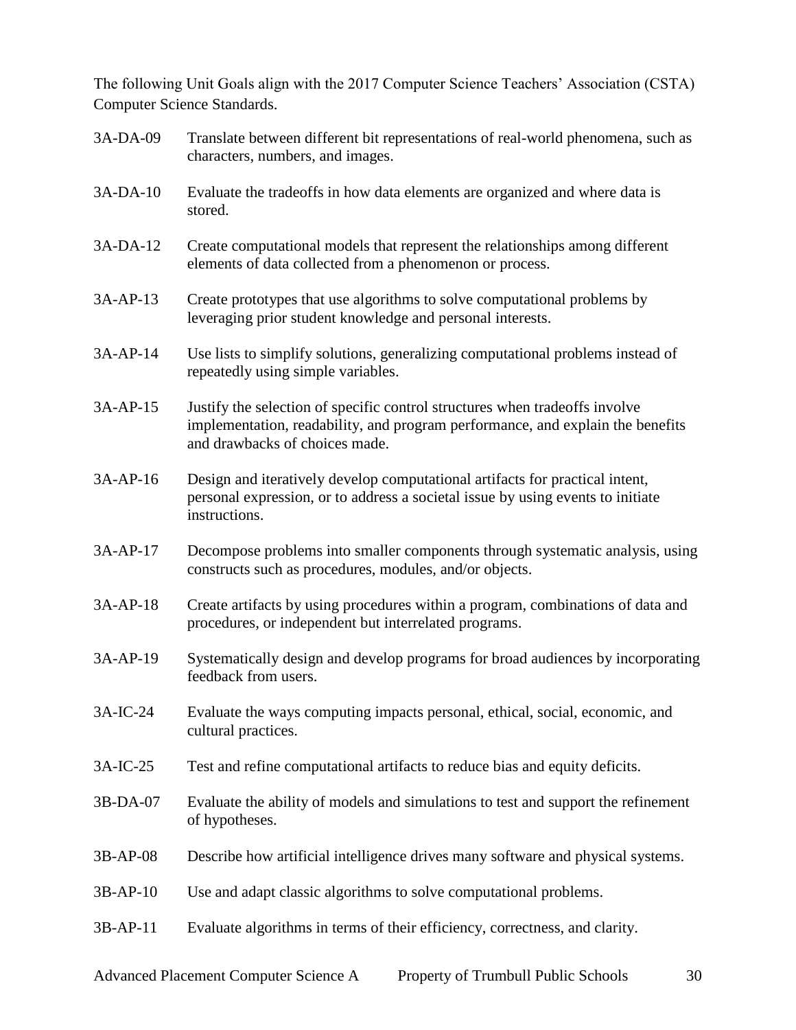The following Unit Goals align with the 2017 Computer Science Teachers' Association (CSTA) Computer Science Standards.

| | |
|---|---|
| 3A-DA-09 | Translate between different bit representations of real-world phenomena, such as characters, numbers, and images. |
| 3A-DA-10 | Evaluate the tradeoffs in how data elements are organized and where data is stored. |
| 3A-DA-12 | Create computational models that represent the relationships among different elements of data collected from a phenomenon or process. |
| 3A-AP-13 | Create prototypes that use algorithms to solve computational problems by leveraging prior student knowledge and personal interests. |
| 3A-AP-14 | Use lists to simplify solutions, generalizing computational problems instead of repeatedly using simple variables. |
| 3A-AP-15 | Justify the selection of specific control structures when tradeoffs involve implementation, readability, and program performance, and explain the benefits and drawbacks of choices made. |
| 3A-AP-16 | Design and iteratively develop computational artifacts for practical intent, personal expression, or to address a societal issue by using events to initiate instructions. |
| 3A-AP-17 | Decompose problems into smaller components through systematic analysis, using constructs such as procedures, modules, and/or objects. |
| 3A-AP-18 | Create artifacts by using procedures within a program, combinations of data and procedures, or independent but interrelated programs. |
| 3A-AP-19 | Systematically design and develop programs for broad audiences by incorporating feedback from users. |
| 3A-IC-24 | Evaluate the ways computing impacts personal, ethical, social, economic, and cultural practices. |
| 3A-IC-25 | Test and refine computational artifacts to reduce bias and equity deficits. |
| 3B-DA-07 | Evaluate the ability of models and simulations to test and support the refinement of hypotheses. |
| 3B-AP-08 | Describe how artificial intelligence drives many software and physical systems. |
| 3B-AP-10 | Use and adapt classic algorithms to solve computational problems. |
| 3B-AP-11 | Evaluate algorithms in terms of their efficiency, correctness, and clarity. |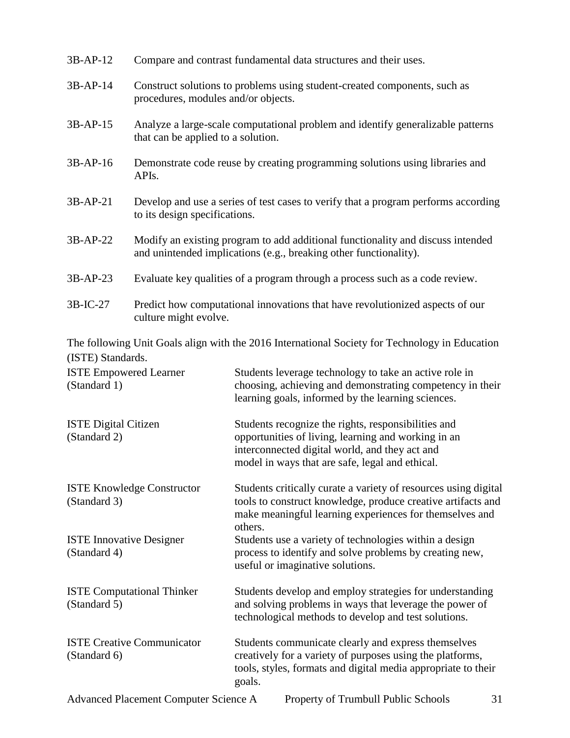| | |
|---|---|
| 3B-AP-12 | Compare and contrast fundamental data structures and their uses. |
| 3B-AP-14 | Construct solutions to problems using student-created components, such as procedures, modules and/or objects. |
| 3B-AP-15 | Analyze a large-scale computational problem and identify generalizable patterns that can be applied to a solution. |
| 3B-AP-16 | Demonstrate code reuse by creating programming solutions using libraries and APIs. |
| 3B-AP-21 | Develop and use a series of test cases to verify that a program performs according to its design specifications. |
| 3B-AP-22 | Modify an existing program to add additional functionality and discuss intended and unintended implications (e.g., breaking other functionality). |
| 3B-AP-23 | Evaluate key qualities of a program through a process such as a code review. |
| 3B-IC-27 | Predict how computational innovations that have revolutionized aspects of our culture might evolve. |

The following Unit Goals align with the 2016 International Society for Technology in Education (ISTE) Standards.

| | |
|---|---|
| ISTE Empowered Learner (Standard 1) | Students leverage technology to take an active role in choosing, achieving and demonstrating competency in their learning goals, informed by the learning sciences. |
| ISTE Digital Citizen (Standard 2) | Students recognize the rights, responsibilities and opportunities of living, learning and working in an interconnected digital world, and they act and model in ways that are safe, legal and ethical. |
| ISTE Knowledge Constructor (Standard 3) | Students critically curate a variety of resources using digital tools to construct knowledge, produce creative artifacts and make meaningful learning experiences for themselves and others. |
| ISTE Innovative Designer (Standard 4) | Students use a variety of technologies within a design process to identify and solve problems by creating new, useful or imaginative solutions. |
| ISTE Computational Thinker (Standard 5) | Students develop and employ strategies for understanding and solving problems in ways that leverage the power of technological methods to develop and test solutions. |
| ISTE Creative Communicator (Standard 6) | Students communicate clearly and express themselves creatively for a variety of purposes using the platforms, tools, styles, formats and digital media appropriate to their goals. |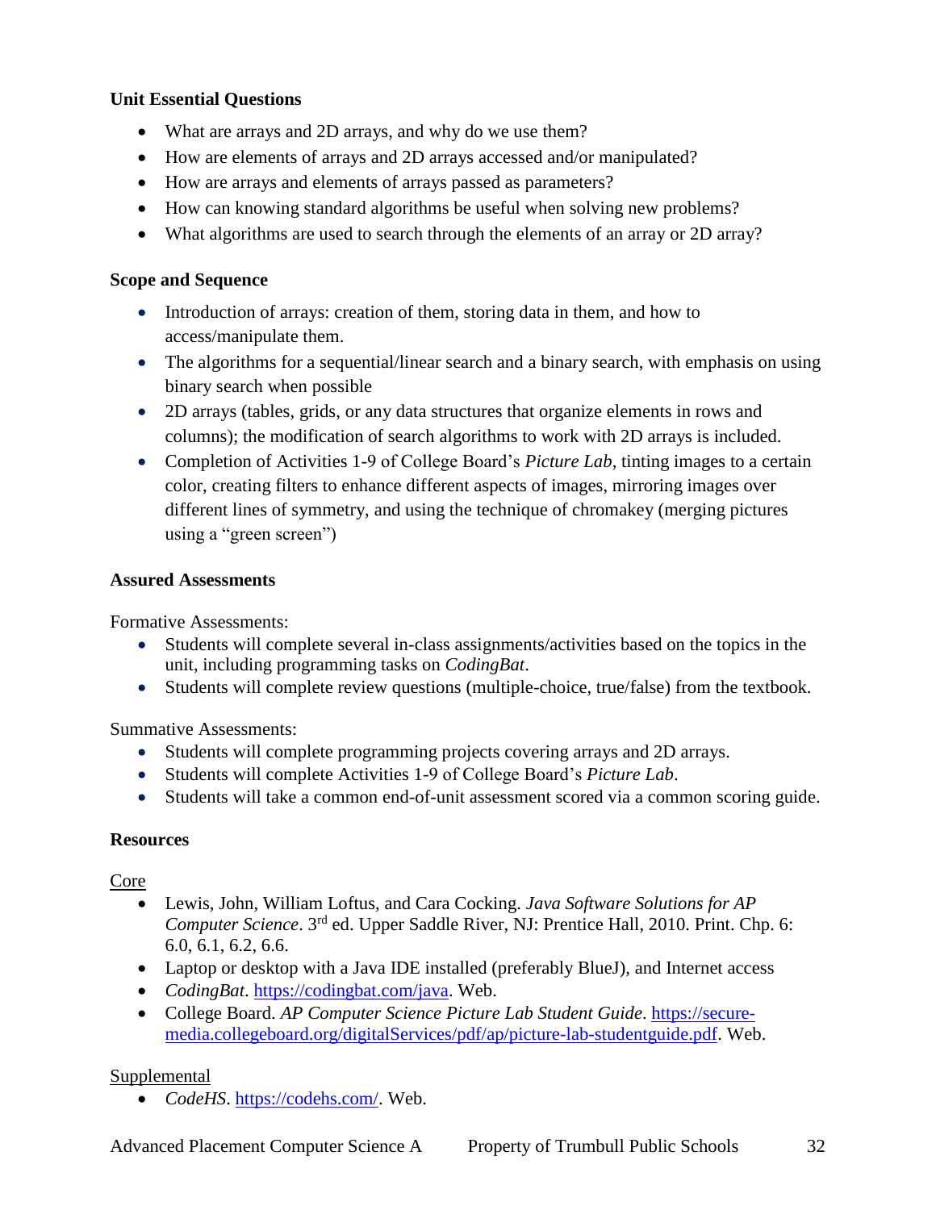**Unit Essential Questions**

- What are arrays and 2D arrays, and why do we use them?
- How are elements of arrays and 2D arrays accessed and/or manipulated?
- How are arrays and elements of arrays passed as parameters?
- How can knowing standard algorithms be useful when solving new problems?
- What algorithms are used to search through the elements of an array or 2D array?

**Scope and Sequence**

- Introduction of arrays: creation of them, storing data in them, and how to access/manipulate them.
- The algorithms for a sequential/linear search and a binary search, with emphasis on using binary search when possible
- 2D arrays (tables, grids, or any data structures that organize elements in rows and columns); the modification of search algorithms to work with 2D arrays is included.
- Completion of Activities 1-9 of College Board's *Picture Lab*, tinting images to a certain color, creating filters to enhance different aspects of images, mirroring images over different lines of symmetry, and using the technique of chromakey (merging pictures using a "green screen")

**Assured Assessments**

Formative Assessments:

- Students will complete several in-class assignments/activities based on the topics in the unit, including programming tasks on *CodingBat*.
- Students will complete review questions (multiple-choice, true/false) from the textbook.

Summative Assessments:

- Students will complete programming projects covering arrays and 2D arrays.
- Students will complete Activities 1-9 of College Board's *Picture Lab*.
- Students will take a common end-of-unit assessment scored via a common scoring guide.

**Resources**

Core

- Lewis, John, William Loftus, and Cara Cocking. *Java Software Solutions for AP Computer Science*. 3rd ed. Upper Saddle River, NJ: Prentice Hall, 2010. Print. Chp. 6: 6.0, 6.1, 6.2, 6.6.
- Laptop or desktop with a Java IDE installed (preferably BlueJ), and Internet access
- *CodingBat*. https://codingbat.com/java. Web.
- College Board. *AP Computer Science Picture Lab Student Guide*. https://secure-media.collegeboard.org/digitalServices/pdf/ap/picture-lab-studentguide.pdf. Web.

Supplemental

- *CodeHS*. https://codehs.com/. Web.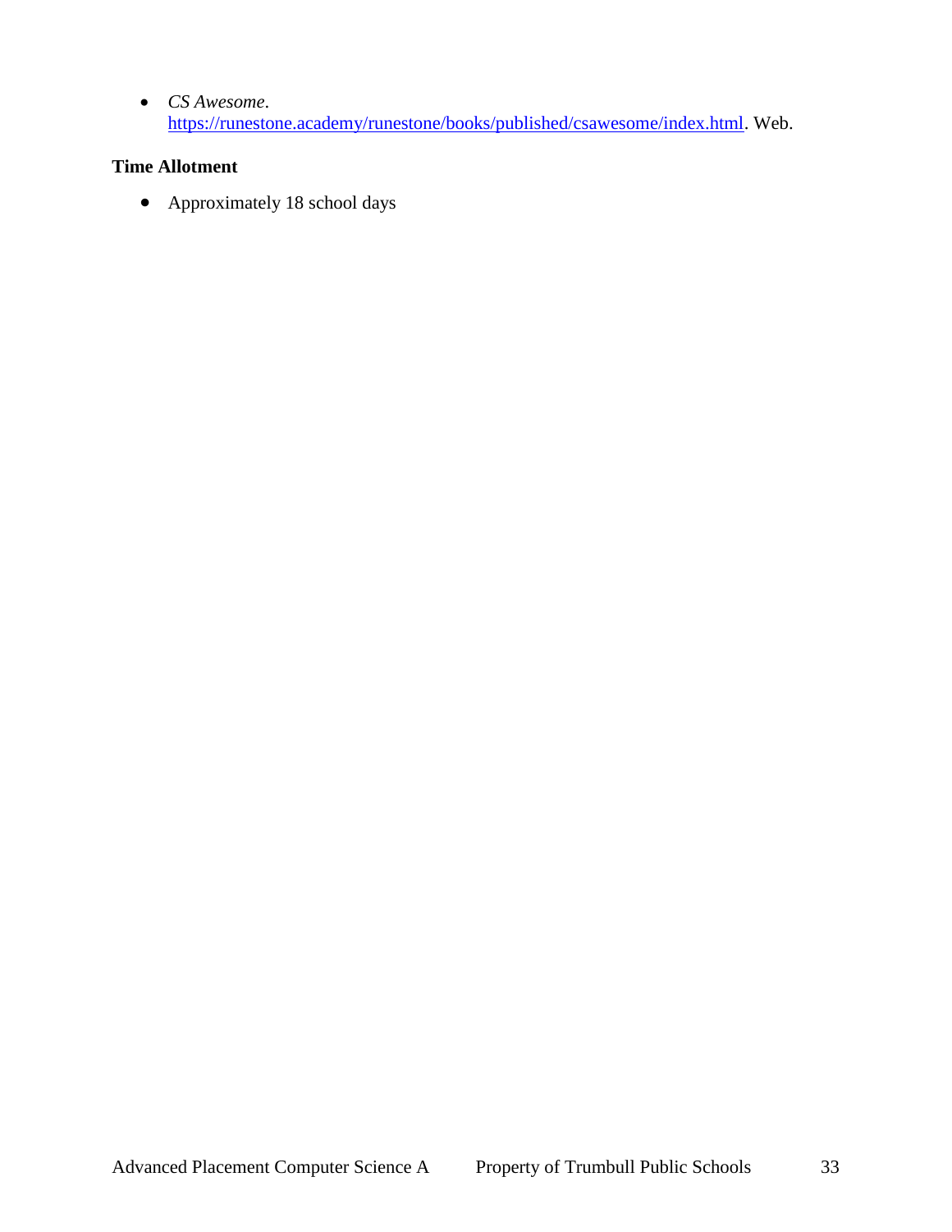- *CS Awesome*. [https://runestone.academy/runestone/books/published/csawesome/index.html](https://runestone.academy/runestone/books/published/csawesome/index.html). Web.

**Time Allotment**

- Approximately 18 school days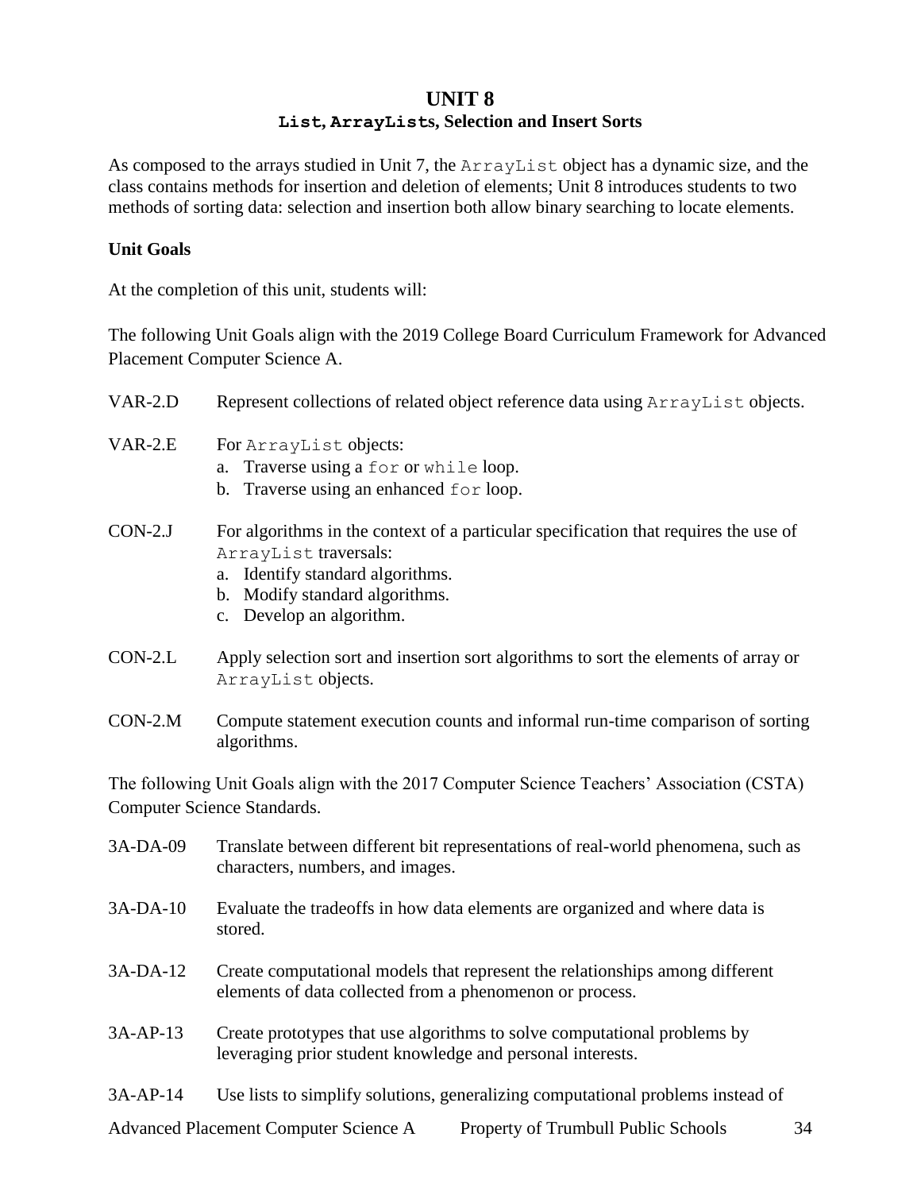# UNIT 8

## `List`, `ArrayList`s, Selection and Insert Sorts

As composed to the arrays studied in Unit 7, the `ArrayList` object has a dynamic size, and the class contains methods for insertion and deletion of elements; Unit 8 introduces students to two methods of sorting data: selection and insertion both allow binary searching to locate elements.

### Unit Goals

At the completion of this unit, students will:

The following Unit Goals align with the 2019 College Board Curriculum Framework for Advanced Placement Computer Science A.

VAR-2.D Represent collections of related object reference data using `ArrayList` objects.

VAR-2.E For `ArrayList` objects:

a. Traverse using a `for` or `while` loop.
b. Traverse using an enhanced `for` loop.

CON-2.J For algorithms in the context of a particular specification that requires the use of `ArrayList` traversals:

a. Identify standard algorithms.
b. Modify standard algorithms.
c. Develop an algorithm.

CON-2.L Apply selection sort and insertion sort algorithms to sort the elements of array or `ArrayList` objects.

CON-2.M Compute statement execution counts and informal run-time comparison of sorting algorithms.

The following Unit Goals align with the 2017 Computer Science Teachers' Association (CSTA) Computer Science Standards.

3A-DA-09 Translate between different bit representations of real-world phenomena, such as characters, numbers, and images.

3A-DA-10 Evaluate the tradeoffs in how data elements are organized and where data is stored.

3A-DA-12 Create computational models that represent the relationships among different elements of data collected from a phenomenon or process.

3A-AP-13 Create prototypes that use algorithms to solve computational problems by leveraging prior student knowledge and personal interests.

3A-AP-14 Use lists to simplify solutions, generalizing computational problems instead of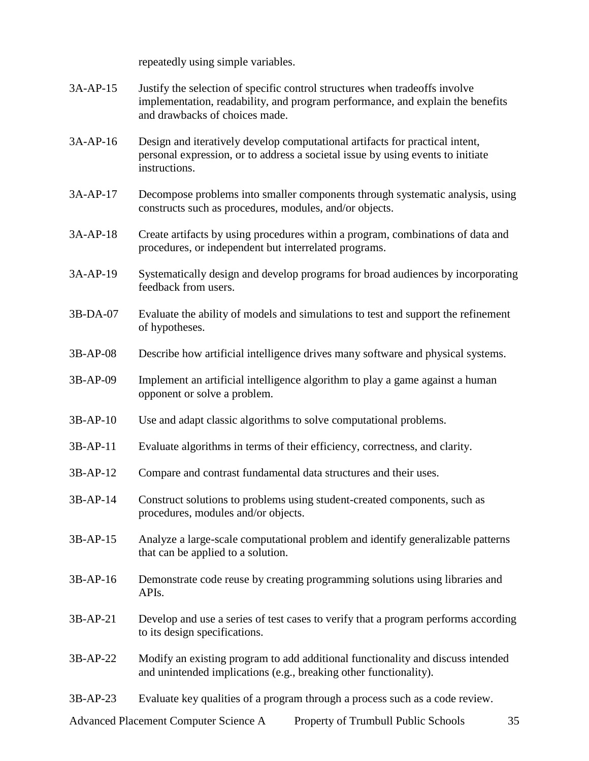repeatedly using simple variables.

3A-AP-15 Justify the selection of specific control structures when tradeoffs involve implementation, readability, and program performance, and explain the benefits and drawbacks of choices made.

3A-AP-16 Design and iteratively develop computational artifacts for practical intent, personal expression, or to address a societal issue by using events to initiate instructions.

3A-AP-17 Decompose problems into smaller components through systematic analysis, using constructs such as procedures, modules, and/or objects.

3A-AP-18 Create artifacts by using procedures within a program, combinations of data and procedures, or independent but interrelated programs.

3A-AP-19 Systematically design and develop programs for broad audiences by incorporating feedback from users.

3B-DA-07 Evaluate the ability of models and simulations to test and support the refinement of hypotheses.

3B-AP-08 Describe how artificial intelligence drives many software and physical systems.

3B-AP-09 Implement an artificial intelligence algorithm to play a game against a human opponent or solve a problem.

3B-AP-10 Use and adapt classic algorithms to solve computational problems.

3B-AP-11 Evaluate algorithms in terms of their efficiency, correctness, and clarity.

3B-AP-12 Compare and contrast fundamental data structures and their uses.

3B-AP-14 Construct solutions to problems using student-created components, such as procedures, modules and/or objects.

3B-AP-15 Analyze a large-scale computational problem and identify generalizable patterns that can be applied to a solution.

3B-AP-16 Demonstrate code reuse by creating programming solutions using libraries and APIs.

3B-AP-21 Develop and use a series of test cases to verify that a program performs according to its design specifications.

3B-AP-22 Modify an existing program to add additional functionality and discuss intended and unintended implications (e.g., breaking other functionality).

3B-AP-23 Evaluate key qualities of a program through a process such as a code review.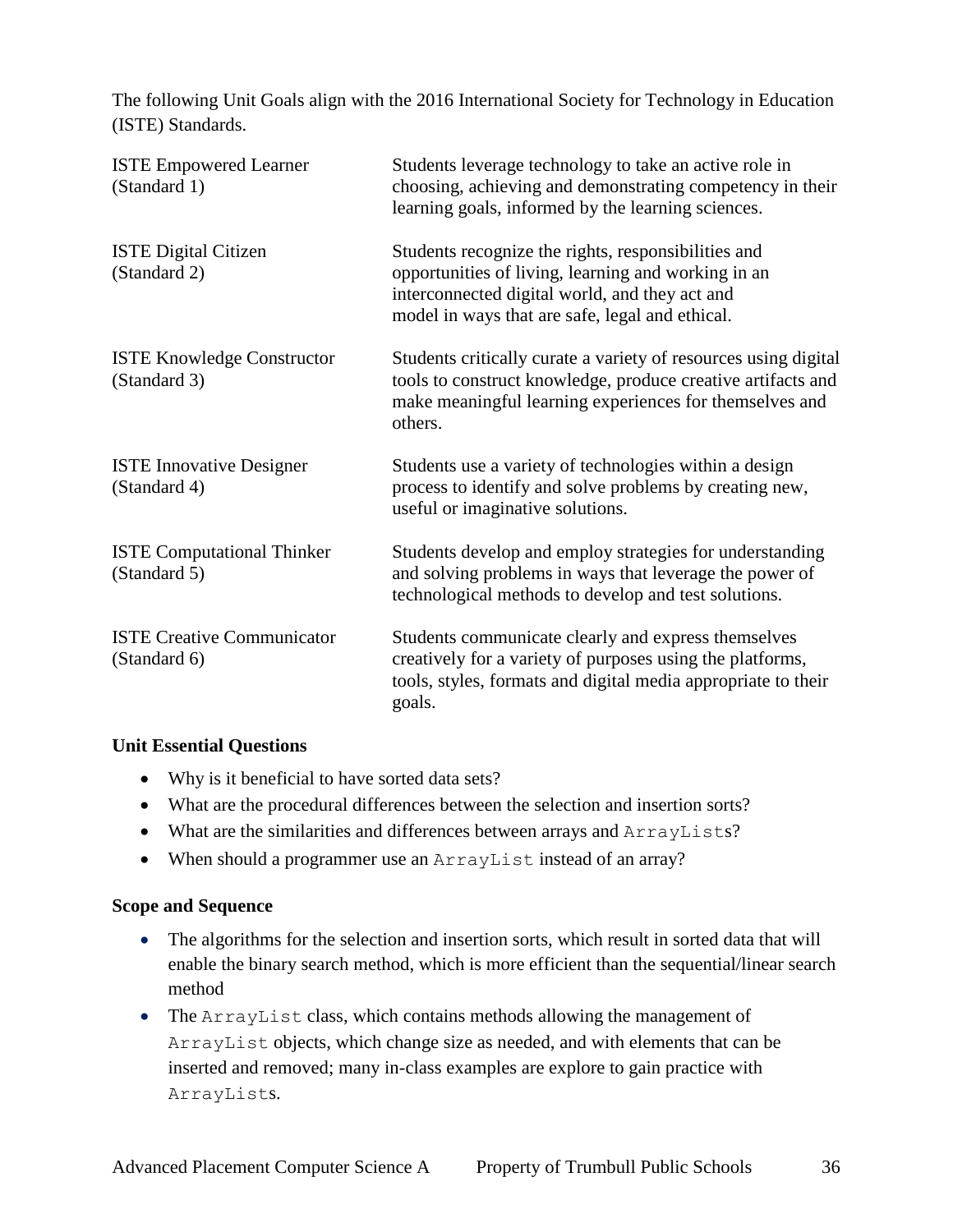The following Unit Goals align with the 2016 International Society for Technology in Education (ISTE) Standards.

| | |
|---|---|
| ISTE Empowered Learner (Standard 1) | Students leverage technology to take an active role in choosing, achieving and demonstrating competency in their learning goals, informed by the learning sciences. |
| ISTE Digital Citizen (Standard 2) | Students recognize the rights, responsibilities and opportunities of living, learning and working in an interconnected digital world, and they act and model in ways that are safe, legal and ethical. |
| ISTE Knowledge Constructor (Standard 3) | Students critically curate a variety of resources using digital tools to construct knowledge, produce creative artifacts and make meaningful learning experiences for themselves and others. |
| ISTE Innovative Designer (Standard 4) | Students use a variety of technologies within a design process to identify and solve problems by creating new, useful or imaginative solutions. |
| ISTE Computational Thinker (Standard 5) | Students develop and employ strategies for understanding and solving problems in ways that leverage the power of technological methods to develop and test solutions. |
| ISTE Creative Communicator (Standard 6) | Students communicate clearly and express themselves creatively for a variety of purposes using the platforms, tools, styles, formats and digital media appropriate to their goals. |

**Unit Essential Questions**

- Why is it beneficial to have sorted data sets?
- What are the procedural differences between the selection and insertion sorts?
- What are the similarities and differences between arrays and `ArrayList`s?
- When should a programmer use an `ArrayList` instead of an array?

**Scope and Sequence**

- The algorithms for the selection and insertion sorts, which result in sorted data that will enable the binary search method, which is more efficient than the sequential/linear search method
- The `ArrayList` class, which contains methods allowing the management of `ArrayList` objects, which change size as needed, and with elements that can be inserted and removed; many in-class examples are explore to gain practice with `ArrayList`s.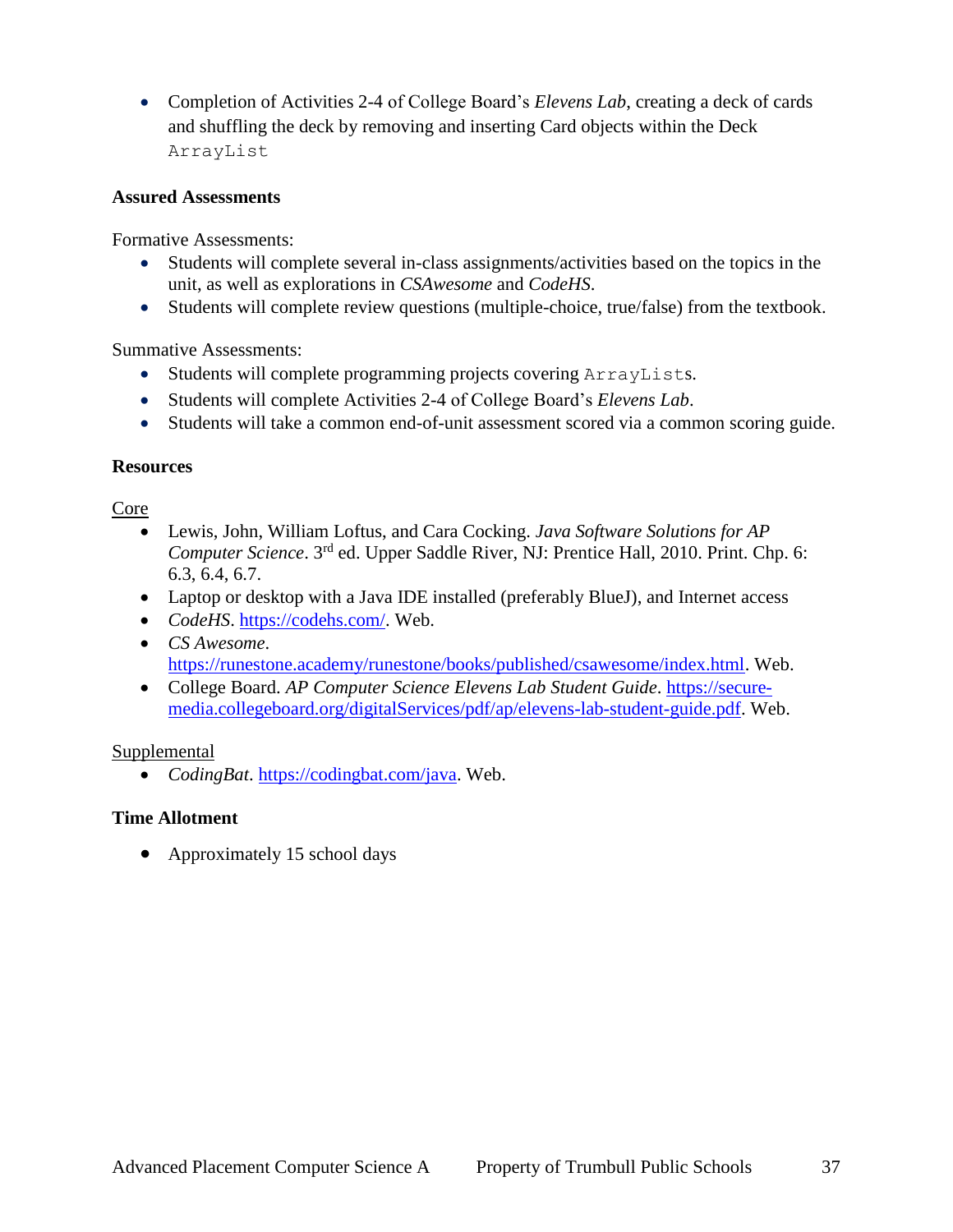- Completion of Activities 2-4 of College Board's *Elevens Lab*, creating a deck of cards and shuffling the deck by removing and inserting Card objects within the Deck `ArrayList`

**Assured Assessments**

Formative Assessments:

- Students will complete several in-class assignments/activities based on the topics in the unit, as well as explorations in *CSAwesome* and *CodeHS*.
- Students will complete review questions (multiple-choice, true/false) from the textbook.

Summative Assessments:

- Students will complete programming projects covering `ArrayList`s.
- Students will complete Activities 2-4 of College Board's *Elevens Lab*.
- Students will take a common end-of-unit assessment scored via a common scoring guide.

**Resources**

<u>Core</u>

- Lewis, John, William Loftus, and Cara Cocking. *Java Software Solutions for AP Computer Science*. 3rd ed. Upper Saddle River, NJ: Prentice Hall, 2010. Print. Chp. 6: 6.3, 6.4, 6.7.
- Laptop or desktop with a Java IDE installed (preferably BlueJ), and Internet access
- *CodeHS*. https://codehs.com/. Web.
- *CS Awesome*. https://runestone.academy/runestone/books/published/csawesome/index.html. Web.
- College Board. *AP Computer Science Elevens Lab Student Guide*. https://secure-media.collegeboard.org/digitalServices/pdf/ap/elevens-lab-student-guide.pdf. Web.

<u>Supplemental</u>

- *CodingBat*. https://codingbat.com/java. Web.

**Time Allotment**

- Approximately 15 school days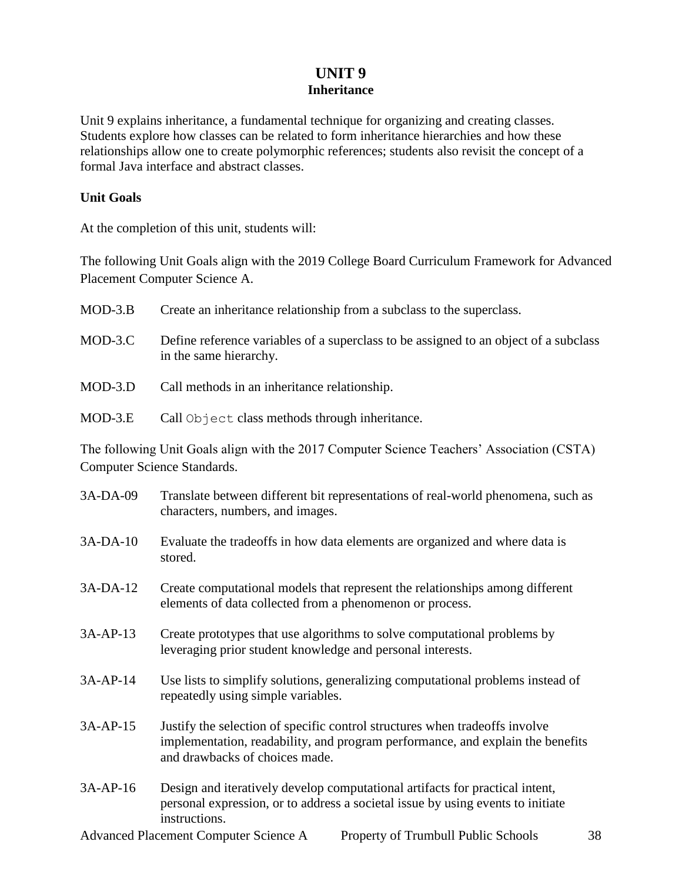# UNIT 9
## Inheritance

Unit 9 explains inheritance, a fundamental technique for organizing and creating classes. Students explore how classes can be related to form inheritance hierarchies and how these relationships allow one to create polymorphic references; students also revisit the concept of a formal Java interface and abstract classes.

**Unit Goals**

At the completion of this unit, students will:

The following Unit Goals align with the 2019 College Board Curriculum Framework for Advanced Placement Computer Science A.

MOD-3.B Create an inheritance relationship from a subclass to the superclass.

MOD-3.C Define reference variables of a superclass to be assigned to an object of a subclass in the same hierarchy.

MOD-3.D Call methods in an inheritance relationship.

MOD-3.E Call `Object` class methods through inheritance.

The following Unit Goals align with the 2017 Computer Science Teachers' Association (CSTA) Computer Science Standards.

3A-DA-09 Translate between different bit representations of real-world phenomena, such as characters, numbers, and images.

3A-DA-10 Evaluate the tradeoffs in how data elements are organized and where data is stored.

3A-DA-12 Create computational models that represent the relationships among different elements of data collected from a phenomenon or process.

3A-AP-13 Create prototypes that use algorithms to solve computational problems by leveraging prior student knowledge and personal interests.

3A-AP-14 Use lists to simplify solutions, generalizing computational problems instead of repeatedly using simple variables.

3A-AP-15 Justify the selection of specific control structures when tradeoffs involve implementation, readability, and program performance, and explain the benefits and drawbacks of choices made.

3A-AP-16 Design and iteratively develop computational artifacts for practical intent, personal expression, or to address a societal issue by using events to initiate instructions.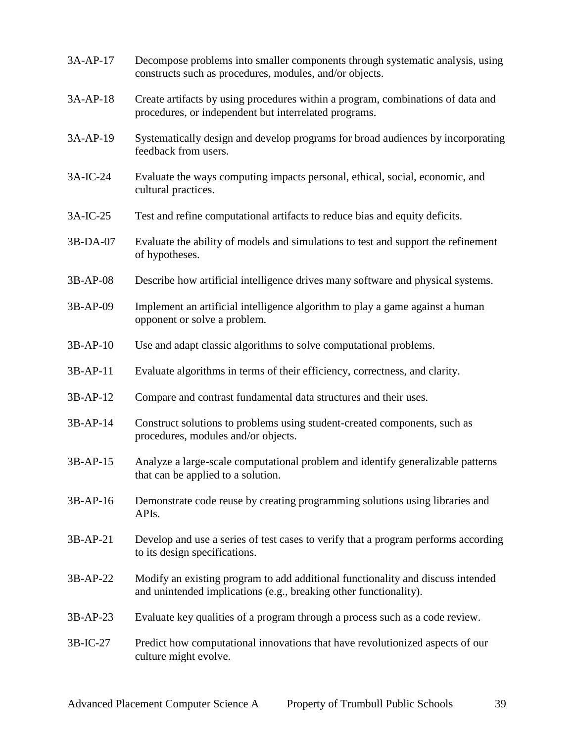| | |
|---|---|
| 3A-AP-17 | Decompose problems into smaller components through systematic analysis, using constructs such as procedures, modules, and/or objects. |
| 3A-AP-18 | Create artifacts by using procedures within a program, combinations of data and procedures, or independent but interrelated programs. |
| 3A-AP-19 | Systematically design and develop programs for broad audiences by incorporating feedback from users. |
| 3A-IC-24 | Evaluate the ways computing impacts personal, ethical, social, economic, and cultural practices. |
| 3A-IC-25 | Test and refine computational artifacts to reduce bias and equity deficits. |
| 3B-DA-07 | Evaluate the ability of models and simulations to test and support the refinement of hypotheses. |
| 3B-AP-08 | Describe how artificial intelligence drives many software and physical systems. |
| 3B-AP-09 | Implement an artificial intelligence algorithm to play a game against a human opponent or solve a problem. |
| 3B-AP-10 | Use and adapt classic algorithms to solve computational problems. |
| 3B-AP-11 | Evaluate algorithms in terms of their efficiency, correctness, and clarity. |
| 3B-AP-12 | Compare and contrast fundamental data structures and their uses. |
| 3B-AP-14 | Construct solutions to problems using student-created components, such as procedures, modules and/or objects. |
| 3B-AP-15 | Analyze a large-scale computational problem and identify generalizable patterns that can be applied to a solution. |
| 3B-AP-16 | Demonstrate code reuse by creating programming solutions using libraries and APIs. |
| 3B-AP-21 | Develop and use a series of test cases to verify that a program performs according to its design specifications. |
| 3B-AP-22 | Modify an existing program to add additional functionality and discuss intended and unintended implications (e.g., breaking other functionality). |
| 3B-AP-23 | Evaluate key qualities of a program through a process such as a code review. |
| 3B-IC-27 | Predict how computational innovations that have revolutionized aspects of our culture might evolve. |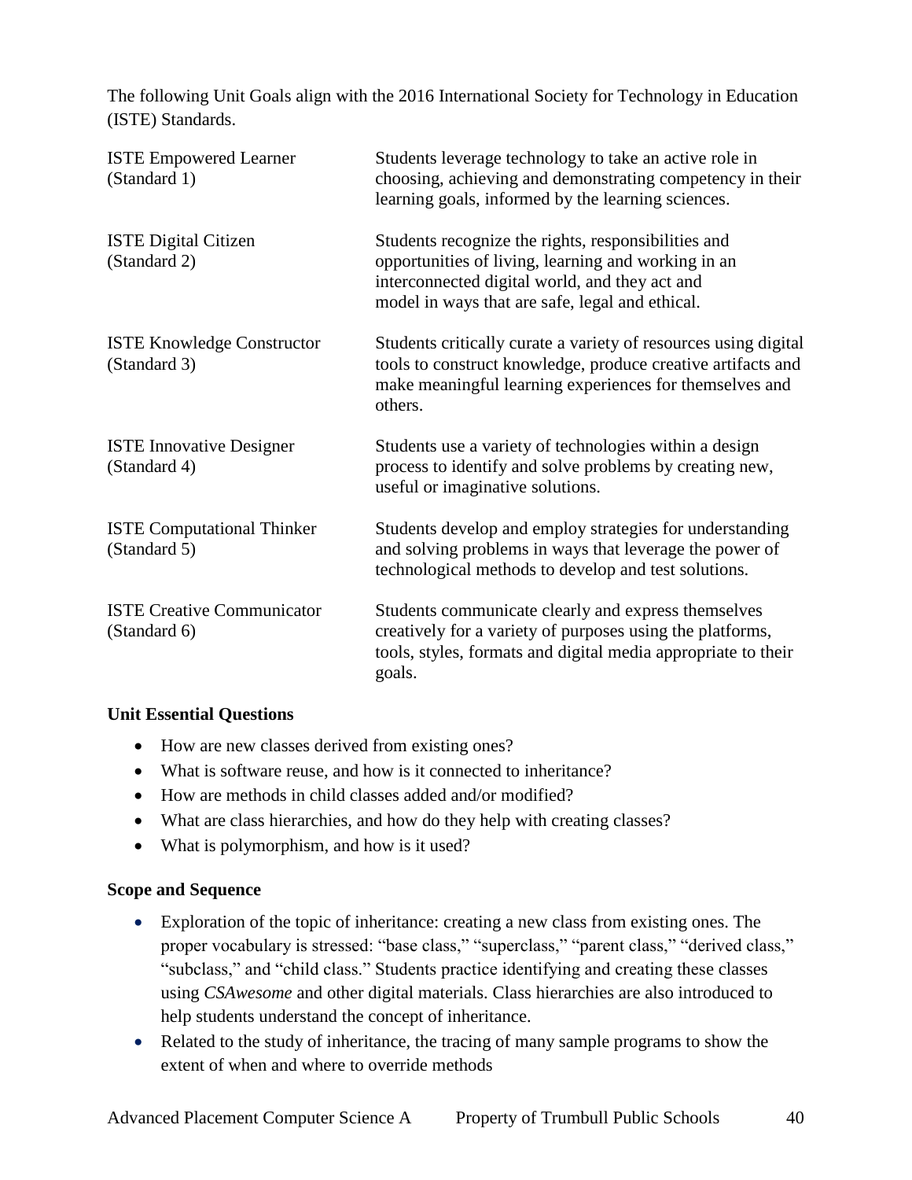The following Unit Goals align with the 2016 International Society for Technology in Education (ISTE) Standards.

| | |
|---|---|
| ISTE Empowered Learner (Standard 1) | Students leverage technology to take an active role in choosing, achieving and demonstrating competency in their learning goals, informed by the learning sciences. |
| ISTE Digital Citizen (Standard 2) | Students recognize the rights, responsibilities and opportunities of living, learning and working in an interconnected digital world, and they act and model in ways that are safe, legal and ethical. |
| ISTE Knowledge Constructor (Standard 3) | Students critically curate a variety of resources using digital tools to construct knowledge, produce creative artifacts and make meaningful learning experiences for themselves and others. |
| ISTE Innovative Designer (Standard 4) | Students use a variety of technologies within a design process to identify and solve problems by creating new, useful or imaginative solutions. |
| ISTE Computational Thinker (Standard 5) | Students develop and employ strategies for understanding and solving problems in ways that leverage the power of technological methods to develop and test solutions. |
| ISTE Creative Communicator (Standard 6) | Students communicate clearly and express themselves creatively for a variety of purposes using the platforms, tools, styles, formats and digital media appropriate to their goals. |

**Unit Essential Questions**

- How are new classes derived from existing ones?
- What is software reuse, and how is it connected to inheritance?
- How are methods in child classes added and/or modified?
- What are class hierarchies, and how do they help with creating classes?
- What is polymorphism, and how is it used?

**Scope and Sequence**

- Exploration of the topic of inheritance: creating a new class from existing ones. The proper vocabulary is stressed: "base class," "superclass," "parent class," "derived class," "subclass," and "child class." Students practice identifying and creating these classes using *CSAwesome* and other digital materials. Class hierarchies are also introduced to help students understand the concept of inheritance.
- Related to the study of inheritance, the tracing of many sample programs to show the extent of when and where to override methods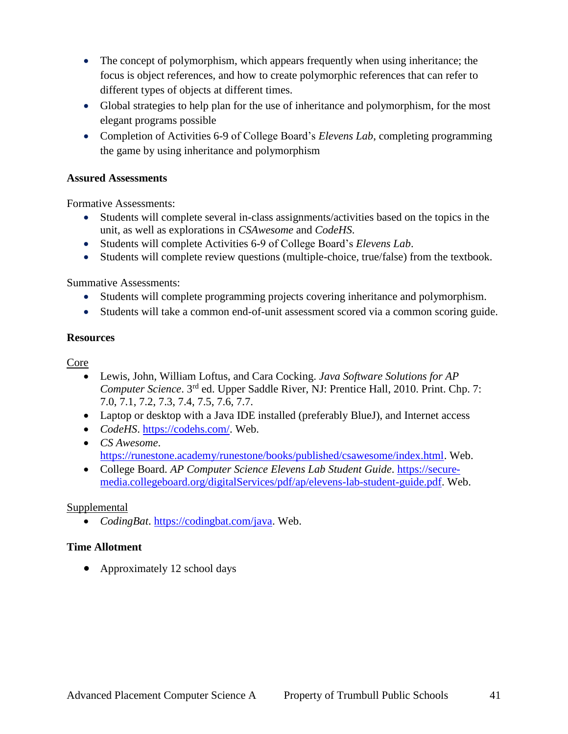- The concept of polymorphism, which appears frequently when using inheritance; the focus is object references, and how to create polymorphic references that can refer to different types of objects at different times.
- Global strategies to help plan for the use of inheritance and polymorphism, for the most elegant programs possible
- Completion of Activities 6-9 of College Board's *Elevens Lab*, completing programming the game by using inheritance and polymorphism

**Assured Assessments**

Formative Assessments:

- Students will complete several in-class assignments/activities based on the topics in the unit, as well as explorations in *CSAwesome* and *CodeHS*.
- Students will complete Activities 6-9 of College Board's *Elevens Lab*.
- Students will complete review questions (multiple-choice, true/false) from the textbook.

Summative Assessments:

- Students will complete programming projects covering inheritance and polymorphism.
- Students will take a common end-of-unit assessment scored via a common scoring guide.

**Resources**

Core

- Lewis, John, William Loftus, and Cara Cocking. *Java Software Solutions for AP Computer Science*. 3rd ed. Upper Saddle River, NJ: Prentice Hall, 2010. Print. Chp. 7: 7.0, 7.1, 7.2, 7.3, 7.4, 7.5, 7.6, 7.7.
- Laptop or desktop with a Java IDE installed (preferably BlueJ), and Internet access
- *CodeHS*. https://codehs.com/. Web.
- *CS Awesome*. https://runestone.academy/runestone/books/published/csawesome/index.html. Web.
- College Board. *AP Computer Science Elevens Lab Student Guide*. https://secure-media.collegeboard.org/digitalServices/pdf/ap/elevens-lab-student-guide.pdf. Web.

Supplemental

- *CodingBat*. https://codingbat.com/java. Web.

**Time Allotment**

- Approximately 12 school days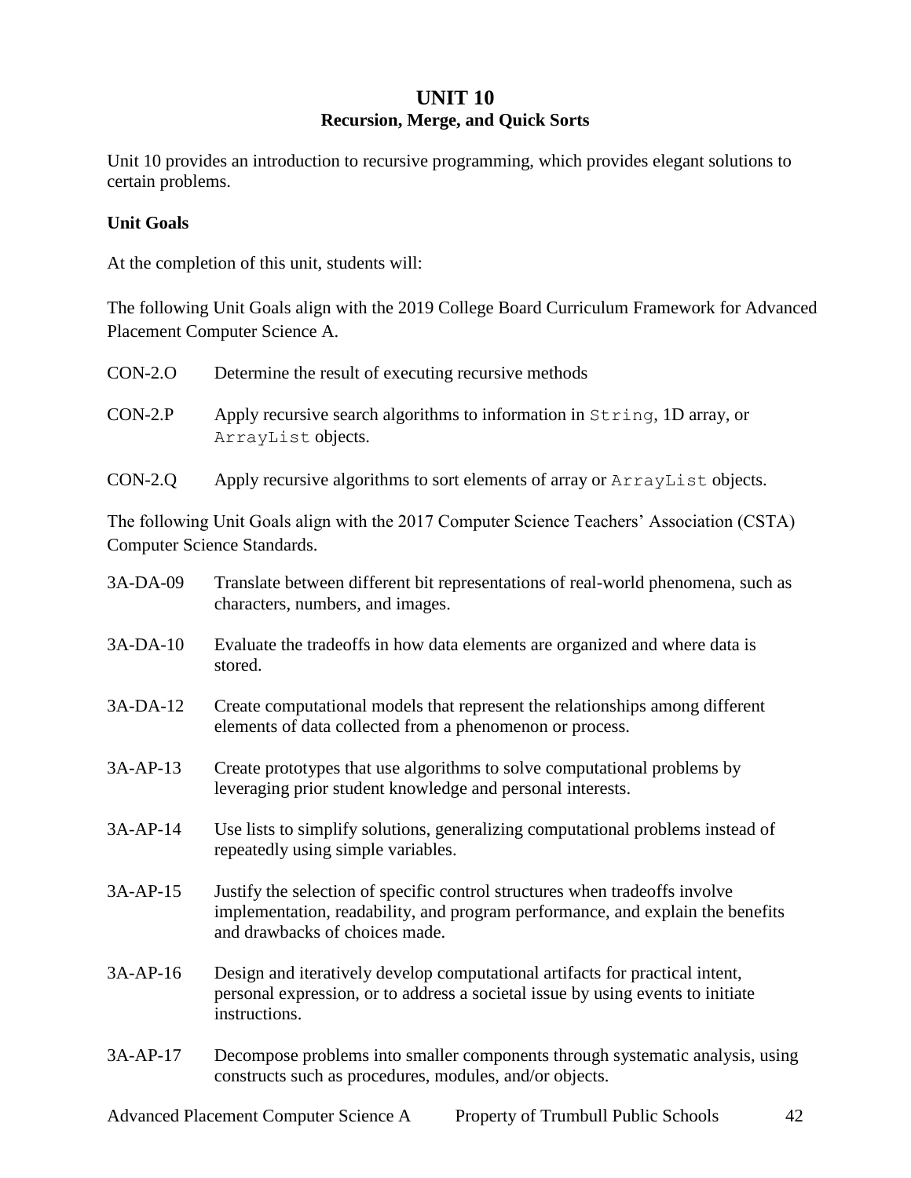# UNIT 10
## Recursion, Merge, and Quick Sorts

Unit 10 provides an introduction to recursive programming, which provides elegant solutions to certain problems.

### Unit Goals

At the completion of this unit, students will:

The following Unit Goals align with the 2019 College Board Curriculum Framework for Advanced Placement Computer Science A.

CON-2.O Determine the result of executing recursive methods

CON-2.P Apply recursive search algorithms to information in `String`, 1D array, or `ArrayList` objects.

CON-2.Q Apply recursive algorithms to sort elements of array or `ArrayList` objects.

The following Unit Goals align with the 2017 Computer Science Teachers' Association (CSTA) Computer Science Standards.

3A-DA-09 Translate between different bit representations of real-world phenomena, such as characters, numbers, and images.

3A-DA-10 Evaluate the tradeoffs in how data elements are organized and where data is stored.

3A-DA-12 Create computational models that represent the relationships among different elements of data collected from a phenomenon or process.

3A-AP-13 Create prototypes that use algorithms to solve computational problems by leveraging prior student knowledge and personal interests.

3A-AP-14 Use lists to simplify solutions, generalizing computational problems instead of repeatedly using simple variables.

3A-AP-15 Justify the selection of specific control structures when tradeoffs involve implementation, readability, and program performance, and explain the benefits and drawbacks of choices made.

3A-AP-16 Design and iteratively develop computational artifacts for practical intent, personal expression, or to address a societal issue by using events to initiate instructions.

3A-AP-17 Decompose problems into smaller components through systematic analysis, using constructs such as procedures, modules, and/or objects.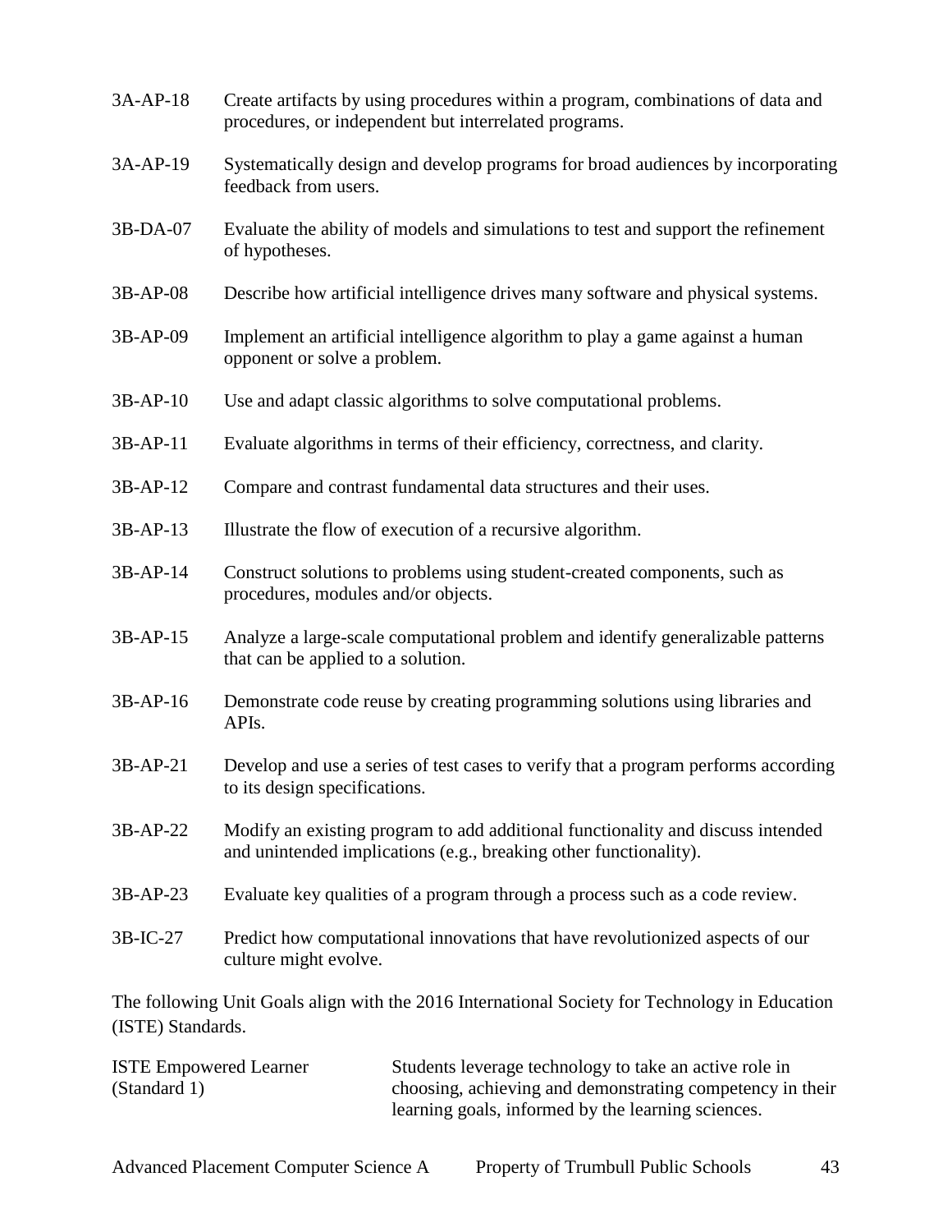3A-AP-18 Create artifacts by using procedures within a program, combinations of data and procedures, or independent but interrelated programs.

3A-AP-19 Systematically design and develop programs for broad audiences by incorporating feedback from users.

3B-DA-07 Evaluate the ability of models and simulations to test and support the refinement of hypotheses.

3B-AP-08 Describe how artificial intelligence drives many software and physical systems.

3B-AP-09 Implement an artificial intelligence algorithm to play a game against a human opponent or solve a problem.

3B-AP-10 Use and adapt classic algorithms to solve computational problems.

3B-AP-11 Evaluate algorithms in terms of their efficiency, correctness, and clarity.

3B-AP-12 Compare and contrast fundamental data structures and their uses.

3B-AP-13 Illustrate the flow of execution of a recursive algorithm.

3B-AP-14 Construct solutions to problems using student-created components, such as procedures, modules and/or objects.

3B-AP-15 Analyze a large-scale computational problem and identify generalizable patterns that can be applied to a solution.

3B-AP-16 Demonstrate code reuse by creating programming solutions using libraries and APIs.

3B-AP-21 Develop and use a series of test cases to verify that a program performs according to its design specifications.

3B-AP-22 Modify an existing program to add additional functionality and discuss intended and unintended implications (e.g., breaking other functionality).

3B-AP-23 Evaluate key qualities of a program through a process such as a code review.

3B-IC-27 Predict how computational innovations that have revolutionized aspects of our culture might evolve.

The following Unit Goals align with the 2016 International Society for Technology in Education (ISTE) Standards.

ISTE Empowered Learner (Standard 1) Students leverage technology to take an active role in choosing, achieving and demonstrating competency in their learning goals, informed by the learning sciences.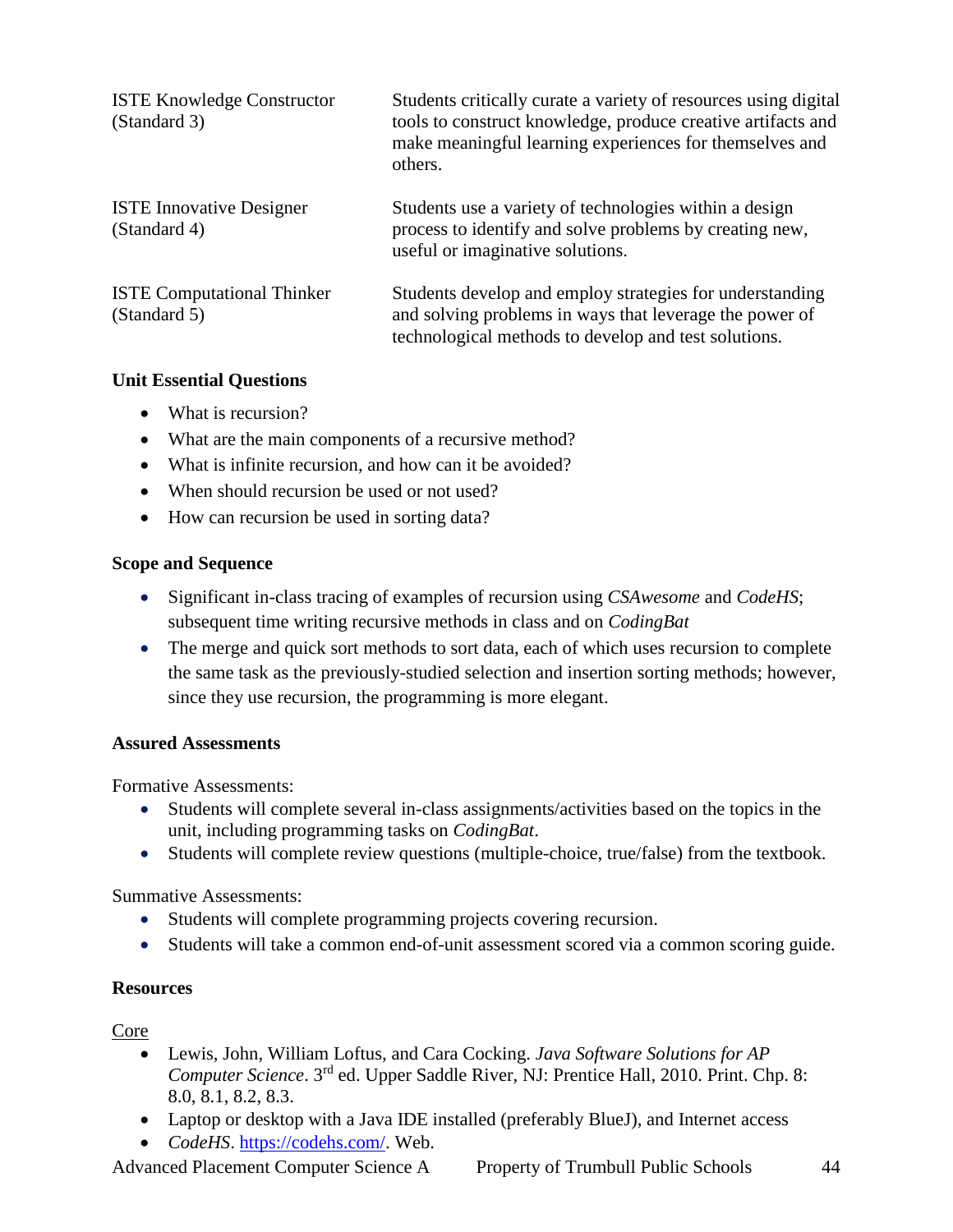| | |
|---|---|
| ISTE Knowledge Constructor (Standard 3) | Students critically curate a variety of resources using digital tools to construct knowledge, produce creative artifacts and make meaningful learning experiences for themselves and others. |
| ISTE Innovative Designer (Standard 4) | Students use a variety of technologies within a design process to identify and solve problems by creating new, useful or imaginative solutions. |
| ISTE Computational Thinker (Standard 5) | Students develop and employ strategies for understanding and solving problems in ways that leverage the power of technological methods to develop and test solutions. |

**Unit Essential Questions**

- What is recursion?
- What are the main components of a recursive method?
- What is infinite recursion, and how can it be avoided?
- When should recursion be used or not used?
- How can recursion be used in sorting data?

**Scope and Sequence**

- Significant in-class tracing of examples of recursion using *CSAwesome* and *CodeHS*; subsequent time writing recursive methods in class and on *CodingBat*
- The merge and quick sort methods to sort data, each of which uses recursion to complete the same task as the previously-studied selection and insertion sorting methods; however, since they use recursion, the programming is more elegant.

**Assured Assessments**

Formative Assessments:

- Students will complete several in-class assignments/activities based on the topics in the unit, including programming tasks on *CodingBat*.
- Students will complete review questions (multiple-choice, true/false) from the textbook.

Summative Assessments:

- Students will complete programming projects covering recursion.
- Students will take a common end-of-unit assessment scored via a common scoring guide.

**Resources**

<u>Core</u>

- Lewis, John, William Loftus, and Cara Cocking. *Java Software Solutions for AP Computer Science*. 3rd ed. Upper Saddle River, NJ: Prentice Hall, 2010. Print. Chp. 8: 8.0, 8.1, 8.2, 8.3.
- Laptop or desktop with a Java IDE installed (preferably BlueJ), and Internet access
- *CodeHS*. https://codehs.com/. Web.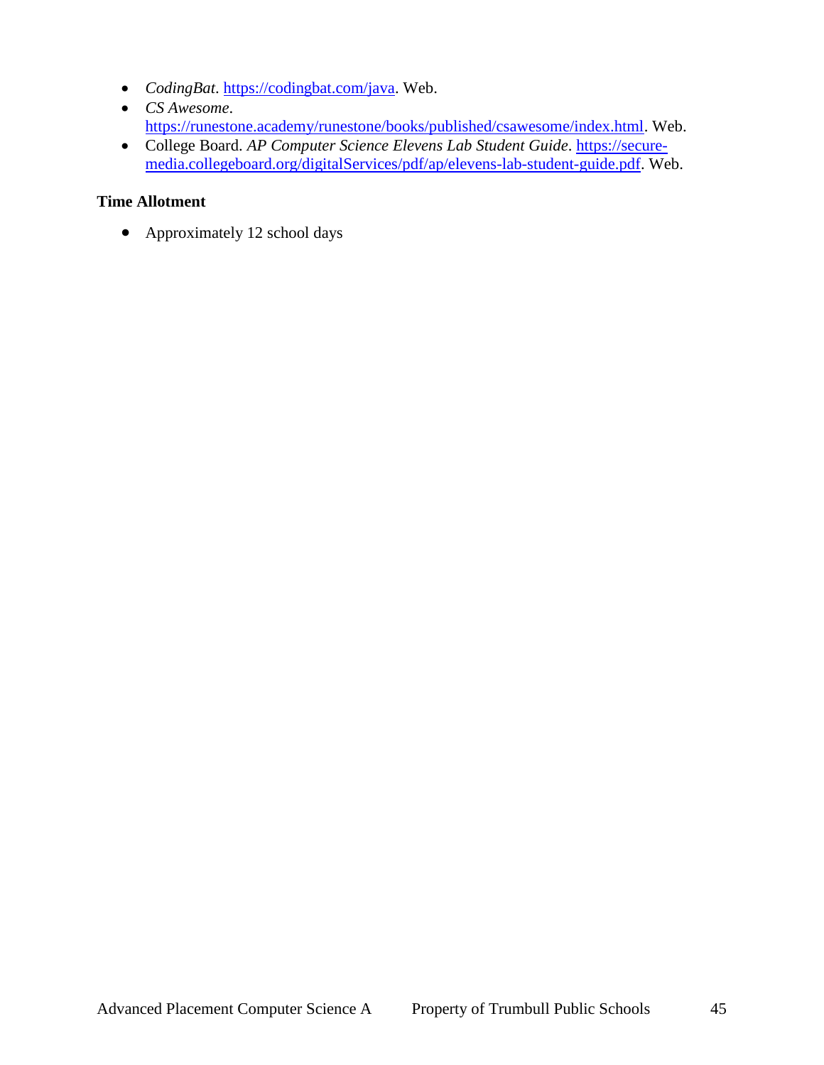- *CodingBat*. https://codingbat.com/java. Web.
- *CS Awesome*. https://runestone.academy/runestone/books/published/csawesome/index.html. Web.
- College Board. *AP Computer Science Elevens Lab Student Guide*. https://secure-media.collegeboard.org/digitalServices/pdf/ap/elevens-lab-student-guide.pdf. Web.

**Time Allotment**

- Approximately 12 school days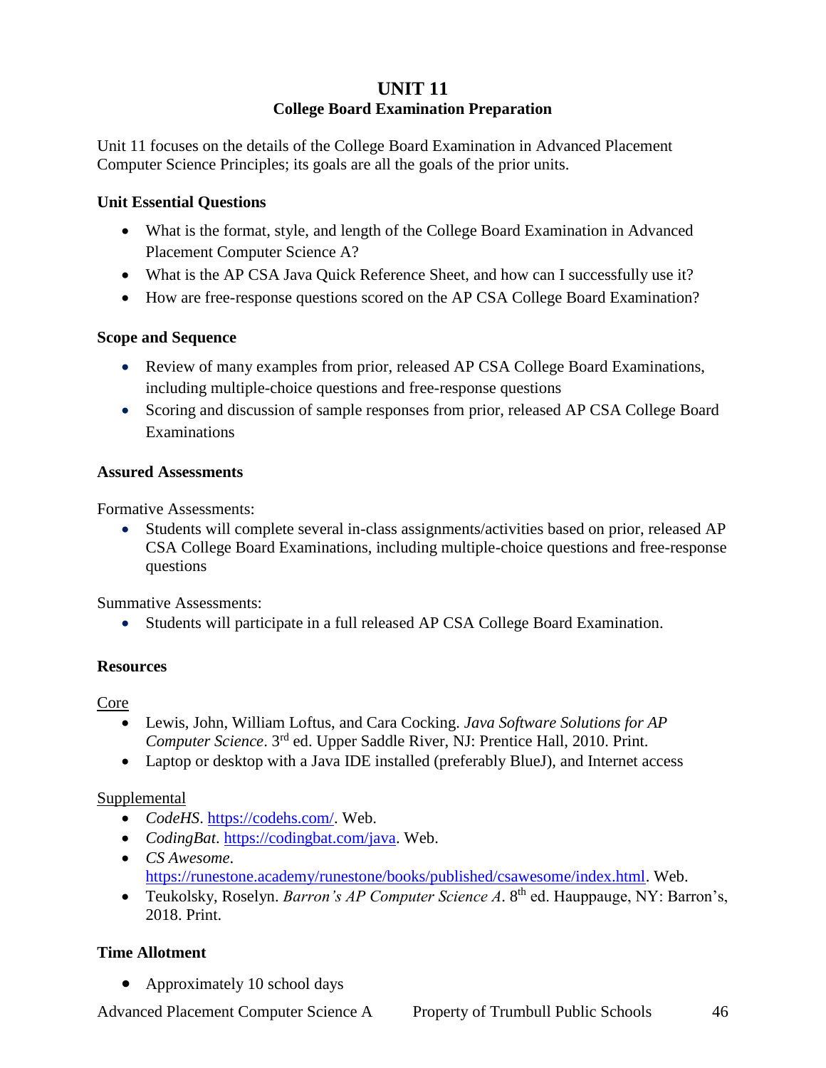# UNIT 11
## College Board Examination Preparation

Unit 11 focuses on the details of the College Board Examination in Advanced Placement Computer Science Principles; its goals are all the goals of the prior units.

### Unit Essential Questions

- What is the format, style, and length of the College Board Examination in Advanced Placement Computer Science A?
- What is the AP CSA Java Quick Reference Sheet, and how can I successfully use it?
- How are free-response questions scored on the AP CSA College Board Examination?

### Scope and Sequence

- Review of many examples from prior, released AP CSA College Board Examinations, including multiple-choice questions and free-response questions
- Scoring and discussion of sample responses from prior, released AP CSA College Board Examinations

### Assured Assessments

Formative Assessments:

- Students will complete several in-class assignments/activities based on prior, released AP CSA College Board Examinations, including multiple-choice questions and free-response questions

Summative Assessments:

- Students will participate in a full released AP CSA College Board Examination.

### Resources

Core

- Lewis, John, William Loftus, and Cara Cocking. *Java Software Solutions for AP Computer Science*. 3rd ed. Upper Saddle River, NJ: Prentice Hall, 2010. Print.
- Laptop or desktop with a Java IDE installed (preferably BlueJ), and Internet access

Supplemental

- *CodeHS*. https://codehs.com/. Web.
- *CodingBat*. https://codingbat.com/java. Web.
- *CS Awesome*. https://runestone.academy/runestone/books/published/csawesome/index.html. Web.
- Teukolsky, Roselyn. *Barron's AP Computer Science A*. 8th ed. Hauppauge, NY: Barron's, 2018. Print.

### Time Allotment

- Approximately 10 school days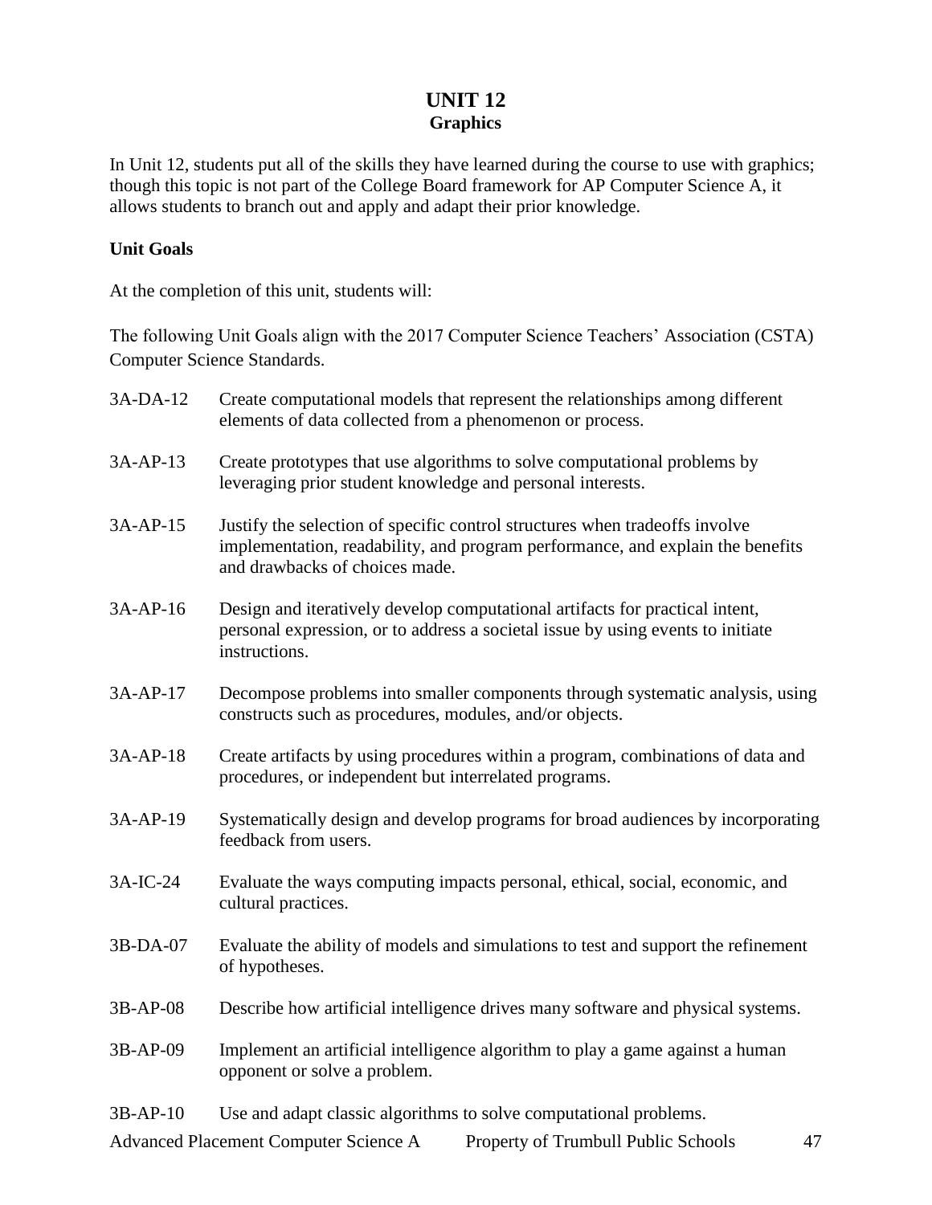# UNIT 12
## Graphics

In Unit 12, students put all of the skills they have learned during the course to use with graphics; though this topic is not part of the College Board framework for AP Computer Science A, it allows students to branch out and apply and adapt their prior knowledge.

**Unit Goals**

At the completion of this unit, students will:

The following Unit Goals align with the 2017 Computer Science Teachers' Association (CSTA) Computer Science Standards.

| | |
|---|---|
| 3A-DA-12 | Create computational models that represent the relationships among different elements of data collected from a phenomenon or process. |
| 3A-AP-13 | Create prototypes that use algorithms to solve computational problems by leveraging prior student knowledge and personal interests. |
| 3A-AP-15 | Justify the selection of specific control structures when tradeoffs involve implementation, readability, and program performance, and explain the benefits and drawbacks of choices made. |
| 3A-AP-16 | Design and iteratively develop computational artifacts for practical intent, personal expression, or to address a societal issue by using events to initiate instructions. |
| 3A-AP-17 | Decompose problems into smaller components through systematic analysis, using constructs such as procedures, modules, and/or objects. |
| 3A-AP-18 | Create artifacts by using procedures within a program, combinations of data and procedures, or independent but interrelated programs. |
| 3A-AP-19 | Systematically design and develop programs for broad audiences by incorporating feedback from users. |
| 3A-IC-24 | Evaluate the ways computing impacts personal, ethical, social, economic, and cultural practices. |
| 3B-DA-07 | Evaluate the ability of models and simulations to test and support the refinement of hypotheses. |
| 3B-AP-08 | Describe how artificial intelligence drives many software and physical systems. |
| 3B-AP-09 | Implement an artificial intelligence algorithm to play a game against a human opponent or solve a problem. |
| 3B-AP-10 | Use and adapt classic algorithms to solve computational problems. |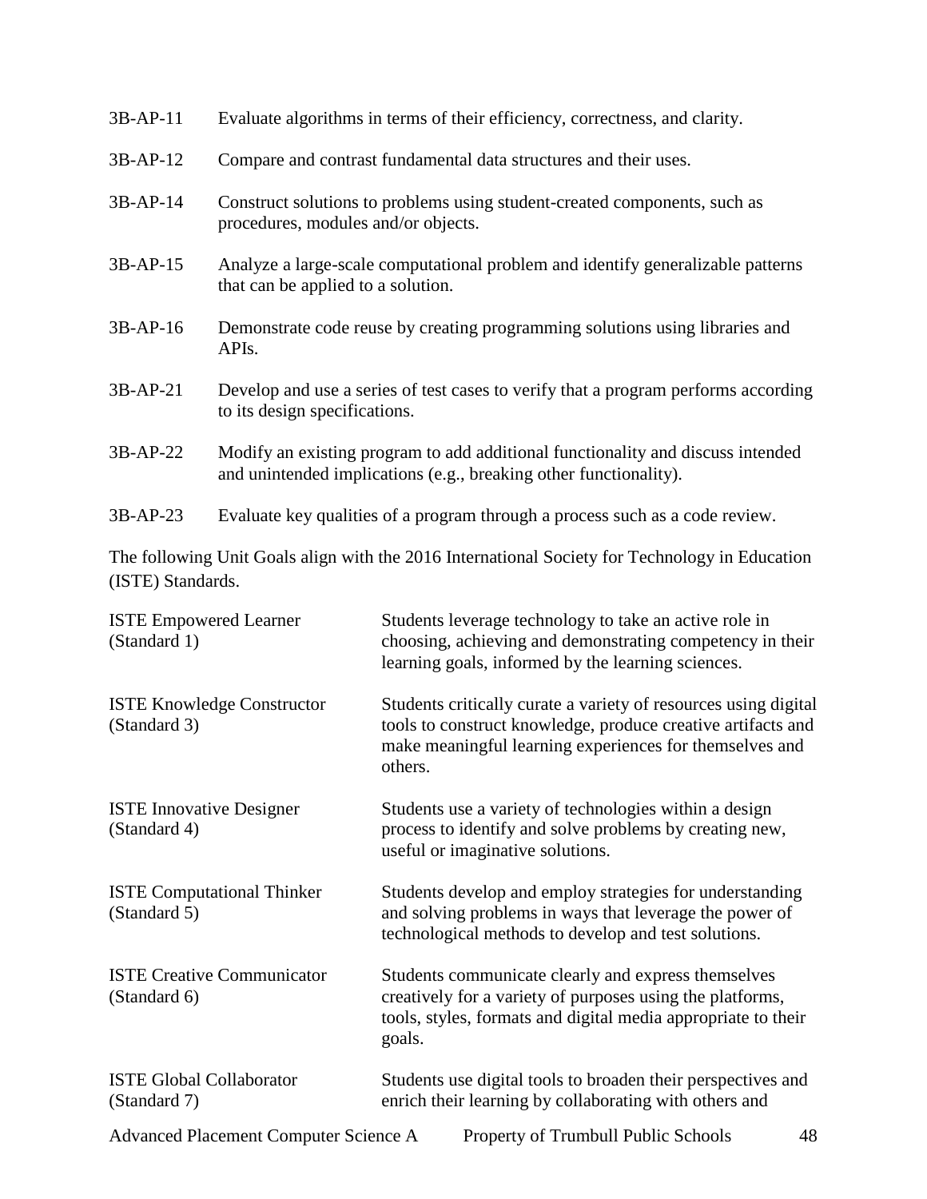| | |
|---|---|
| 3B-AP-11 | Evaluate algorithms in terms of their efficiency, correctness, and clarity. |
| 3B-AP-12 | Compare and contrast fundamental data structures and their uses. |
| 3B-AP-14 | Construct solutions to problems using student-created components, such as procedures, modules and/or objects. |
| 3B-AP-15 | Analyze a large-scale computational problem and identify generalizable patterns that can be applied to a solution. |
| 3B-AP-16 | Demonstrate code reuse by creating programming solutions using libraries and APIs. |
| 3B-AP-21 | Develop and use a series of test cases to verify that a program performs according to its design specifications. |
| 3B-AP-22 | Modify an existing program to add additional functionality and discuss intended and unintended implications (e.g., breaking other functionality). |
| 3B-AP-23 | Evaluate key qualities of a program through a process such as a code review. |

The following Unit Goals align with the 2016 International Society for Technology in Education (ISTE) Standards.

| | |
|---|---|
| ISTE Empowered Learner (Standard 1) | Students leverage technology to take an active role in choosing, achieving and demonstrating competency in their learning goals, informed by the learning sciences. |
| ISTE Knowledge Constructor (Standard 3) | Students critically curate a variety of resources using digital tools to construct knowledge, produce creative artifacts and make meaningful learning experiences for themselves and others. |
| ISTE Innovative Designer (Standard 4) | Students use a variety of technologies within a design process to identify and solve problems by creating new, useful or imaginative solutions. |
| ISTE Computational Thinker (Standard 5) | Students develop and employ strategies for understanding and solving problems in ways that leverage the power of technological methods to develop and test solutions. |
| ISTE Creative Communicator (Standard 6) | Students communicate clearly and express themselves creatively for a variety of purposes using the platforms, tools, styles, formats and digital media appropriate to their goals. |
| ISTE Global Collaborator (Standard 7) | Students use digital tools to broaden their perspectives and enrich their learning by collaborating with others and |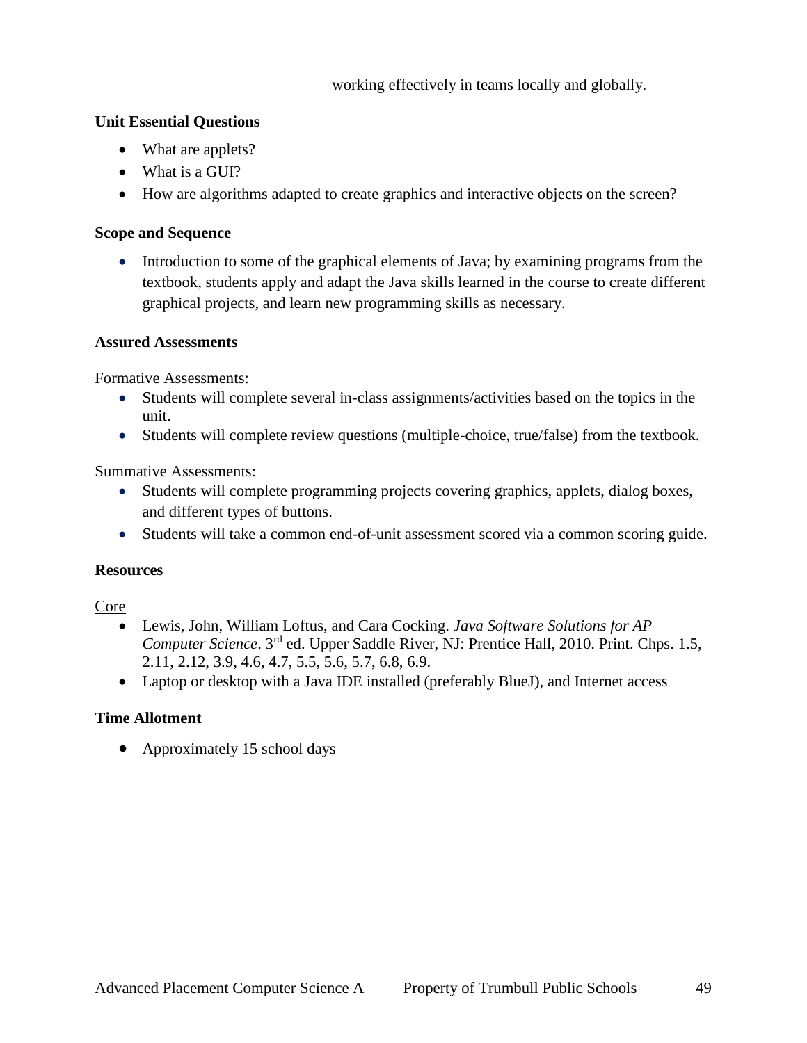working effectively in teams locally and globally.

**Unit Essential Questions**

- What are applets?
- What is a GUI?
- How are algorithms adapted to create graphics and interactive objects on the screen?

**Scope and Sequence**

- Introduction to some of the graphical elements of Java; by examining programs from the textbook, students apply and adapt the Java skills learned in the course to create different graphical projects, and learn new programming skills as necessary.

**Assured Assessments**

Formative Assessments:

- Students will complete several in-class assignments/activities based on the topics in the unit.
- Students will complete review questions (multiple-choice, true/false) from the textbook.

Summative Assessments:

- Students will complete programming projects covering graphics, applets, dialog boxes, and different types of buttons.
- Students will take a common end-of-unit assessment scored via a common scoring guide.

**Resources**

Core

- Lewis, John, William Loftus, and Cara Cocking. *Java Software Solutions for AP Computer Science*. 3rd ed. Upper Saddle River, NJ: Prentice Hall, 2010. Print. Chps. 1.5, 2.11, 2.12, 3.9, 4.6, 4.7, 5.5, 5.6, 5.7, 6.8, 6.9.
- Laptop or desktop with a Java IDE installed (preferably BlueJ), and Internet access

**Time Allotment**

- Approximately 15 school days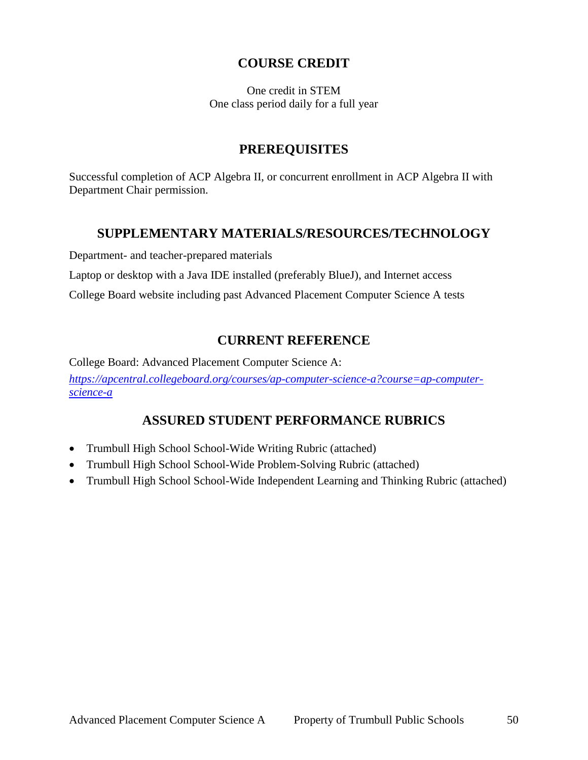## COURSE CREDIT

One credit in STEM
One class period daily for a full year

## PREREQUISITES

Successful completion of ACP Algebra II, or concurrent enrollment in ACP Algebra II with Department Chair permission.

## SUPPLEMENTARY MATERIALS/RESOURCES/TECHNOLOGY

Department- and teacher-prepared materials

Laptop or desktop with a Java IDE installed (preferably BlueJ), and Internet access

College Board website including past Advanced Placement Computer Science A tests

## CURRENT REFERENCE

College Board: Advanced Placement Computer Science A:
*https://apcentral.collegeboard.org/courses/ap-computer-science-a?course=ap-computer-science-a*

## ASSURED STUDENT PERFORMANCE RUBRICS

- Trumbull High School School-Wide Writing Rubric (attached)
- Trumbull High School School-Wide Problem-Solving Rubric (attached)
- Trumbull High School School-Wide Independent Learning and Thinking Rubric (attached)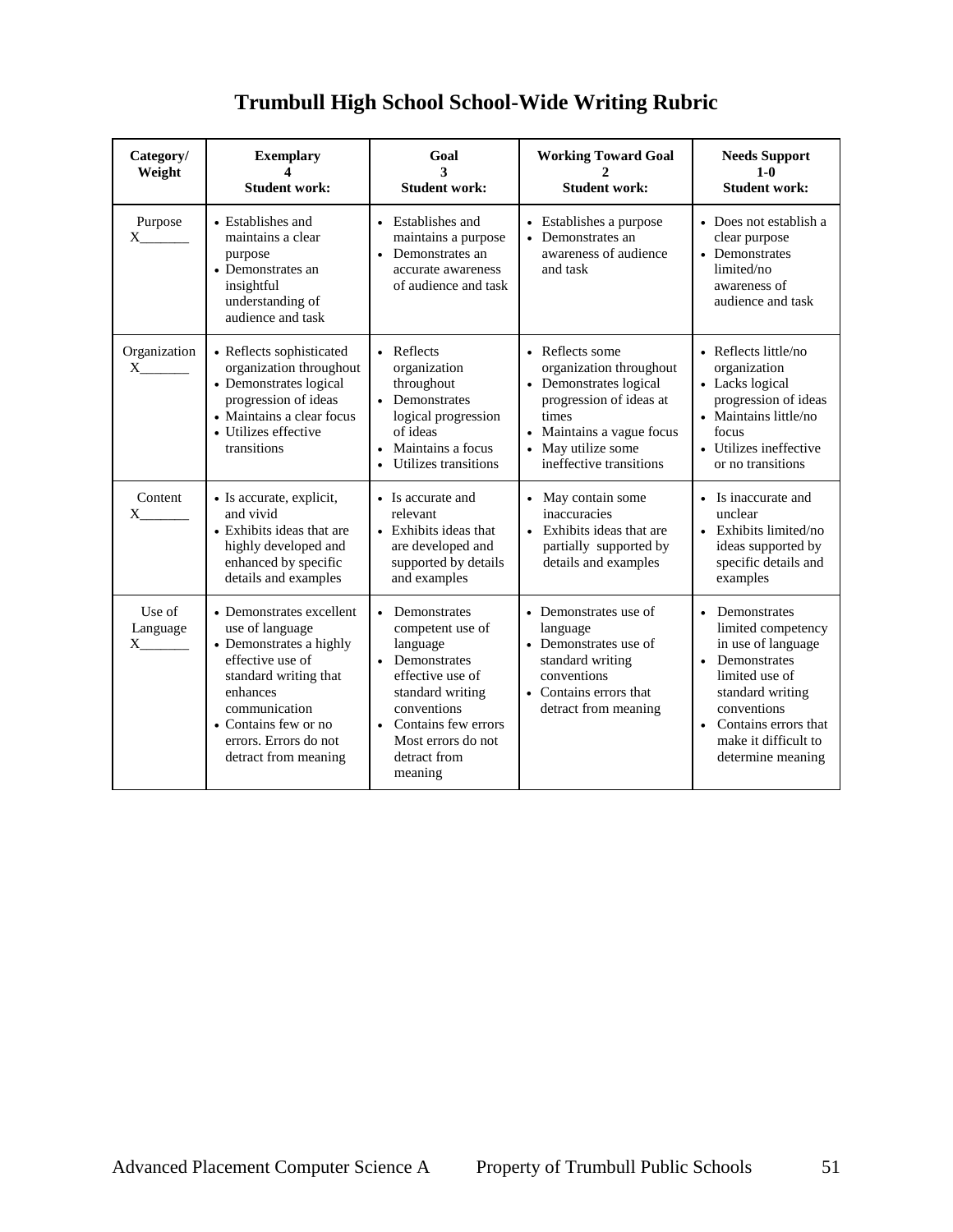# Trumbull High School School-Wide Writing Rubric

| Category/ Weight | Exemplary 4 Student work: | Goal 3 Student work: | Working Toward Goal 2 Student work: | Needs Support 1-0 Student work: |
|---|---|---|---|---|
| Purpose X_______ | • Establishes and maintains a clear purpose • Demonstrates an insightful understanding of audience and task | • Establishes and maintains a purpose • Demonstrates an accurate awareness of audience and task | • Establishes a purpose • Demonstrates an awareness of audience and task | • Does not establish a clear purpose • Demonstrates limited/no awareness of audience and task |
| Organization X_______ | • Reflects sophisticated organization throughout • Demonstrates logical progression of ideas • Maintains a clear focus • Utilizes effective transitions | • Reflects organization throughout • Demonstrates logical progression of ideas • Maintains a focus • Utilizes transitions | • Reflects some organization throughout • Demonstrates logical progression of ideas at times • Maintains a vague focus • May utilize some ineffective transitions | • Reflects little/no organization • Lacks logical progression of ideas • Maintains little/no focus • Utilizes ineffective or no transitions |
| Content X_______ | • Is accurate, explicit, and vivid • Exhibits ideas that are highly developed and enhanced by specific details and examples | • Is accurate and relevant • Exhibits ideas that are developed and supported by details and examples | • May contain some inaccuracies • Exhibits ideas that are partially supported by details and examples | • Is inaccurate and unclear • Exhibits limited/no ideas supported by specific details and examples |
| Use of Language X_______ | • Demonstrates excellent use of language • Demonstrates a highly effective use of standard writing that enhances communication • Contains few or no errors. Errors do not detract from meaning | • Demonstrates competent use of language • Demonstrates effective use of standard writing conventions • Contains few errors Most errors do not detract from meaning | • Demonstrates use of language • Demonstrates use of standard writing conventions • Contains errors that detract from meaning | • Demonstrates limited competency in use of language • Demonstrates limited use of standard writing conventions • Contains errors that make it difficult to determine meaning |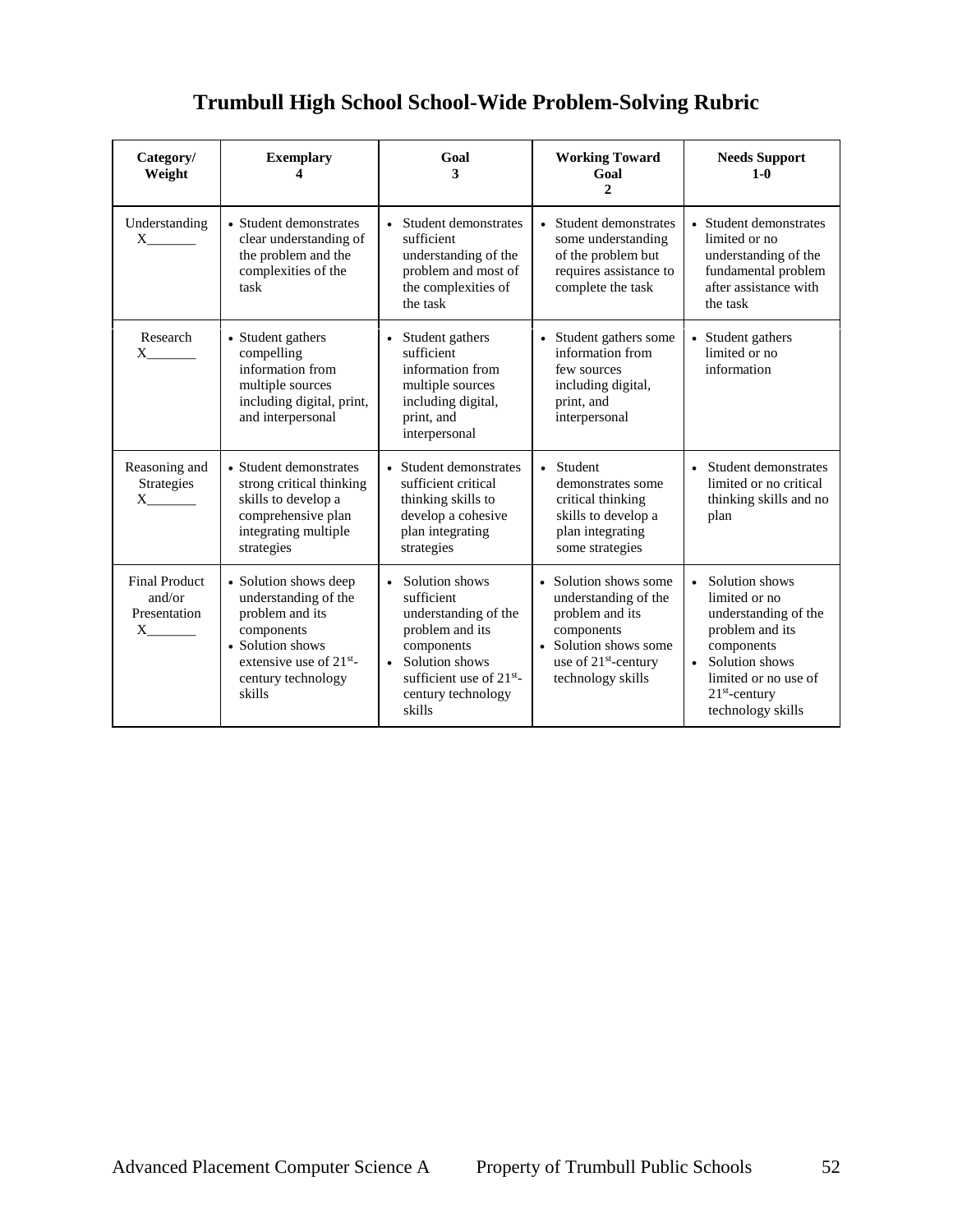# Trumbull High School School-Wide Problem-Solving Rubric

| Category/ Weight | Exemplary 4 | Goal 3 | Working Toward Goal 2 | Needs Support 1-0 |
|---|---|---|---|---|
| Understanding X_______ | • Student demonstrates clear understanding of the problem and the complexities of the task | • Student demonstrates sufficient understanding of the problem and most of the complexities of the task | • Student demonstrates some understanding of the problem but requires assistance to complete the task | • Student demonstrates limited or no understanding of the fundamental problem after assistance with the task |
| Research X_______ | • Student gathers compelling information from multiple sources including digital, print, and interpersonal | • Student gathers sufficient information from multiple sources including digital, print, and interpersonal | • Student gathers some information from few sources including digital, print, and interpersonal | • Student gathers limited or no information |
| Reasoning and Strategies X_______ | • Student demonstrates strong critical thinking skills to develop a comprehensive plan integrating multiple strategies | • Student demonstrates sufficient critical thinking skills to develop a cohesive plan integrating strategies | • Student demonstrates some critical thinking skills to develop a plan integrating some strategies | • Student demonstrates limited or no critical thinking skills and no plan |
| Final Product and/or Presentation X_______ | • Solution shows deep understanding of the problem and its components<br>• Solution shows extensive use of 21st-century technology skills | • Solution shows sufficient understanding of the problem and its components<br>• Solution shows sufficient use of 21st-century technology skills | • Solution shows some understanding of the problem and its components<br>• Solution shows some use of 21st-century technology skills | • Solution shows limited or no understanding of the problem and its components<br>• Solution shows limited or no use of 21st-century technology skills |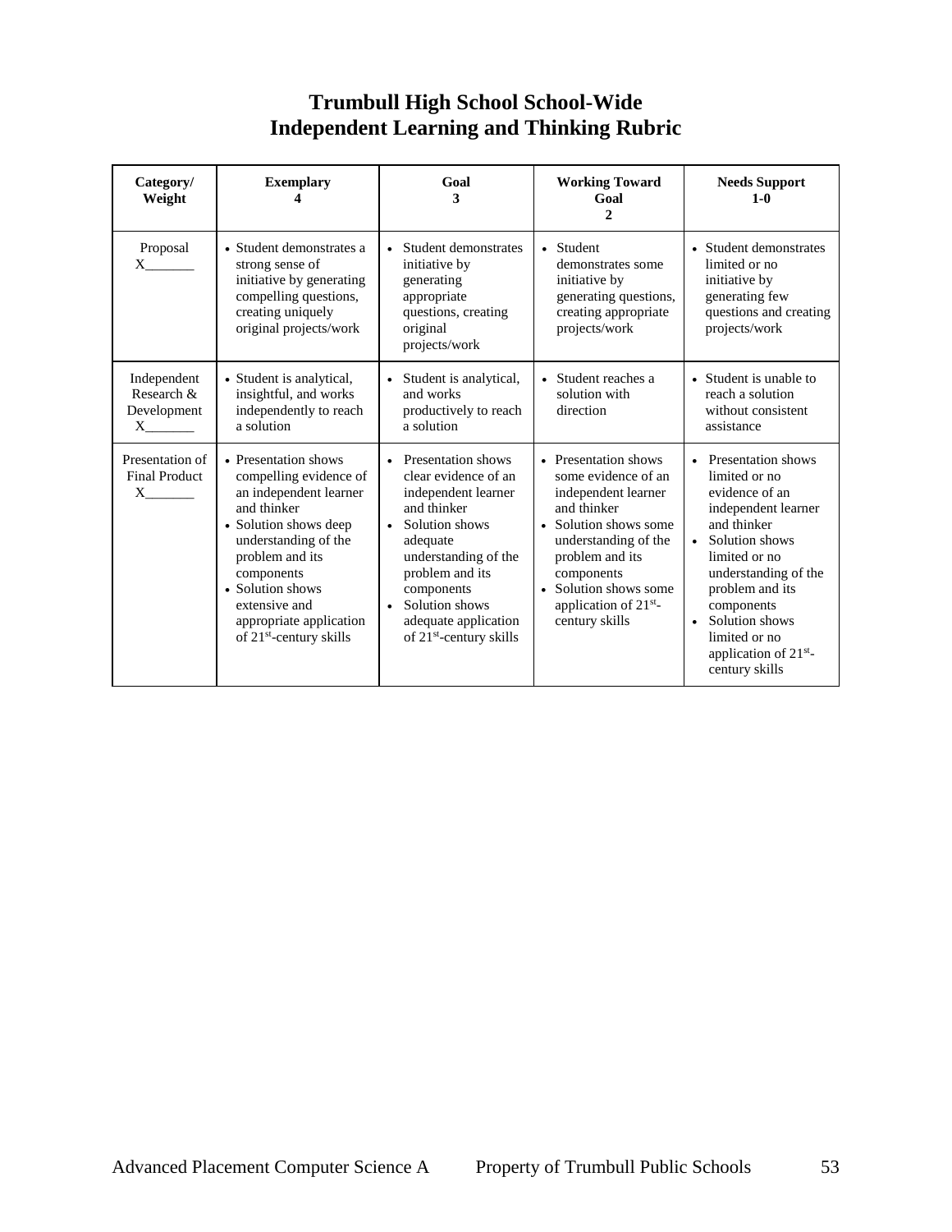# Trumbull High School School-Wide Independent Learning and Thinking Rubric

| Category/ Weight | Exemplary 4 | Goal 3 | Working Toward Goal 2 | Needs Support 1-0 |
|---|---|---|---|---|
| Proposal X_______ | • Student demonstrates a strong sense of initiative by generating compelling questions, creating uniquely original projects/work | • Student demonstrates initiative by generating appropriate questions, creating original projects/work | • Student demonstrates some initiative by generating questions, creating appropriate projects/work | • Student demonstrates limited or no initiative by generating few questions and creating projects/work |
| Independent Research & Development X_______ | • Student is analytical, insightful, and works independently to reach a solution | • Student is analytical, and works productively to reach a solution | • Student reaches a solution with direction | • Student is unable to reach a solution without consistent assistance |
| Presentation of Final Product X_______ | • Presentation shows compelling evidence of an independent learner and thinker<br>• Solution shows deep understanding of the problem and its components<br>• Solution shows extensive and appropriate application of 21st-century skills | • Presentation shows clear evidence of an independent learner and thinker<br>• Solution shows adequate understanding of the problem and its components<br>• Solution shows adequate application of 21st-century skills | • Presentation shows some evidence of an independent learner and thinker<br>• Solution shows some understanding of the problem and its components<br>• Solution shows some application of 21st-century skills | • Presentation shows limited or no evidence of an independent learner and thinker<br>• Solution shows limited or no understanding of the problem and its components<br>• Solution shows limited or no application of 21st-century skills |